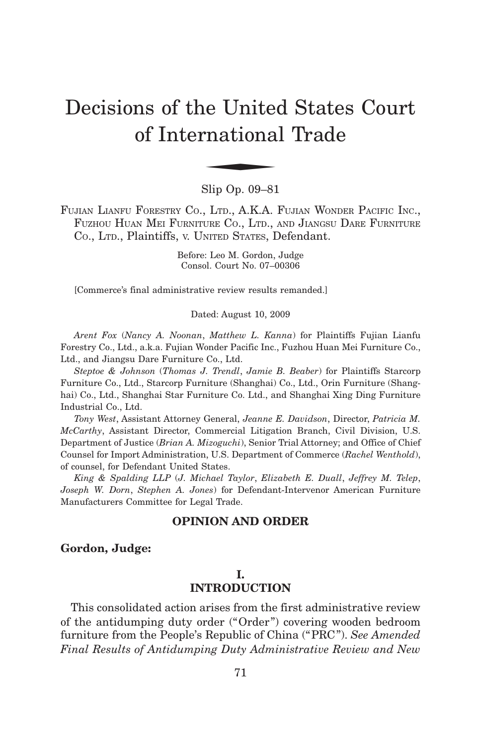# Decisions of the United States Court of International Trade

Slip Op. 09–81

FUJIAN LIANFU FORESTRY CO., LTD., A.K.A. FUJIAN WONDER PACIFIC INC., FUZHOU HUAN MEI FURNITURE CO., LTD., AND JIANGSU DARE FURNITURE CO., LTD., Plaintiffs, v. UNITED STATES, Defendant.

Before: Leo M. Gordon, Judge
Consol. Court No. 07–00306

[Commerce's final administrative review results remanded.]

Dated: August 10, 2009

*Arent Fox* (*Nancy A. Noonan*, *Matthew L. Kanna*) for Plaintiffs Fujian Lianfu Forestry Co., Ltd., a.k.a. Fujian Wonder Pacific Inc., Fuzhou Huan Mei Furniture Co., Ltd., and Jiangsu Dare Furniture Co., Ltd.

*Steptoe & Johnson* (*Thomas J. Trendl*, *Jamie B. Beaber*) for Plaintiffs Starcorp Furniture Co., Ltd., Starcorp Furniture (Shanghai) Co., Ltd., Orin Furniture (Shanghai) Co., Ltd., Shanghai Star Furniture Co. Ltd., and Shanghai Xing Ding Furniture Industrial Co., Ltd.

*Tony West*, Assistant Attorney General, *Jeanne E. Davidson*, Director, *Patricia M. McCarthy*, Assistant Director, Commercial Litigation Branch, Civil Division, U.S. Department of Justice (*Brian A. Mizoguchi*), Senior Trial Attorney; and Office of Chief Counsel for Import Administration, U.S. Department of Commerce (*Rachel Wenthold*), of counsel, for Defendant United States.

*King & Spalding LLP* (*J. Michael Taylor*, *Elizabeth E. Duall*, *Jeffrey M. Telep*, *Joseph W. Dorn*, *Stephen A. Jones*) for Defendant-Intervenor American Furniture Manufacturers Committee for Legal Trade.

## OPINION AND ORDER

**Gordon, Judge:**

### I. INTRODUCTION

This consolidated action arises from the first administrative review of the antidumping duty order ("Order") covering wooden bedroom furniture from the People's Republic of China ("PRC"). *See Amended Final Results of Antidumping Duty Administrative Review and New*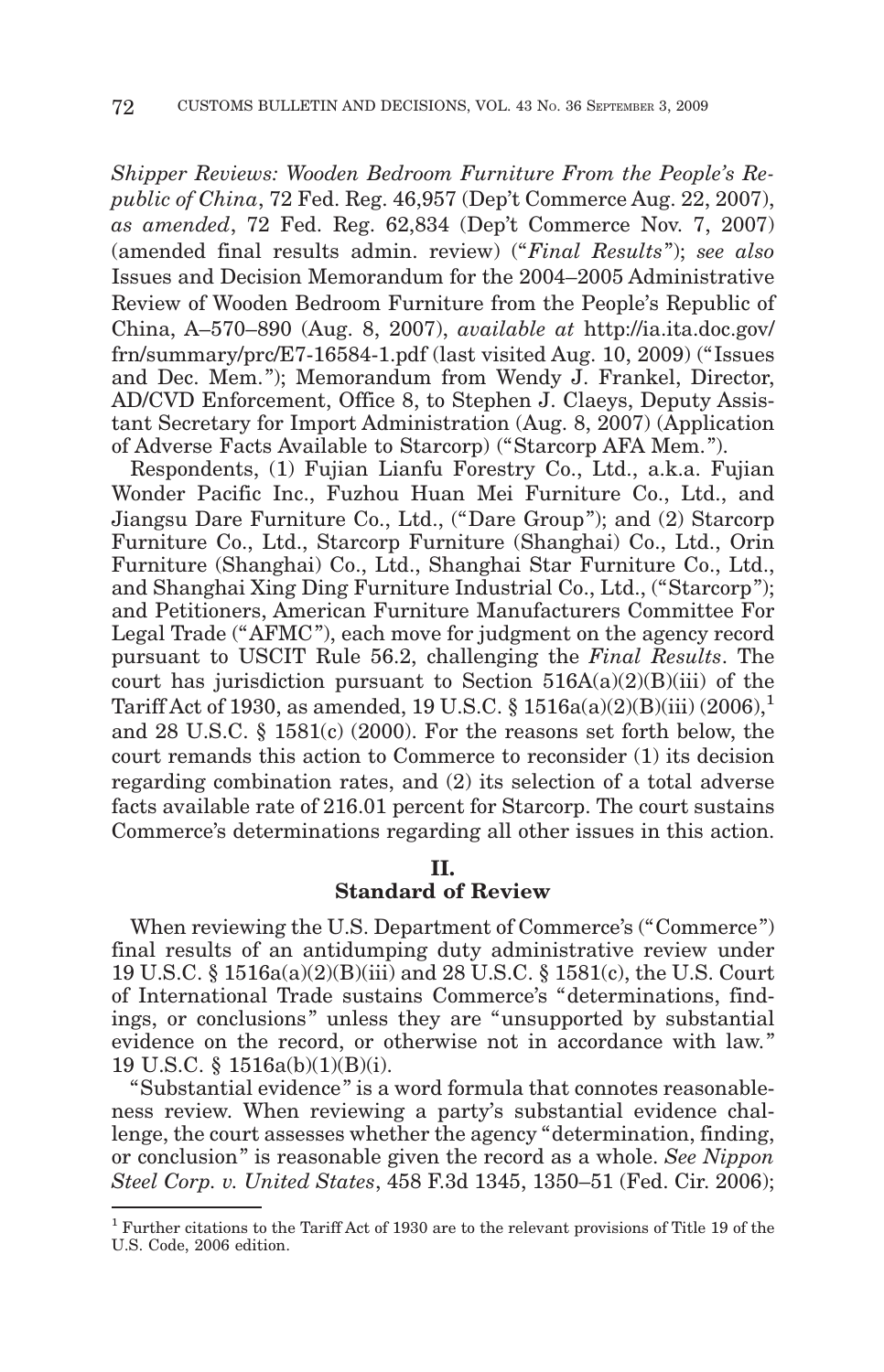*Shipper Reviews: Wooden Bedroom Furniture From the People's Republic of China*, 72 Fed. Reg. 46,957 (Dep't Commerce Aug. 22, 2007), *as amended*, 72 Fed. Reg. 62,834 (Dep't Commerce Nov. 7, 2007) (amended final results admin. review) ("*Final Results*"); *see also* Issues and Decision Memorandum for the 2004–2005 Administrative Review of Wooden Bedroom Furniture from the People's Republic of China, A–570–890 (Aug. 8, 2007), *available at* http://ia.ita.doc.gov/frn/summary/prc/E7-16584-1.pdf (last visited Aug. 10, 2009) ("Issues and Dec. Mem."); Memorandum from Wendy J. Frankel, Director, AD/CVD Enforcement, Office 8, to Stephen J. Claeys, Deputy Assistant Secretary for Import Administration (Aug. 8, 2007) (Application of Adverse Facts Available to Starcorp) ("Starcorp AFA Mem.").

Respondents, (1) Fujian Lianfu Forestry Co., Ltd., a.k.a. Fujian Wonder Pacific Inc., Fuzhou Huan Mei Furniture Co., Ltd., and Jiangsu Dare Furniture Co., Ltd., ("Dare Group"); and (2) Starcorp Furniture Co., Ltd., Starcorp Furniture (Shanghai) Co., Ltd., Orin Furniture (Shanghai) Co., Ltd., Shanghai Star Furniture Co., Ltd., and Shanghai Xing Ding Furniture Industrial Co., Ltd., ("Starcorp"); and Petitioners, American Furniture Manufacturers Committee For Legal Trade ("AFMC"), each move for judgment on the agency record pursuant to USCIT Rule 56.2, challenging the *Final Results*. The court has jurisdiction pursuant to Section 516A(a)(2)(B)(iii) of the Tariff Act of 1930, as amended, 19 U.S.C. § 1516a(a)(2)(B)(iii) (2006),[1] and 28 U.S.C. § 1581(c) (2000). For the reasons set forth below, the court remands this action to Commerce to reconsider (1) its decision regarding combination rates, and (2) its selection of a total adverse facts available rate of 216.01 percent for Starcorp. The court sustains Commerce's determinations regarding all other issues in this action.

## II.
## Standard of Review

When reviewing the U.S. Department of Commerce's ("Commerce") final results of an antidumping duty administrative review under 19 U.S.C. § 1516a(a)(2)(B)(iii) and 28 U.S.C. § 1581(c), the U.S. Court of International Trade sustains Commerce's "determinations, findings, or conclusions" unless they are "unsupported by substantial evidence on the record, or otherwise not in accordance with law." 19 U.S.C. § 1516a(b)(1)(B)(i).

"Substantial evidence" is a word formula that connotes reasonableness review. When reviewing a party's substantial evidence challenge, the court assesses whether the agency "determination, finding, or conclusion" is reasonable given the record as a whole. *See Nippon Steel Corp. v. United States*, 458 F.3d 1345, 1350–51 (Fed. Cir. 2006);

[1] Further citations to the Tariff Act of 1930 are to the relevant provisions of Title 19 of the U.S. Code, 2006 edition.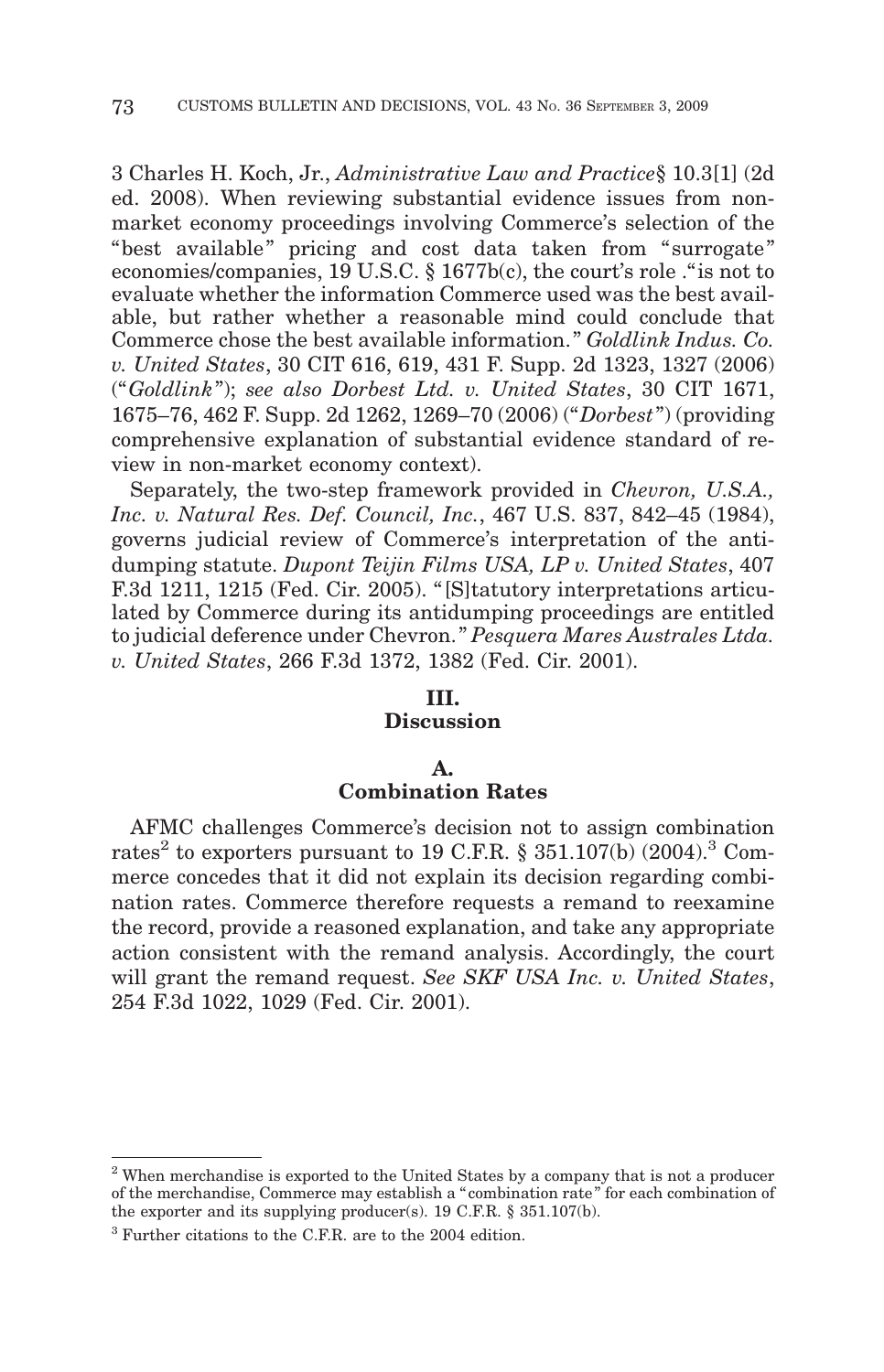3 Charles H. Koch, Jr., *Administrative Law and Practice*§ 10.3[1] (2d ed. 2008). When reviewing substantial evidence issues from non-market economy proceedings involving Commerce's selection of the "best available" pricing and cost data taken from "surrogate" economies/companies, 19 U.S.C. § 1677b(c), the court's role ."is not to evaluate whether the information Commerce used was the best available, but rather whether a reasonable mind could conclude that Commerce chose the best available information." *Goldlink Indus. Co. v. United States*, 30 CIT 616, 619, 431 F. Supp. 2d 1323, 1327 (2006) ("*Goldlink*"); *see also Dorbest Ltd. v. United States*, 30 CIT 1671, 1675–76, 462 F. Supp. 2d 1262, 1269–70 (2006) ("*Dorbest*") (providing comprehensive explanation of substantial evidence standard of review in non-market economy context).

Separately, the two-step framework provided in *Chevron, U.S.A., Inc. v. Natural Res. Def. Council, Inc.*, 467 U.S. 837, 842–45 (1984), governs judicial review of Commerce's interpretation of the antidumping statute. *Dupont Teijin Films USA, LP v. United States*, 407 F.3d 1211, 1215 (Fed. Cir. 2005). "[S]tatutory interpretations articulated by Commerce during its antidumping proceedings are entitled to judicial deference under Chevron." *Pesquera Mares Australes Ltda. v. United States*, 266 F.3d 1372, 1382 (Fed. Cir. 2001).

## III. Discussion

### A. Combination Rates

AFMC challenges Commerce's decision not to assign combination rates[2] to exporters pursuant to 19 C.F.R. § 351.107(b) (2004).[3] Commerce concedes that it did not explain its decision regarding combination rates. Commerce therefore requests a remand to reexamine the record, provide a reasoned explanation, and take any appropriate action consistent with the remand analysis. Accordingly, the court will grant the remand request. *See SKF USA Inc. v. United States*, 254 F.3d 1022, 1029 (Fed. Cir. 2001).

---

[2] When merchandise is exported to the United States by a company that is not a producer of the merchandise, Commerce may establish a "combination rate" for each combination of the exporter and its supplying producer(s). 19 C.F.R. § 351.107(b).

[3] Further citations to the C.F.R. are to the 2004 edition.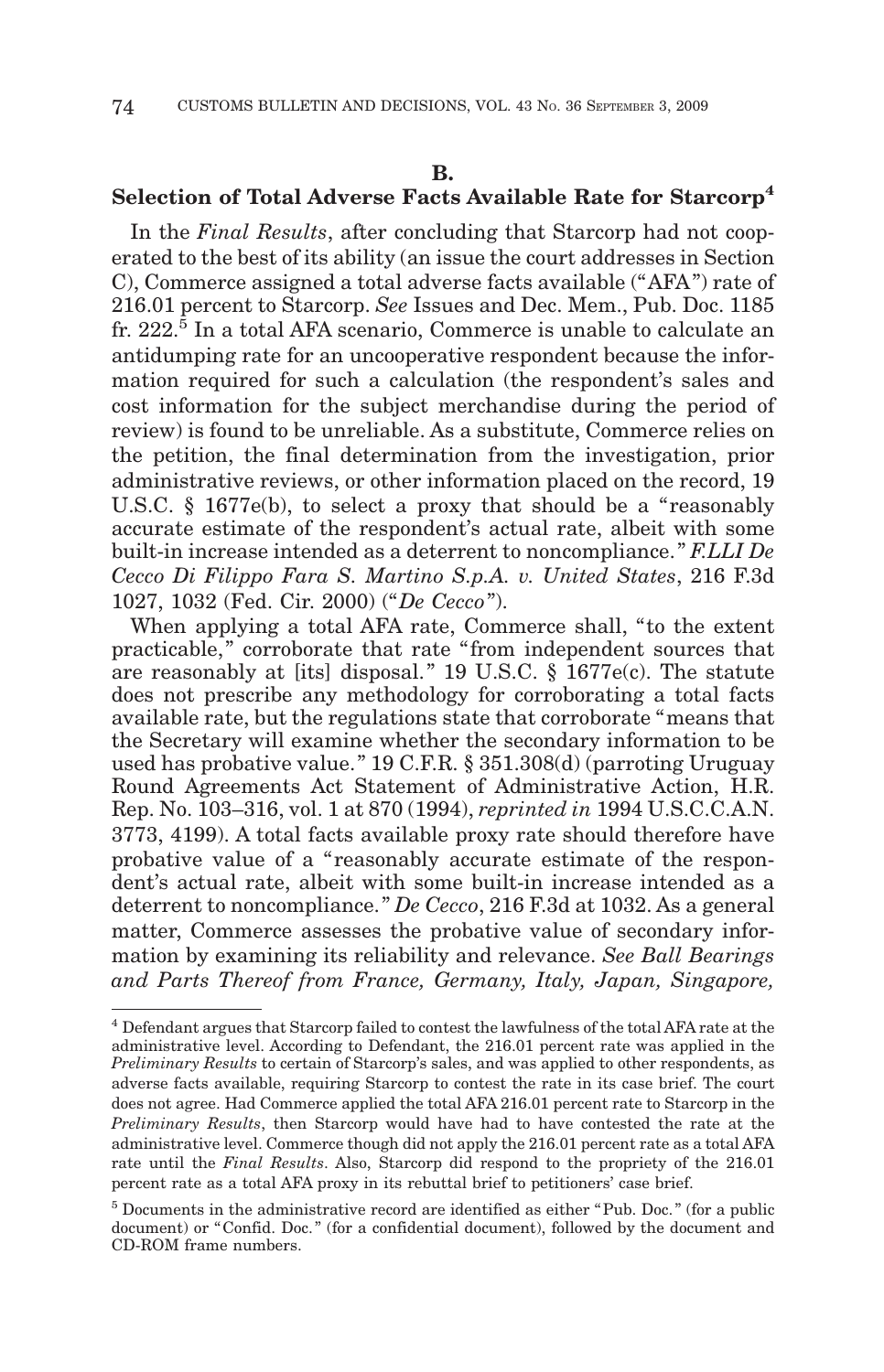## B.

### Selection of Total Adverse Facts Available Rate for Starcorp[4]

In the *Final Results*, after concluding that Starcorp had not cooperated to the best of its ability (an issue the court addresses in Section C), Commerce assigned a total adverse facts available ("AFA") rate of 216.01 percent to Starcorp. *See* Issues and Dec. Mem., Pub. Doc. 1185 fr. 222.[5] In a total AFA scenario, Commerce is unable to calculate an antidumping rate for an uncooperative respondent because the information required for such a calculation (the respondent's sales and cost information for the subject merchandise during the period of review) is found to be unreliable. As a substitute, Commerce relies on the petition, the final determination from the investigation, prior administrative reviews, or other information placed on the record, 19 U.S.C. § 1677e(b), to select a proxy that should be a "reasonably accurate estimate of the respondent's actual rate, albeit with some built-in increase intended as a deterrent to noncompliance." *F.LLI De Cecco Di Filippo Fara S. Martino S.p.A. v. United States*, 216 F.3d 1027, 1032 (Fed. Cir. 2000) ("*De Cecco*").

When applying a total AFA rate, Commerce shall, "to the extent practicable," corroborate that rate "from independent sources that are reasonably at [its] disposal." 19 U.S.C. § 1677e(c). The statute does not prescribe any methodology for corroborating a total facts available rate, but the regulations state that corroborate "means that the Secretary will examine whether the secondary information to be used has probative value." 19 C.F.R. § 351.308(d) (parroting Uruguay Round Agreements Act Statement of Administrative Action, H.R. Rep. No. 103–316, vol. 1 at 870 (1994), *reprinted in* 1994 U.S.C.C.A.N. 3773, 4199). A total facts available proxy rate should therefore have probative value of a "reasonably accurate estimate of the respondent's actual rate, albeit with some built-in increase intended as a deterrent to noncompliance." *De Cecco*, 216 F.3d at 1032. As a general matter, Commerce assesses the probative value of secondary information by examining its reliability and relevance. *See Ball Bearings and Parts Thereof from France, Germany, Italy, Japan, Singapore,*

---

[4] Defendant argues that Starcorp failed to contest the lawfulness of the total AFA rate at the administrative level. According to Defendant, the 216.01 percent rate was applied in the *Preliminary Results* to certain of Starcorp's sales, and was applied to other respondents, as adverse facts available, requiring Starcorp to contest the rate in its case brief. The court does not agree. Had Commerce applied the total AFA 216.01 percent rate to Starcorp in the *Preliminary Results*, then Starcorp would have had to have contested the rate at the administrative level. Commerce though did not apply the 216.01 percent rate as a total AFA rate until the *Final Results*. Also, Starcorp did respond to the propriety of the 216.01 percent rate as a total AFA proxy in its rebuttal brief to petitioners' case brief.

[5] Documents in the administrative record are identified as either "Pub. Doc." (for a public document) or "Confid. Doc." (for a confidential document), followed by the document and CD-ROM frame numbers.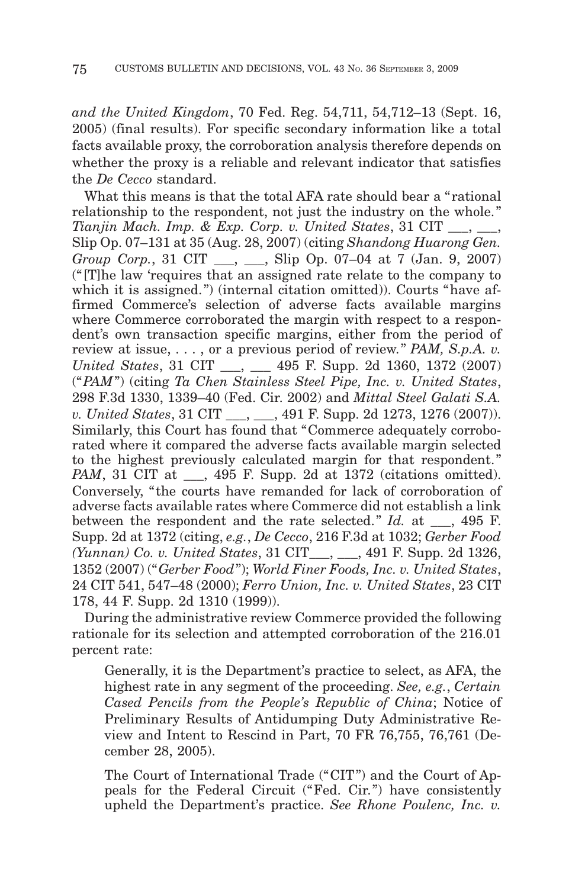*and the United Kingdom*, 70 Fed. Reg. 54,711, 54,712–13 (Sept. 16, 2005) (final results). For specific secondary information like a total facts available proxy, the corroboration analysis therefore depends on whether the proxy is a reliable and relevant indicator that satisfies the *De Cecco* standard.

What this means is that the total AFA rate should bear a "rational relationship to the respondent, not just the industry on the whole." *Tianjin Mach. Imp. & Exp. Corp. v. United States*, 31 CIT ___, ___, Slip Op. 07–131 at 35 (Aug. 28, 2007) (citing *Shandong Huarong Gen. Group Corp.*, 31 CIT ___, ___, Slip Op. 07–04 at 7 (Jan. 9, 2007) ("[T]he law 'requires that an assigned rate relate to the company to which it is assigned.") (internal citation omitted)). Courts "have affirmed Commerce's selection of adverse facts available margins where Commerce corroborated the margin with respect to a respondent's own transaction specific margins, either from the period of review at issue, . . . , or a previous period of review." *PAM, S.p.A. v. United States*, 31 CIT ___, ___ 495 F. Supp. 2d 1360, 1372 (2007) ("*PAM*") (citing *Ta Chen Stainless Steel Pipe, Inc. v. United States*, 298 F.3d 1330, 1339–40 (Fed. Cir. 2002) and *Mittal Steel Galati S.A. v. United States*, 31 CIT ___, ___, 491 F. Supp. 2d 1273, 1276 (2007)). Similarly, this Court has found that "Commerce adequately corroborated where it compared the adverse facts available margin selected to the highest previously calculated margin for that respondent." *PAM*, 31 CIT at ___, 495 F. Supp. 2d at 1372 (citations omitted). Conversely, "the courts have remanded for lack of corroboration of adverse facts available rates where Commerce did not establish a link between the respondent and the rate selected." *Id.* at ___, 495 F. Supp. 2d at 1372 (citing, *e.g.*, *De Cecco*, 216 F.3d at 1032; *Gerber Food (Yunnan) Co. v. United States*, 31 CIT___, ___, 491 F. Supp. 2d 1326, 1352 (2007) ("*Gerber Food*"); *World Finer Foods, Inc. v. United States*, 24 CIT 541, 547–48 (2000); *Ferro Union, Inc. v. United States*, 23 CIT 178, 44 F. Supp. 2d 1310 (1999)).

During the administrative review Commerce provided the following rationale for its selection and attempted corroboration of the 216.01 percent rate:

> Generally, it is the Department's practice to select, as AFA, the highest rate in any segment of the proceeding. *See, e.g.*, *Certain Cased Pencils from the People's Republic of China*; Notice of Preliminary Results of Antidumping Duty Administrative Review and Intent to Rescind in Part, 70 FR 76,755, 76,761 (December 28, 2005).
>
> The Court of International Trade ("CIT") and the Court of Appeals for the Federal Circuit ("Fed. Cir.") have consistently upheld the Department's practice. *See Rhone Poulenc, Inc. v.*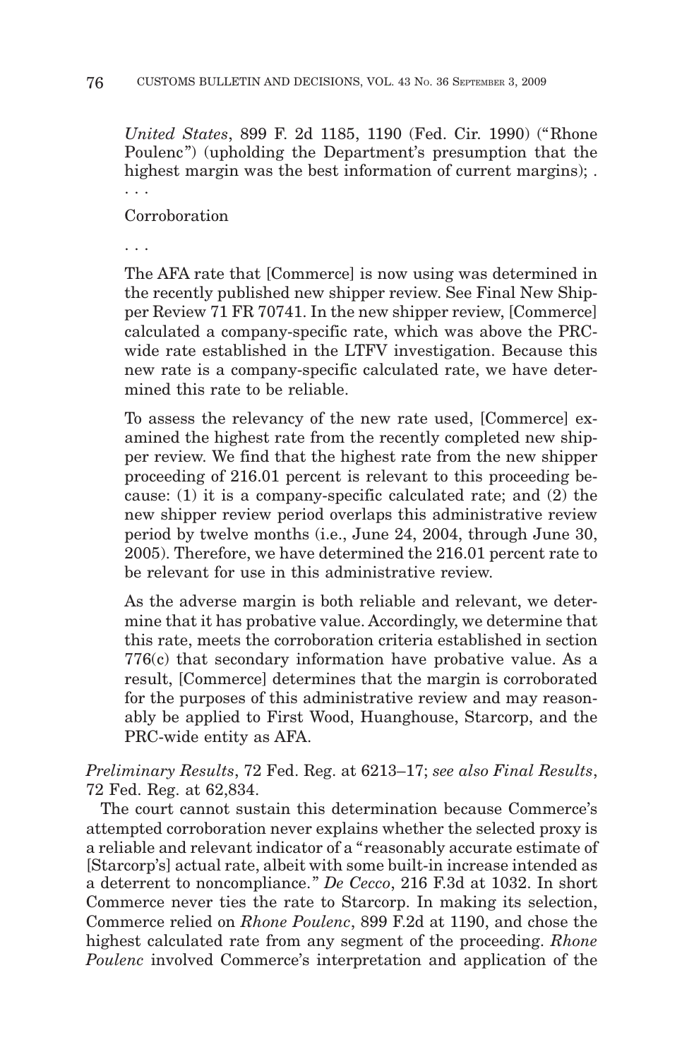*United States*, 899 F. 2d 1185, 1190 (Fed. Cir. 1990) ("Rhone Poulenc") (upholding the Department's presumption that the highest margin was the best information of current margins); . . . .

> Corroboration
>
> . . .
>
> The AFA rate that [Commerce] is now using was determined in the recently published new shipper review. See Final New Shipper Review 71 FR 70741. In the new shipper review, [Commerce] calculated a company-specific rate, which was above the PRC-wide rate established in the LTFV investigation. Because this new rate is a company-specific calculated rate, we have determined this rate to be reliable.
>
> To assess the relevancy of the new rate used, [Commerce] examined the highest rate from the recently completed new shipper review. We find that the highest rate from the new shipper proceeding of 216.01 percent is relevant to this proceeding because: (1) it is a company-specific calculated rate; and (2) the new shipper review period overlaps this administrative review period by twelve months (i.e., June 24, 2004, through June 30, 2005). Therefore, we have determined the 216.01 percent rate to be relevant for use in this administrative review.
>
> As the adverse margin is both reliable and relevant, we determine that it has probative value. Accordingly, we determine that this rate, meets the corroboration criteria established in section 776(c) that secondary information have probative value. As a result, [Commerce] determines that the margin is corroborated for the purposes of this administrative review and may reasonably be applied to First Wood, Huanghouse, Starcorp, and the PRC-wide entity as AFA.

*Preliminary Results*, 72 Fed. Reg. at 6213–17; *see also Final Results*, 72 Fed. Reg. at 62,834.

The court cannot sustain this determination because Commerce's attempted corroboration never explains whether the selected proxy is a reliable and relevant indicator of a "reasonably accurate estimate of [Starcorp's] actual rate, albeit with some built-in increase intended as a deterrent to noncompliance." *De Cecco*, 216 F.3d at 1032. In short Commerce never ties the rate to Starcorp. In making its selection, Commerce relied on *Rhone Poulenc*, 899 F.2d at 1190, and chose the highest calculated rate from any segment of the proceeding. *Rhone Poulenc* involved Commerce's interpretation and application of the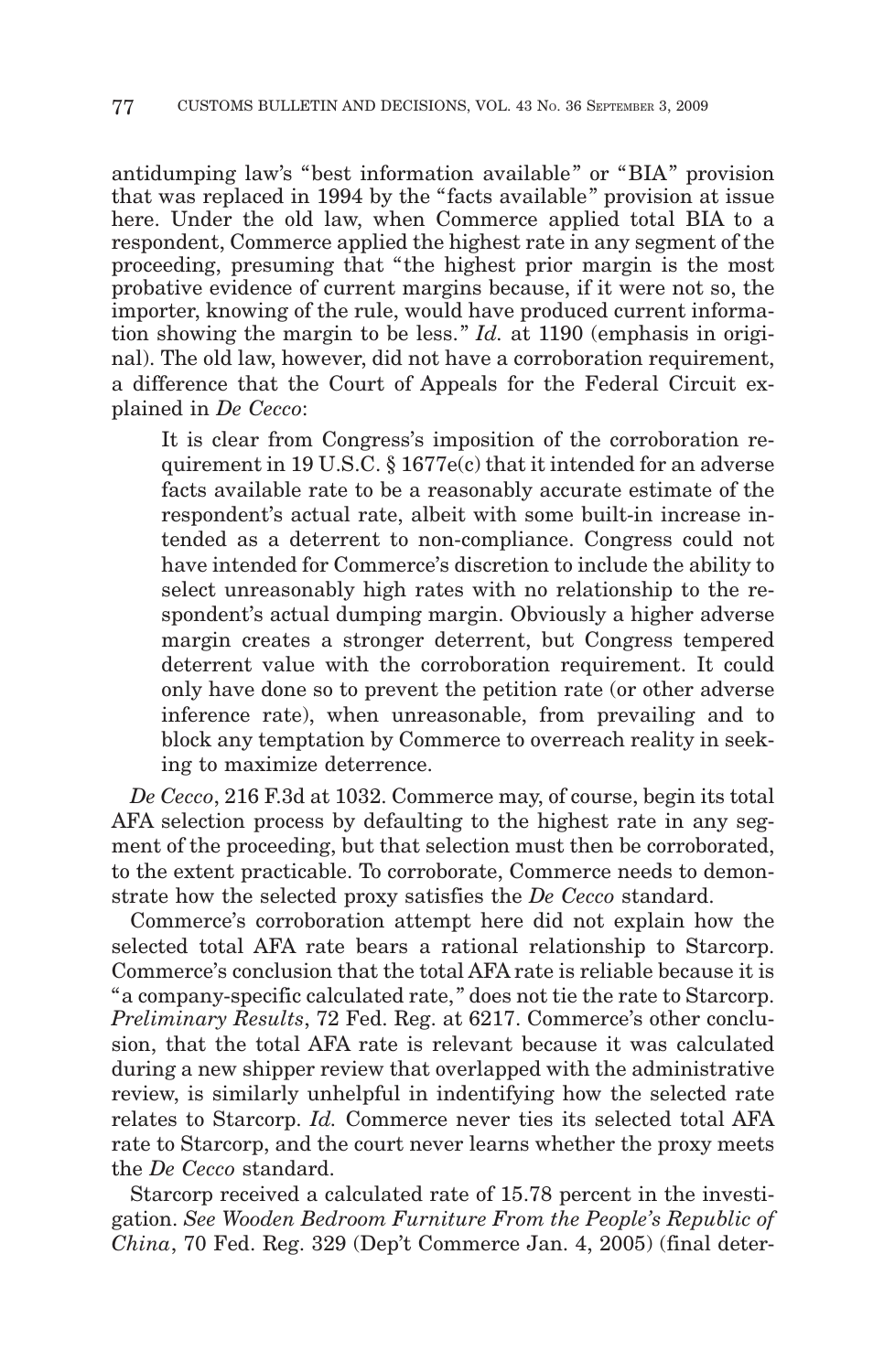antidumping law's "best information available" or "BIA" provision that was replaced in 1994 by the "facts available" provision at issue here. Under the old law, when Commerce applied total BIA to a respondent, Commerce applied the highest rate in any segment of the proceeding, presuming that "the highest prior margin is the most probative evidence of current margins because, if it were not so, the importer, knowing of the rule, would have produced current information showing the margin to be less." *Id.* at 1190 (emphasis in original). The old law, however, did not have a corroboration requirement, a difference that the Court of Appeals for the Federal Circuit explained in *De Cecco*:

> It is clear from Congress's imposition of the corroboration requirement in 19 U.S.C. § 1677e(c) that it intended for an adverse facts available rate to be a reasonably accurate estimate of the respondent's actual rate, albeit with some built-in increase intended as a deterrent to non-compliance. Congress could not have intended for Commerce's discretion to include the ability to select unreasonably high rates with no relationship to the respondent's actual dumping margin. Obviously a higher adverse margin creates a stronger deterrent, but Congress tempered deterrent value with the corroboration requirement. It could only have done so to prevent the petition rate (or other adverse inference rate), when unreasonable, from prevailing and to block any temptation by Commerce to overreach reality in seeking to maximize deterrence.

*De Cecco*, 216 F.3d at 1032. Commerce may, of course, begin its total AFA selection process by defaulting to the highest rate in any segment of the proceeding, but that selection must then be corroborated, to the extent practicable. To corroborate, Commerce needs to demonstrate how the selected proxy satisfies the *De Cecco* standard.

Commerce's corroboration attempt here did not explain how the selected total AFA rate bears a rational relationship to Starcorp. Commerce's conclusion that the total AFA rate is reliable because it is "a company-specific calculated rate," does not tie the rate to Starcorp. *Preliminary Results*, 72 Fed. Reg. at 6217. Commerce's other conclusion, that the total AFA rate is relevant because it was calculated during a new shipper review that overlapped with the administrative review, is similarly unhelpful in indentifying how the selected rate relates to Starcorp. *Id.* Commerce never ties its selected total AFA rate to Starcorp, and the court never learns whether the proxy meets the *De Cecco* standard.

Starcorp received a calculated rate of 15.78 percent in the investigation. *See Wooden Bedroom Furniture From the People's Republic of China*, 70 Fed. Reg. 329 (Dep't Commerce Jan. 4, 2005) (final deter-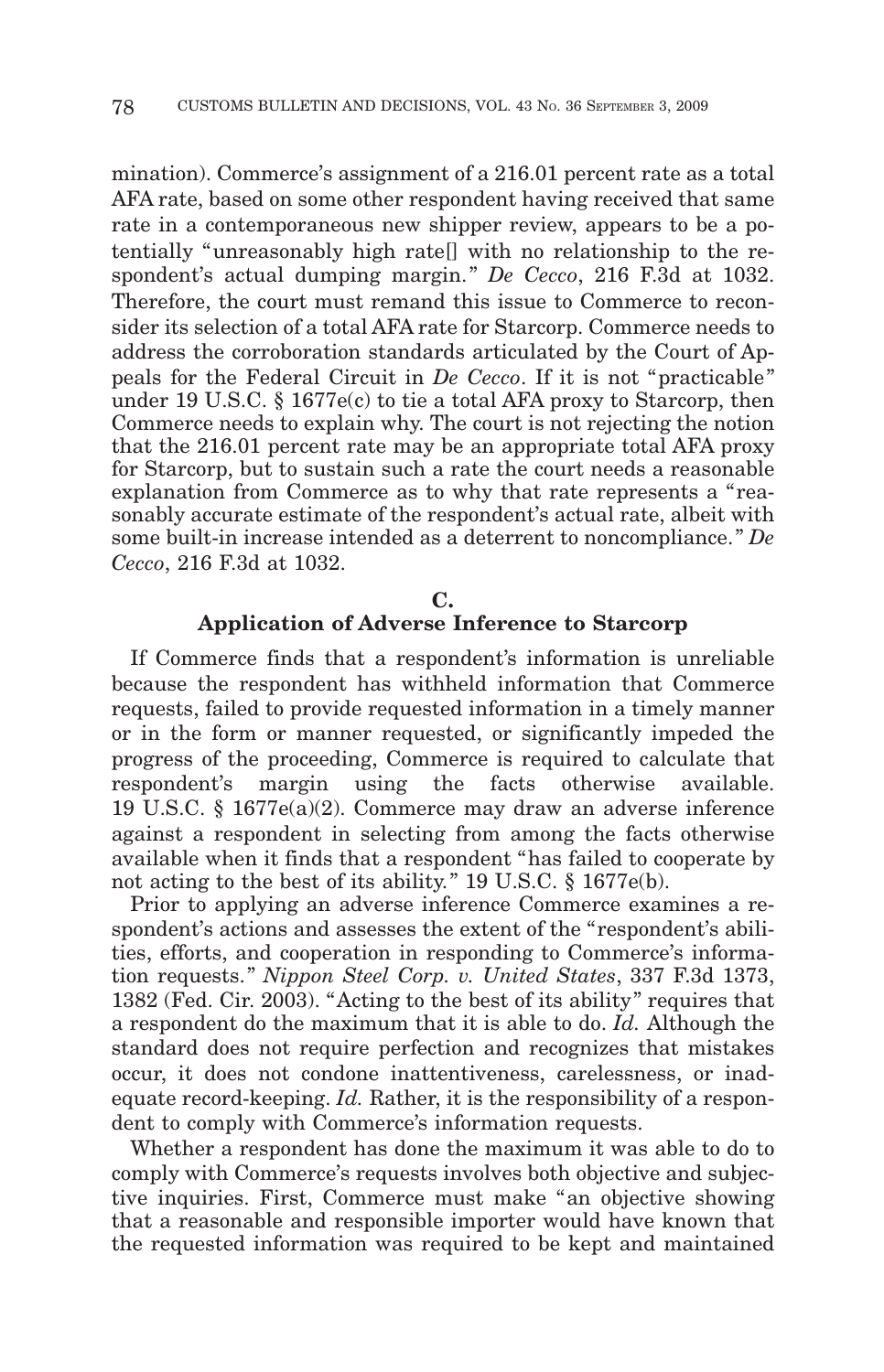mination). Commerce's assignment of a 216.01 percent rate as a total AFA rate, based on some other respondent having received that same rate in a contemporaneous new shipper review, appears to be a potentially "unreasonably high rate[] with no relationship to the respondent's actual dumping margin." *De Cecco*, 216 F.3d at 1032. Therefore, the court must remand this issue to Commerce to reconsider its selection of a total AFA rate for Starcorp. Commerce needs to address the corroboration standards articulated by the Court of Appeals for the Federal Circuit in *De Cecco*. If it is not "practicable" under 19 U.S.C. § 1677e(c) to tie a total AFA proxy to Starcorp, then Commerce needs to explain why. The court is not rejecting the notion that the 216.01 percent rate may be an appropriate total AFA proxy for Starcorp, but to sustain such a rate the court needs a reasonable explanation from Commerce as to why that rate represents a "reasonably accurate estimate of the respondent's actual rate, albeit with some built-in increase intended as a deterrent to noncompliance." *De Cecco*, 216 F.3d at 1032.

### C.
### Application of Adverse Inference to Starcorp

If Commerce finds that a respondent's information is unreliable because the respondent has withheld information that Commerce requests, failed to provide requested information in a timely manner or in the form or manner requested, or significantly impeded the progress of the proceeding, Commerce is required to calculate that respondent's margin using the facts otherwise available. 19 U.S.C. § 1677e(a)(2). Commerce may draw an adverse inference against a respondent in selecting from among the facts otherwise available when it finds that a respondent "has failed to cooperate by not acting to the best of its ability." 19 U.S.C. § 1677e(b).

Prior to applying an adverse inference Commerce examines a respondent's actions and assesses the extent of the "respondent's abilities, efforts, and cooperation in responding to Commerce's information requests." *Nippon Steel Corp. v. United States*, 337 F.3d 1373, 1382 (Fed. Cir. 2003). "Acting to the best of its ability" requires that a respondent do the maximum that it is able to do. *Id.* Although the standard does not require perfection and recognizes that mistakes occur, it does not condone inattentiveness, carelessness, or inadequate record-keeping. *Id.* Rather, it is the responsibility of a respondent to comply with Commerce's information requests.

Whether a respondent has done the maximum it was able to do to comply with Commerce's requests involves both objective and subjective inquiries. First, Commerce must make "an objective showing that a reasonable and responsible importer would have known that the requested information was required to be kept and maintained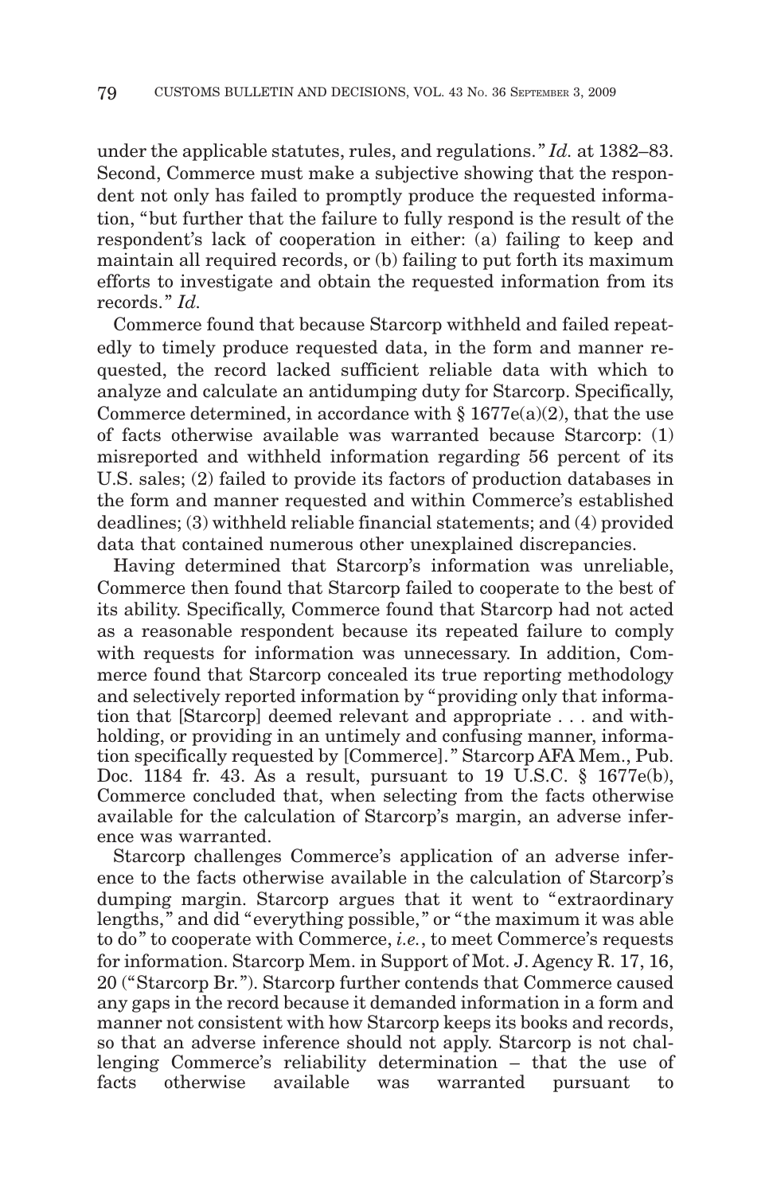under the applicable statutes, rules, and regulations." *Id.* at 1382–83. Second, Commerce must make a subjective showing that the respondent not only has failed to promptly produce the requested information, "but further that the failure to fully respond is the result of the respondent's lack of cooperation in either: (a) failing to keep and maintain all required records, or (b) failing to put forth its maximum efforts to investigate and obtain the requested information from its records." *Id.*

Commerce found that because Starcorp withheld and failed repeatedly to timely produce requested data, in the form and manner requested, the record lacked sufficient reliable data with which to analyze and calculate an antidumping duty for Starcorp. Specifically, Commerce determined, in accordance with § 1677e(a)(2), that the use of facts otherwise available was warranted because Starcorp: (1) misreported and withheld information regarding 56 percent of its U.S. sales; (2) failed to provide its factors of production databases in the form and manner requested and within Commerce's established deadlines; (3) withheld reliable financial statements; and (4) provided data that contained numerous other unexplained discrepancies.

Having determined that Starcorp's information was unreliable, Commerce then found that Starcorp failed to cooperate to the best of its ability. Specifically, Commerce found that Starcorp had not acted as a reasonable respondent because its repeated failure to comply with requests for information was unnecessary. In addition, Commerce found that Starcorp concealed its true reporting methodology and selectively reported information by "providing only that information that [Starcorp] deemed relevant and appropriate . . . and withholding, or providing in an untimely and confusing manner, information specifically requested by [Commerce]." Starcorp AFA Mem., Pub. Doc. 1184 fr. 43. As a result, pursuant to 19 U.S.C. § 1677e(b), Commerce concluded that, when selecting from the facts otherwise available for the calculation of Starcorp's margin, an adverse inference was warranted.

Starcorp challenges Commerce's application of an adverse inference to the facts otherwise available in the calculation of Starcorp's dumping margin. Starcorp argues that it went to "extraordinary lengths," and did "everything possible," or "the maximum it was able to do" to cooperate with Commerce, *i.e.*, to meet Commerce's requests for information. Starcorp Mem. in Support of Mot. J. Agency R. 17, 16, 20 ("Starcorp Br."). Starcorp further contends that Commerce caused any gaps in the record because it demanded information in a form and manner not consistent with how Starcorp keeps its books and records, so that an adverse inference should not apply. Starcorp is not challenging Commerce's reliability determination – that the use of facts otherwise available was warranted pursuant to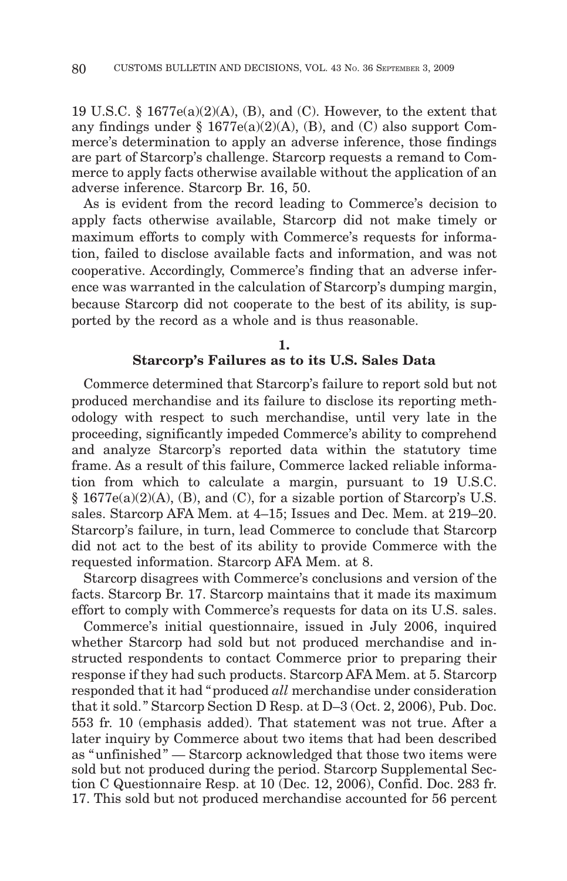19 U.S.C. § 1677e(a)(2)(A), (B), and (C). However, to the extent that any findings under § 1677e(a)(2)(A), (B), and (C) also support Commerce's determination to apply an adverse inference, those findings are part of Starcorp's challenge. Starcorp requests a remand to Commerce to apply facts otherwise available without the application of an adverse inference. Starcorp Br. 16, 50.

As is evident from the record leading to Commerce's decision to apply facts otherwise available, Starcorp did not make timely or maximum efforts to comply with Commerce's requests for information, failed to disclose available facts and information, and was not cooperative. Accordingly, Commerce's finding that an adverse inference was warranted in the calculation of Starcorp's dumping margin, because Starcorp did not cooperate to the best of its ability, is supported by the record as a whole and is thus reasonable.

### 1.
### Starcorp's Failures as to its U.S. Sales Data

Commerce determined that Starcorp's failure to report sold but not produced merchandise and its failure to disclose its reporting methodology with respect to such merchandise, until very late in the proceeding, significantly impeded Commerce's ability to comprehend and analyze Starcorp's reported data within the statutory time frame. As a result of this failure, Commerce lacked reliable information from which to calculate a margin, pursuant to 19 U.S.C. § 1677e(a)(2)(A), (B), and (C), for a sizable portion of Starcorp's U.S. sales. Starcorp AFA Mem. at 4–15; Issues and Dec. Mem. at 219–20. Starcorp's failure, in turn, lead Commerce to conclude that Starcorp did not act to the best of its ability to provide Commerce with the requested information. Starcorp AFA Mem. at 8.

Starcorp disagrees with Commerce's conclusions and version of the facts. Starcorp Br. 17. Starcorp maintains that it made its maximum effort to comply with Commerce's requests for data on its U.S. sales.

Commerce's initial questionnaire, issued in July 2006, inquired whether Starcorp had sold but not produced merchandise and instructed respondents to contact Commerce prior to preparing their response if they had such products. Starcorp AFA Mem. at 5. Starcorp responded that it had "produced *all* merchandise under consideration that it sold." Starcorp Section D Resp. at D–3 (Oct. 2, 2006), Pub. Doc. 553 fr. 10 (emphasis added). That statement was not true. After a later inquiry by Commerce about two items that had been described as "unfinished" — Starcorp acknowledged that those two items were sold but not produced during the period. Starcorp Supplemental Section C Questionnaire Resp. at 10 (Dec. 12, 2006), Confid. Doc. 283 fr. 17. This sold but not produced merchandise accounted for 56 percent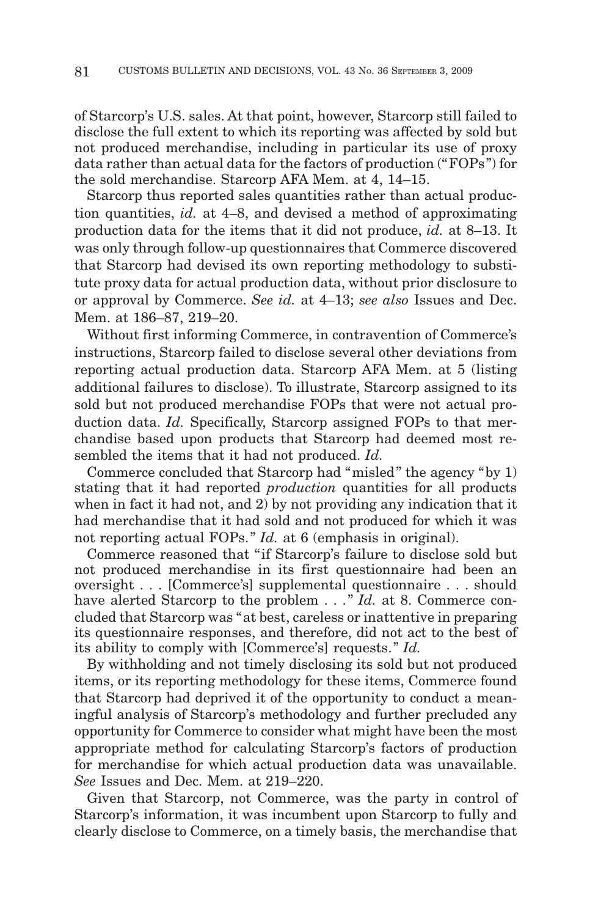of Starcorp's U.S. sales. At that point, however, Starcorp still failed to disclose the full extent to which its reporting was affected by sold but not produced merchandise, including in particular its use of proxy data rather than actual data for the factors of production ("FOPs") for the sold merchandise. Starcorp AFA Mem. at 4, 14–15.

Starcorp thus reported sales quantities rather than actual production quantities, *id.* at 4–8, and devised a method of approximating production data for the items that it did not produce, *id.* at 8–13. It was only through follow-up questionnaires that Commerce discovered that Starcorp had devised its own reporting methodology to substitute proxy data for actual production data, without prior disclosure to or approval by Commerce. *See id.* at 4–13; *see also* Issues and Dec. Mem. at 186–87, 219–20.

Without first informing Commerce, in contravention of Commerce's instructions, Starcorp failed to disclose several other deviations from reporting actual production data. Starcorp AFA Mem. at 5 (listing additional failures to disclose). To illustrate, Starcorp assigned to its sold but not produced merchandise FOPs that were not actual production data. *Id.* Specifically, Starcorp assigned FOPs to that merchandise based upon products that Starcorp had deemed most resembled the items that it had not produced. *Id.*

Commerce concluded that Starcorp had "misled" the agency "by 1) stating that it had reported *production* quantities for all products when in fact it had not, and 2) by not providing any indication that it had merchandise that it had sold and not produced for which it was not reporting actual FOPs." *Id.* at 6 (emphasis in original).

Commerce reasoned that "if Starcorp's failure to disclose sold but not produced merchandise in its first questionnaire had been an oversight . . . [Commerce's] supplemental questionnaire . . . should have alerted Starcorp to the problem . . ." *Id.* at 8. Commerce concluded that Starcorp was "at best, careless or inattentive in preparing its questionnaire responses, and therefore, did not act to the best of its ability to comply with [Commerce's] requests." *Id.*

By withholding and not timely disclosing its sold but not produced items, or its reporting methodology for these items, Commerce found that Starcorp had deprived it of the opportunity to conduct a meaningful analysis of Starcorp's methodology and further precluded any opportunity for Commerce to consider what might have been the most appropriate method for calculating Starcorp's factors of production for merchandise for which actual production data was unavailable. *See* Issues and Dec. Mem. at 219–220.

Given that Starcorp, not Commerce, was the party in control of Starcorp's information, it was incumbent upon Starcorp to fully and clearly disclose to Commerce, on a timely basis, the merchandise that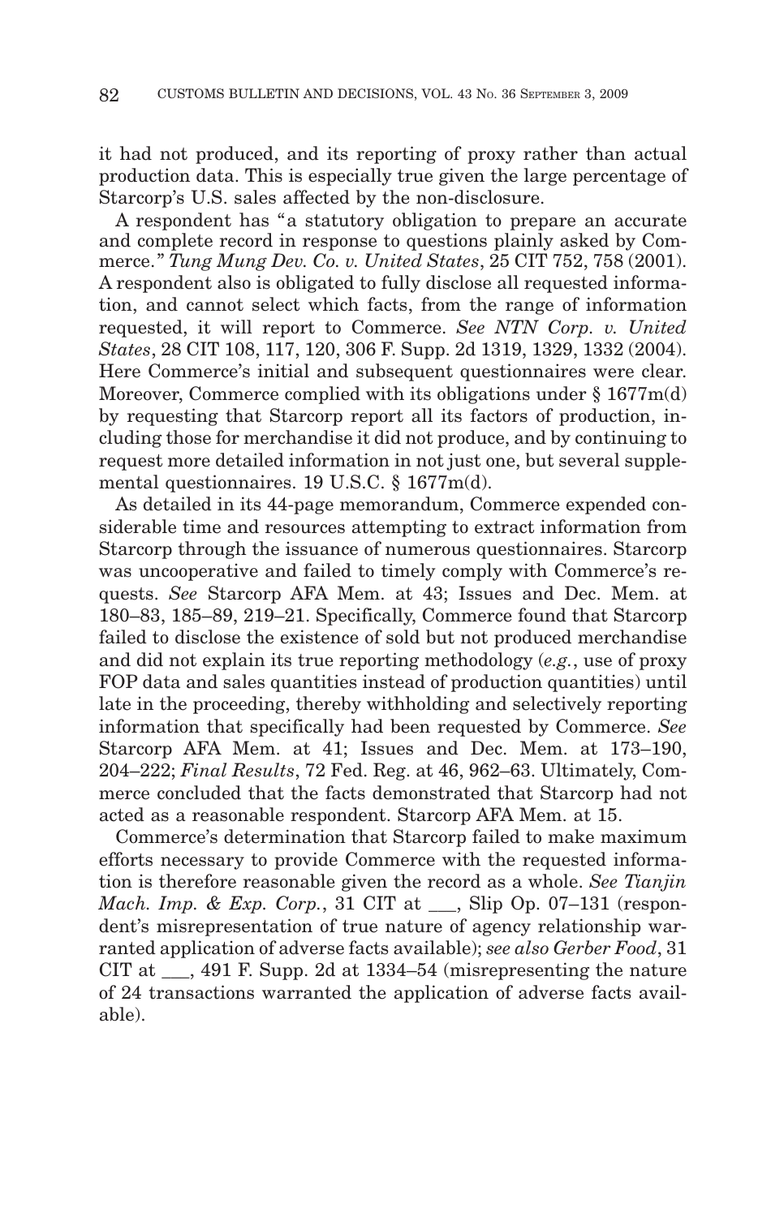it had not produced, and its reporting of proxy rather than actual production data. This is especially true given the large percentage of Starcorp's U.S. sales affected by the non-disclosure.

A respondent has "a statutory obligation to prepare an accurate and complete record in response to questions plainly asked by Commerce." *Tung Mung Dev. Co. v. United States*, 25 CIT 752, 758 (2001). A respondent also is obligated to fully disclose all requested information, and cannot select which facts, from the range of information requested, it will report to Commerce. *See NTN Corp. v. United States*, 28 CIT 108, 117, 120, 306 F. Supp. 2d 1319, 1329, 1332 (2004). Here Commerce's initial and subsequent questionnaires were clear. Moreover, Commerce complied with its obligations under § 1677m(d) by requesting that Starcorp report all its factors of production, including those for merchandise it did not produce, and by continuing to request more detailed information in not just one, but several supplemental questionnaires. 19 U.S.C. § 1677m(d).

As detailed in its 44-page memorandum, Commerce expended considerable time and resources attempting to extract information from Starcorp through the issuance of numerous questionnaires. Starcorp was uncooperative and failed to timely comply with Commerce's requests. *See* Starcorp AFA Mem. at 43; Issues and Dec. Mem. at 180–83, 185–89, 219–21. Specifically, Commerce found that Starcorp failed to disclose the existence of sold but not produced merchandise and did not explain its true reporting methodology (*e.g.*, use of proxy FOP data and sales quantities instead of production quantities) until late in the proceeding, thereby withholding and selectively reporting information that specifically had been requested by Commerce. *See* Starcorp AFA Mem. at 41; Issues and Dec. Mem. at 173–190, 204–222; *Final Results*, 72 Fed. Reg. at 46, 962–63. Ultimately, Commerce concluded that the facts demonstrated that Starcorp had not acted as a reasonable respondent. Starcorp AFA Mem. at 15.

Commerce's determination that Starcorp failed to make maximum efforts necessary to provide Commerce with the requested information is therefore reasonable given the record as a whole. *See Tianjin Mach. Imp. & Exp. Corp.*, 31 CIT at ___, Slip Op. 07–131 (respondent's misrepresentation of true nature of agency relationship warranted application of adverse facts available); *see also Gerber Food*, 31 CIT at ___, 491 F. Supp. 2d at 1334–54 (misrepresenting the nature of 24 transactions warranted the application of adverse facts available).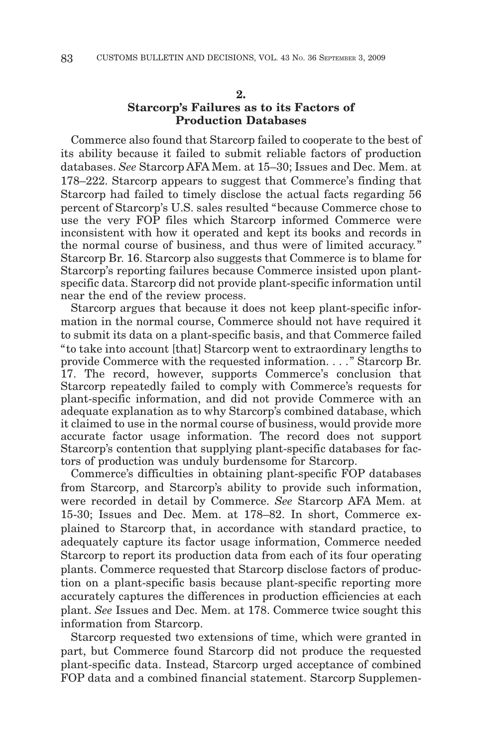## 2.
## Starcorp's Failures as to its Factors of Production Databases

Commerce also found that Starcorp failed to cooperate to the best of its ability because it failed to submit reliable factors of production databases. *See* Starcorp AFA Mem. at 15–30; Issues and Dec. Mem. at 178–222. Starcorp appears to suggest that Commerce's finding that Starcorp had failed to timely disclose the actual facts regarding 56 percent of Starcorp's U.S. sales resulted "because Commerce chose to use the very FOP files which Starcorp informed Commerce were inconsistent with how it operated and kept its books and records in the normal course of business, and thus were of limited accuracy." Starcorp Br. 16. Starcorp also suggests that Commerce is to blame for Starcorp's reporting failures because Commerce insisted upon plant-specific data. Starcorp did not provide plant-specific information until near the end of the review process.

Starcorp argues that because it does not keep plant-specific information in the normal course, Commerce should not have required it to submit its data on a plant-specific basis, and that Commerce failed "to take into account [that] Starcorp went to extraordinary lengths to provide Commerce with the requested information. . . ." Starcorp Br. 17. The record, however, supports Commerce's conclusion that Starcorp repeatedly failed to comply with Commerce's requests for plant-specific information, and did not provide Commerce with an adequate explanation as to why Starcorp's combined database, which it claimed to use in the normal course of business, would provide more accurate factor usage information. The record does not support Starcorp's contention that supplying plant-specific databases for factors of production was unduly burdensome for Starcorp.

Commerce's difficulties in obtaining plant-specific FOP databases from Starcorp, and Starcorp's ability to provide such information, were recorded in detail by Commerce. *See* Starcorp AFA Mem. at 15-30; Issues and Dec. Mem. at 178–82. In short, Commerce explained to Starcorp that, in accordance with standard practice, to adequately capture its factor usage information, Commerce needed Starcorp to report its production data from each of its four operating plants. Commerce requested that Starcorp disclose factors of production on a plant-specific basis because plant-specific reporting more accurately captures the differences in production efficiencies at each plant. *See* Issues and Dec. Mem. at 178. Commerce twice sought this information from Starcorp.

Starcorp requested two extensions of time, which were granted in part, but Commerce found Starcorp did not produce the requested plant-specific data. Instead, Starcorp urged acceptance of combined FOP data and a combined financial statement. Starcorp Supplemen-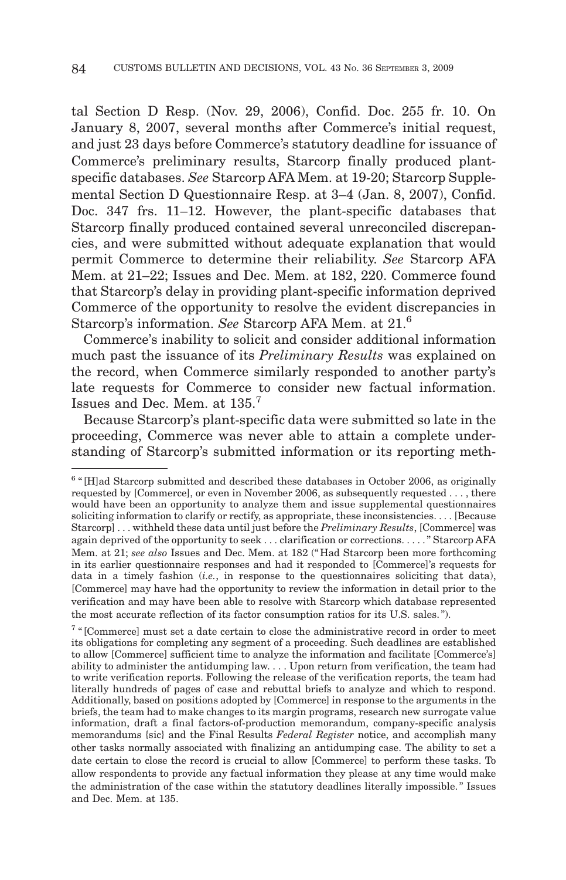tal Section D Resp. (Nov. 29, 2006), Confid. Doc. 255 fr. 10. On January 8, 2007, several months after Commerce's initial request, and just 23 days before Commerce's statutory deadline for issuance of Commerce's preliminary results, Starcorp finally produced plant-specific databases. *See* Starcorp AFA Mem. at 19-20; Starcorp Supplemental Section D Questionnaire Resp. at 3–4 (Jan. 8, 2007), Confid. Doc. 347 frs. 11–12. However, the plant-specific databases that Starcorp finally produced contained several unreconciled discrepancies, and were submitted without adequate explanation that would permit Commerce to determine their reliability. *See* Starcorp AFA Mem. at 21–22; Issues and Dec. Mem. at 182, 220. Commerce found that Starcorp's delay in providing plant-specific information deprived Commerce of the opportunity to resolve the evident discrepancies in Starcorp's information. *See* Starcorp AFA Mem. at 21.[6]

Commerce's inability to solicit and consider additional information much past the issuance of its *Preliminary Results* was explained on the record, when Commerce similarly responded to another party's late requests for Commerce to consider new factual information. Issues and Dec. Mem. at 135.[7]

Because Starcorp's plant-specific data were submitted so late in the proceeding, Commerce was never able to attain a complete understanding of Starcorp's submitted information or its reporting meth-

---

[6] "[H]ad Starcorp submitted and described these databases in October 2006, as originally requested by [Commerce], or even in November 2006, as subsequently requested . . . , there would have been an opportunity to analyze them and issue supplemental questionnaires soliciting information to clarify or rectify, as appropriate, these inconsistencies. . . . [Because Starcorp] . . . withheld these data until just before the *Preliminary Results*, [Commerce] was again deprived of the opportunity to seek . . . clarification or corrections. . . . ." Starcorp AFA Mem. at 21; *see also* Issues and Dec. Mem. at 182 ("Had Starcorp been more forthcoming in its earlier questionnaire responses and had it responded to [Commerce]'s requests for data in a timely fashion (*i.e.*, in response to the questionnaires soliciting that data), [Commerce] may have had the opportunity to review the information in detail prior to the verification and may have been able to resolve with Starcorp which database represented the most accurate reflection of its factor consumption ratios for its U.S. sales.").

[7] "[Commerce] must set a date certain to close the administrative record in order to meet its obligations for completing any segment of a proceeding. Such deadlines are established to allow [Commerce] sufficient time to analyze the information and facilitate [Commerce's] ability to administer the antidumping law. . . . Upon return from verification, the team had to write verification reports. Following the release of the verification reports, the team had literally hundreds of pages of case and rebuttal briefs to analyze and which to respond. Additionally, based on positions adopted by [Commerce] in response to the arguments in the briefs, the team had to make changes to its margin programs, research new surrogate value information, draft a final factors-of-production memorandum, company-specific analysis memorandums {sic} and the Final Results *Federal Register* notice, and accomplish many other tasks normally associated with finalizing an antidumping case. The ability to set a date certain to close the record is crucial to allow [Commerce] to perform these tasks. To allow respondents to provide any factual information they please at any time would make the administration of the case within the statutory deadlines literally impossible." Issues and Dec. Mem. at 135.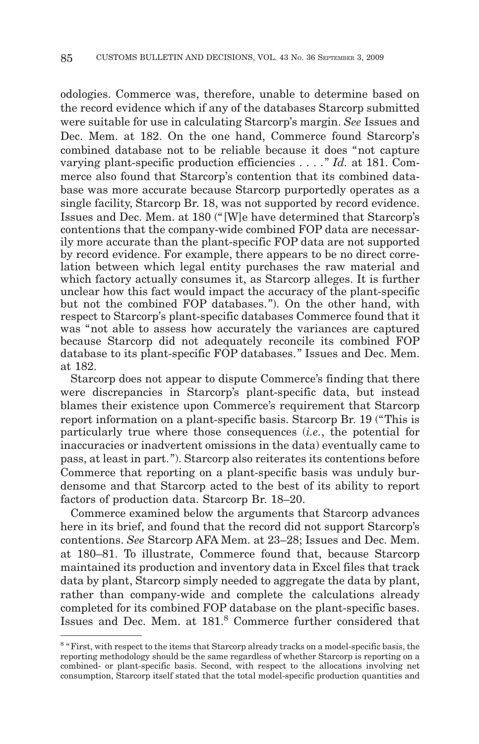odologies. Commerce was, therefore, unable to determine based on the record evidence which if any of the databases Starcorp submitted were suitable for use in calculating Starcorp's margin. *See* Issues and Dec. Mem. at 182. On the one hand, Commerce found Starcorp's combined database not to be reliable because it does "not capture varying plant-specific production efficiencies . . . ." *Id.* at 181. Commerce also found that Starcorp's contention that its combined database was more accurate because Starcorp purportedly operates as a single facility, Starcorp Br. 18, was not supported by record evidence. Issues and Dec. Mem. at 180 ("[W]e have determined that Starcorp's contentions that the company-wide combined FOP data are necessarily more accurate than the plant-specific FOP data are not supported by record evidence. For example, there appears to be no direct correlation between which legal entity purchases the raw material and which factory actually consumes it, as Starcorp alleges. It is further unclear how this fact would impact the accuracy of the plant-specific but not the combined FOP databases."). On the other hand, with respect to Starcorp's plant-specific databases Commerce found that it was "not able to assess how accurately the variances are captured because Starcorp did not adequately reconcile its combined FOP database to its plant-specific FOP databases." Issues and Dec. Mem. at 182.

Starcorp does not appear to dispute Commerce's finding that there were discrepancies in Starcorp's plant-specific data, but instead blames their existence upon Commerce's requirement that Starcorp report information on a plant-specific basis. Starcorp Br. 19 ("This is particularly true where those consequences (*i.e.*, the potential for inaccuracies or inadvertent omissions in the data) eventually came to pass, at least in part."). Starcorp also reiterates its contentions before Commerce that reporting on a plant-specific basis was unduly burdensome and that Starcorp acted to the best of its ability to report factors of production data. Starcorp Br. 18–20.

Commerce examined below the arguments that Starcorp advances here in its brief, and found that the record did not support Starcorp's contentions. *See* Starcorp AFA Mem. at 23–28; Issues and Dec. Mem. at 180–81. To illustrate, Commerce found that, because Starcorp maintained its production and inventory data in Excel files that track data by plant, Starcorp simply needed to aggregate the data by plant, rather than company-wide and complete the calculations already completed for its combined FOP database on the plant-specific bases. Issues and Dec. Mem. at 181.[8] Commerce further considered that

---

[8] "First, with respect to the items that Starcorp already tracks on a model-specific basis, the reporting methodology should be the same regardless of whether Starcorp is reporting on a combined- or plant-specific basis. Second, with respect to the allocations involving net consumption, Starcorp itself stated that the total model-specific production quantities and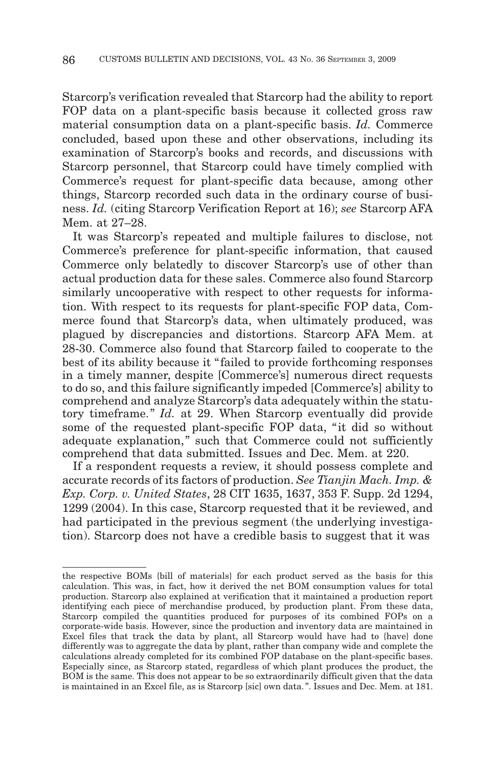Starcorp's verification revealed that Starcorp had the ability to report FOP data on a plant-specific basis because it collected gross raw material consumption data on a plant-specific basis. *Id.* Commerce concluded, based upon these and other observations, including its examination of Starcorp's books and records, and discussions with Starcorp personnel, that Starcorp could have timely complied with Commerce's request for plant-specific data because, among other things, Starcorp recorded such data in the ordinary course of business. *Id.* (citing Starcorp Verification Report at 16); *see* Starcorp AFA Mem. at 27–28.

It was Starcorp's repeated and multiple failures to disclose, not Commerce's preference for plant-specific information, that caused Commerce only belatedly to discover Starcorp's use of other than actual production data for these sales. Commerce also found Starcorp similarly uncooperative with respect to other requests for information. With respect to its requests for plant-specific FOP data, Commerce found that Starcorp's data, when ultimately produced, was plagued by discrepancies and distortions. Starcorp AFA Mem. at 28-30. Commerce also found that Starcorp failed to cooperate to the best of its ability because it "failed to provide forthcoming responses in a timely manner, despite [Commerce's] numerous direct requests to do so, and this failure significantly impeded [Commerce's] ability to comprehend and analyze Starcorp's data adequately within the statutory timeframe." *Id.* at 29. When Starcorp eventually did provide some of the requested plant-specific FOP data, "it did so without adequate explanation," such that Commerce could not sufficiently comprehend that data submitted. Issues and Dec. Mem. at 220.

If a respondent requests a review, it should possess complete and accurate records of its factors of production. *See Tianjin Mach. Imp. & Exp. Corp. v. United States*, 28 CIT 1635, 1637, 353 F. Supp. 2d 1294, 1299 (2004). In this case, Starcorp requested that it be reviewed, and had participated in the previous segment (the underlying investigation). Starcorp does not have a credible basis to suggest that it was

---

the respective BOMs {bill of materials} for each product served as the basis for this calculation. This was, in fact, how it derived the net BOM consumption values for total production. Starcorp also explained at verification that it maintained a production report identifying each piece of merchandise produced, by production plant. From these data, Starcorp compiled the quantities produced for purposes of its combined FOPs on a corporate-wide basis. However, since the production and inventory data are maintained in Excel files that track the data by plant, all Starcorp would have had to {have} done differently was to aggregate the data by plant, rather than company wide and complete the calculations already completed for its combined FOP database on the plant-specific bases. Especially since, as Starcorp stated, regardless of which plant produces the product, the BOM is the same. This does not appear to be so extraordinarily difficult given that the data is maintained in an Excel file, as is Starcorp [sic] own data.". Issues and Dec. Mem. at 181.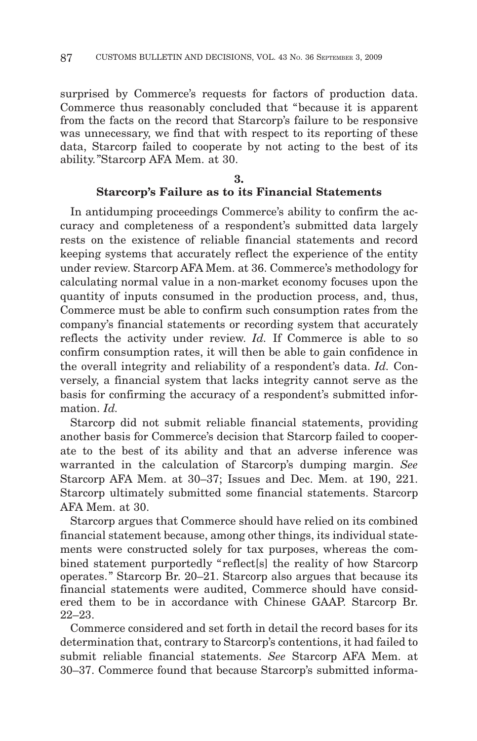surprised by Commerce's requests for factors of production data. Commerce thus reasonably concluded that "because it is apparent from the facts on the record that Starcorp's failure to be responsive was unnecessary, we find that with respect to its reporting of these data, Starcorp failed to cooperate by not acting to the best of its ability."Starcorp AFA Mem. at 30.

### 3.
### Starcorp's Failure as to its Financial Statements

In antidumping proceedings Commerce's ability to confirm the accuracy and completeness of a respondent's submitted data largely rests on the existence of reliable financial statements and record keeping systems that accurately reflect the experience of the entity under review. Starcorp AFA Mem. at 36. Commerce's methodology for calculating normal value in a non-market economy focuses upon the quantity of inputs consumed in the production process, and, thus, Commerce must be able to confirm such consumption rates from the company's financial statements or recording system that accurately reflects the activity under review. *Id.* If Commerce is able to so confirm consumption rates, it will then be able to gain confidence in the overall integrity and reliability of a respondent's data. *Id.* Conversely, a financial system that lacks integrity cannot serve as the basis for confirming the accuracy of a respondent's submitted information. *Id.*

Starcorp did not submit reliable financial statements, providing another basis for Commerce's decision that Starcorp failed to cooperate to the best of its ability and that an adverse inference was warranted in the calculation of Starcorp's dumping margin. *See* Starcorp AFA Mem. at 30–37; Issues and Dec. Mem. at 190, 221. Starcorp ultimately submitted some financial statements. Starcorp AFA Mem. at 30.

Starcorp argues that Commerce should have relied on its combined financial statement because, among other things, its individual statements were constructed solely for tax purposes, whereas the combined statement purportedly "reflect[s] the reality of how Starcorp operates." Starcorp Br. 20–21. Starcorp also argues that because its financial statements were audited, Commerce should have considered them to be in accordance with Chinese GAAP. Starcorp Br. 22–23.

Commerce considered and set forth in detail the record bases for its determination that, contrary to Starcorp's contentions, it had failed to submit reliable financial statements. *See* Starcorp AFA Mem. at 30–37. Commerce found that because Starcorp's submitted informa-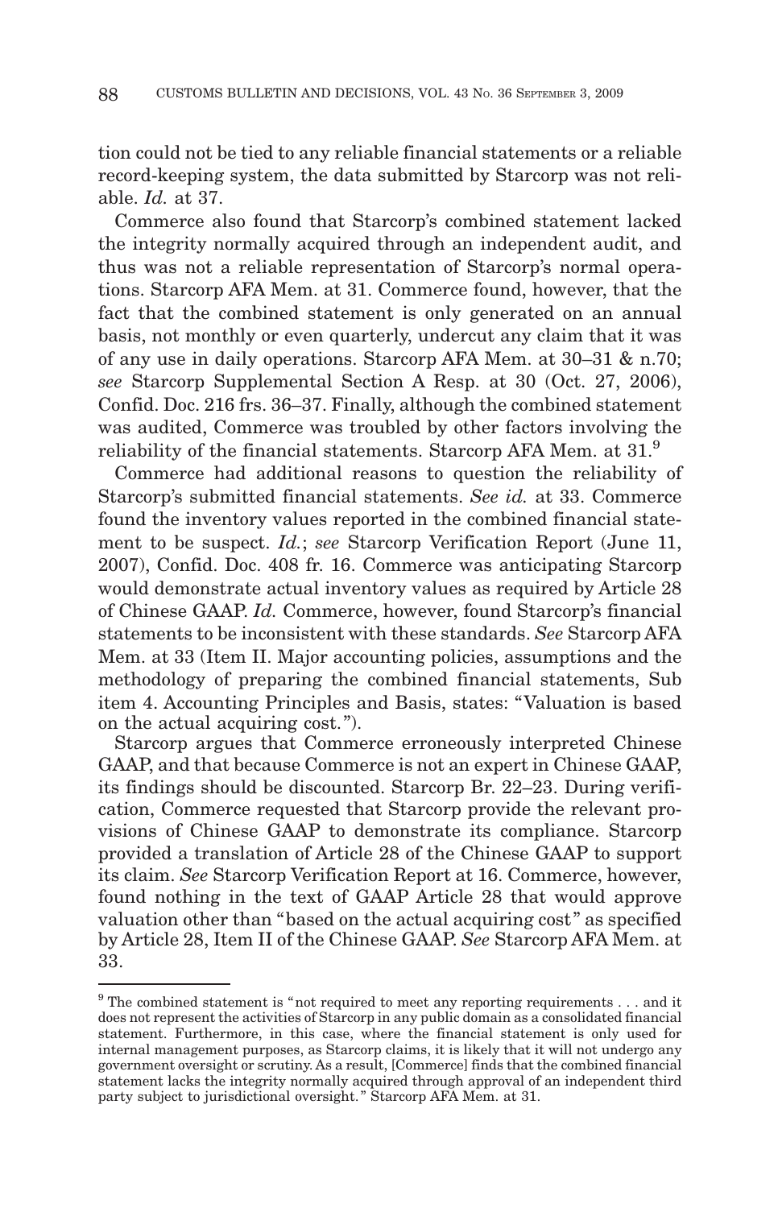tion could not be tied to any reliable financial statements or a reliable record-keeping system, the data submitted by Starcorp was not reliable. *Id.* at 37.

Commerce also found that Starcorp's combined statement lacked the integrity normally acquired through an independent audit, and thus was not a reliable representation of Starcorp's normal operations. Starcorp AFA Mem. at 31. Commerce found, however, that the fact that the combined statement is only generated on an annual basis, not monthly or even quarterly, undercut any claim that it was of any use in daily operations. Starcorp AFA Mem. at 30–31 & n.70; *see* Starcorp Supplemental Section A Resp. at 30 (Oct. 27, 2006), Confid. Doc. 216 frs. 36–37. Finally, although the combined statement was audited, Commerce was troubled by other factors involving the reliability of the financial statements. Starcorp AFA Mem. at 31.[9]

Commerce had additional reasons to question the reliability of Starcorp's submitted financial statements. *See id.* at 33. Commerce found the inventory values reported in the combined financial statement to be suspect. *Id.*; *see* Starcorp Verification Report (June 11, 2007), Confid. Doc. 408 fr. 16. Commerce was anticipating Starcorp would demonstrate actual inventory values as required by Article 28 of Chinese GAAP. *Id.* Commerce, however, found Starcorp's financial statements to be inconsistent with these standards. *See* Starcorp AFA Mem. at 33 (Item II. Major accounting policies, assumptions and the methodology of preparing the combined financial statements, Sub item 4. Accounting Principles and Basis, states: "Valuation is based on the actual acquiring cost.").

Starcorp argues that Commerce erroneously interpreted Chinese GAAP, and that because Commerce is not an expert in Chinese GAAP, its findings should be discounted. Starcorp Br. 22–23. During verification, Commerce requested that Starcorp provide the relevant provisions of Chinese GAAP to demonstrate its compliance. Starcorp provided a translation of Article 28 of the Chinese GAAP to support its claim. *See* Starcorp Verification Report at 16. Commerce, however, found nothing in the text of GAAP Article 28 that would approve valuation other than "based on the actual acquiring cost" as specified by Article 28, Item II of the Chinese GAAP. *See* Starcorp AFA Mem. at 33.

---

[9] The combined statement is "not required to meet any reporting requirements . . . and it does not represent the activities of Starcorp in any public domain as a consolidated financial statement. Furthermore, in this case, where the financial statement is only used for internal management purposes, as Starcorp claims, it is likely that it will not undergo any government oversight or scrutiny. As a result, [Commerce] finds that the combined financial statement lacks the integrity normally acquired through approval of an independent third party subject to jurisdictional oversight." Starcorp AFA Mem. at 31.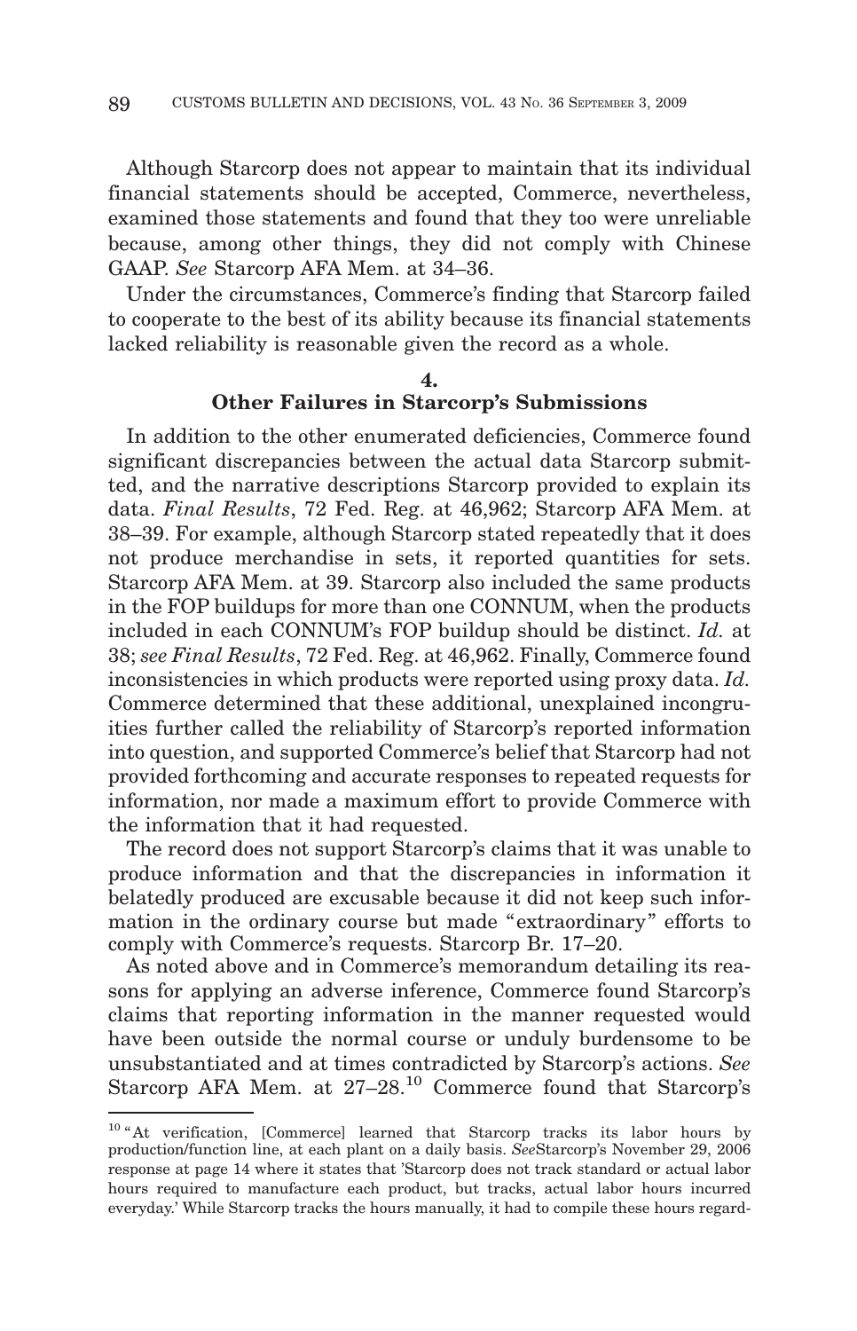Although Starcorp does not appear to maintain that its individual financial statements should be accepted, Commerce, nevertheless, examined those statements and found that they too were unreliable because, among other things, they did not comply with Chinese GAAP. *See* Starcorp AFA Mem. at 34–36.

Under the circumstances, Commerce's finding that Starcorp failed to cooperate to the best of its ability because its financial statements lacked reliability is reasonable given the record as a whole.

### 4.
### Other Failures in Starcorp's Submissions

In addition to the other enumerated deficiencies, Commerce found significant discrepancies between the actual data Starcorp submitted, and the narrative descriptions Starcorp provided to explain its data. *Final Results*, 72 Fed. Reg. at 46,962; Starcorp AFA Mem. at 38–39. For example, although Starcorp stated repeatedly that it does not produce merchandise in sets, it reported quantities for sets. Starcorp AFA Mem. at 39. Starcorp also included the same products in the FOP buildups for more than one CONNUM, when the products included in each CONNUM's FOP buildup should be distinct. *Id.* at 38; *see Final Results*, 72 Fed. Reg. at 46,962. Finally, Commerce found inconsistencies in which products were reported using proxy data. *Id.* Commerce determined that these additional, unexplained incongruities further called the reliability of Starcorp's reported information into question, and supported Commerce's belief that Starcorp had not provided forthcoming and accurate responses to repeated requests for information, nor made a maximum effort to provide Commerce with the information that it had requested.

The record does not support Starcorp's claims that it was unable to produce information and that the discrepancies in information it belatedly produced are excusable because it did not keep such information in the ordinary course but made "extraordinary" efforts to comply with Commerce's requests. Starcorp Br. 17–20.

As noted above and in Commerce's memorandum detailing its reasons for applying an adverse inference, Commerce found Starcorp's claims that reporting information in the manner requested would have been outside the normal course or unduly burdensome to be unsubstantiated and at times contradicted by Starcorp's actions. *See* Starcorp AFA Mem. at 27–28.[10] Commerce found that Starcorp's

---

[10] "At verification, [Commerce] learned that Starcorp tracks its labor hours by production/function line, at each plant on a daily basis. *See*Starcorp's November 29, 2006 response at page 14 where it states that 'Starcorp does not track standard or actual labor hours required to manufacture each product, but tracks, actual labor hours incurred everyday.' While Starcorp tracks the hours manually, it had to compile these hours regard-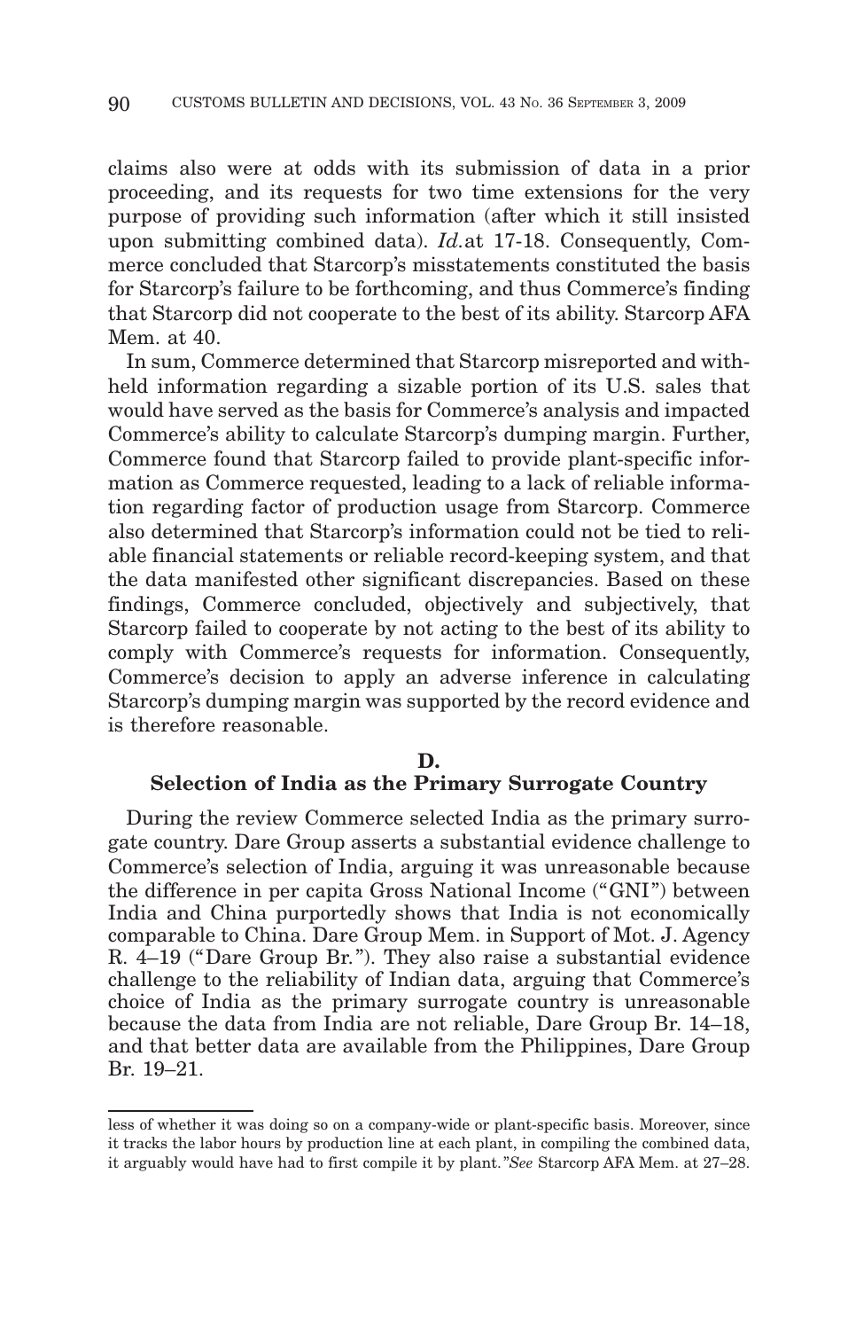claims also were at odds with its submission of data in a prior proceeding, and its requests for two time extensions for the very purpose of providing such information (after which it still insisted upon submitting combined data). *Id.* at 17-18. Consequently, Commerce concluded that Starcorp's misstatements constituted the basis for Starcorp's failure to be forthcoming, and thus Commerce's finding that Starcorp did not cooperate to the best of its ability. Starcorp AFA Mem. at 40.

In sum, Commerce determined that Starcorp misreported and withheld information regarding a sizable portion of its U.S. sales that would have served as the basis for Commerce's analysis and impacted Commerce's ability to calculate Starcorp's dumping margin. Further, Commerce found that Starcorp failed to provide plant-specific information as Commerce requested, leading to a lack of reliable information regarding factor of production usage from Starcorp. Commerce also determined that Starcorp's information could not be tied to reliable financial statements or reliable record-keeping system, and that the data manifested other significant discrepancies. Based on these findings, Commerce concluded, objectively and subjectively, that Starcorp failed to cooperate by not acting to the best of its ability to comply with Commerce's requests for information. Consequently, Commerce's decision to apply an adverse inference in calculating Starcorp's dumping margin was supported by the record evidence and is therefore reasonable.

## D.
## Selection of India as the Primary Surrogate Country

During the review Commerce selected India as the primary surrogate country. Dare Group asserts a substantial evidence challenge to Commerce's selection of India, arguing it was unreasonable because the difference in per capita Gross National Income ("GNI") between India and China purportedly shows that India is not economically comparable to China. Dare Group Mem. in Support of Mot. J. Agency R. 4–19 ("Dare Group Br."). They also raise a substantial evidence challenge to the reliability of Indian data, arguing that Commerce's choice of India as the primary surrogate country is unreasonable because the data from India are not reliable, Dare Group Br. 14–18, and that better data are available from the Philippines, Dare Group Br. 19–21.

---

less of whether it was doing so on a company-wide or plant-specific basis. Moreover, since it tracks the labor hours by production line at each plant, in compiling the combined data, it arguably would have had to first compile it by plant."*See* Starcorp AFA Mem. at 27–28.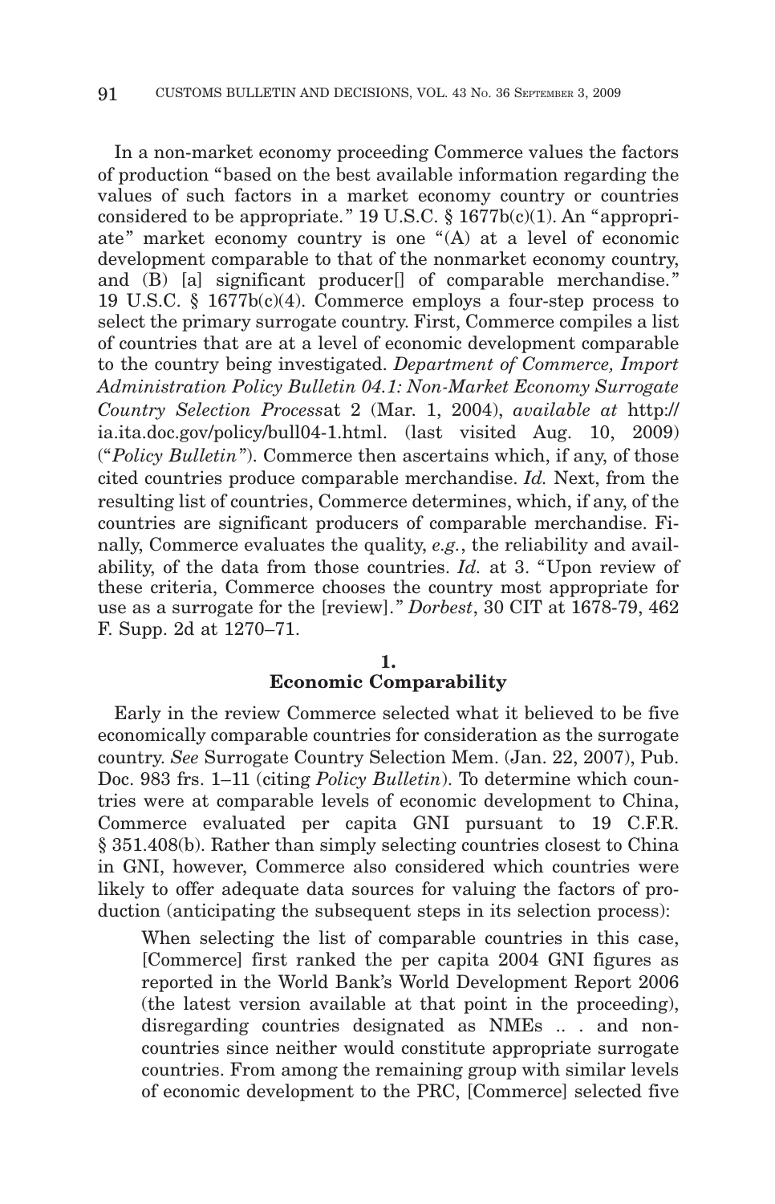In a non-market economy proceeding Commerce values the factors of production "based on the best available information regarding the values of such factors in a market economy country or countries considered to be appropriate." 19 U.S.C. § 1677b(c)(1). An "appropriate" market economy country is one "(A) at a level of economic development comparable to that of the nonmarket economy country, and (B) [a] significant producer[] of comparable merchandise." 19 U.S.C. § 1677b(c)(4). Commerce employs a four-step process to select the primary surrogate country. First, Commerce compiles a list of countries that are at a level of economic development comparable to the country being investigated. *Department of Commerce, Import Administration Policy Bulletin 04.1: Non-Market Economy Surrogate Country Selection Process*at 2 (Mar. 1, 2004), *available at* http://ia.ita.doc.gov/policy/bull04-1.html. (last visited Aug. 10, 2009) ("*Policy Bulletin*"). Commerce then ascertains which, if any, of those cited countries produce comparable merchandise. *Id.* Next, from the resulting list of countries, Commerce determines, which, if any, of the countries are significant producers of comparable merchandise. Finally, Commerce evaluates the quality, *e.g.*, the reliability and availability, of the data from those countries. *Id.* at 3. "Upon review of these criteria, Commerce chooses the country most appropriate for use as a surrogate for the [review]." *Dorbest*, 30 CIT at 1678-79, 462 F. Supp. 2d at 1270–71.

### 1.
### Economic Comparability

Early in the review Commerce selected what it believed to be five economically comparable countries for consideration as the surrogate country. *See* Surrogate Country Selection Mem. (Jan. 22, 2007), Pub. Doc. 983 frs. 1–11 (citing *Policy Bulletin*). To determine which countries were at comparable levels of economic development to China, Commerce evaluated per capita GNI pursuant to 19 C.F.R. § 351.408(b). Rather than simply selecting countries closest to China in GNI, however, Commerce also considered which countries were likely to offer adequate data sources for valuing the factors of production (anticipating the subsequent steps in its selection process):

> When selecting the list of comparable countries in this case, [Commerce] first ranked the per capita 2004 GNI figures as reported in the World Bank's World Development Report 2006 (the latest version available at that point in the proceeding), disregarding countries designated as NMEs .. . and non-countries since neither would constitute appropriate surrogate countries. From among the remaining group with similar levels of economic development to the PRC, [Commerce] selected five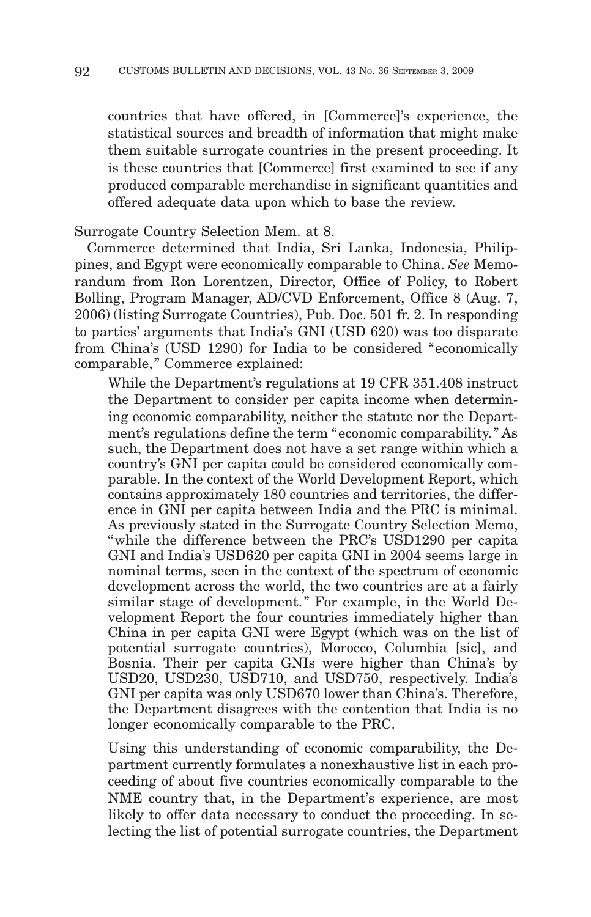countries that have offered, in [Commerce]'s experience, the statistical sources and breadth of information that might make them suitable surrogate countries in the present proceeding. It is these countries that [Commerce] first examined to see if any produced comparable merchandise in significant quantities and offered adequate data upon which to base the review.

Surrogate Country Selection Mem. at 8.

Commerce determined that India, Sri Lanka, Indonesia, Philippines, and Egypt were economically comparable to China. *See* Memorandum from Ron Lorentzen, Director, Office of Policy, to Robert Bolling, Program Manager, AD/CVD Enforcement, Office 8 (Aug. 7, 2006) (listing Surrogate Countries), Pub. Doc. 501 fr. 2. In responding to parties' arguments that India's GNI (USD 620) was too disparate from China's (USD 1290) for India to be considered "economically comparable," Commerce explained:

> While the Department's regulations at 19 CFR 351.408 instruct the Department to consider per capita income when determining economic comparability, neither the statute nor the Department's regulations define the term "economic comparability." As such, the Department does not have a set range within which a country's GNI per capita could be considered economically comparable. In the context of the World Development Report, which contains approximately 180 countries and territories, the difference in GNI per capita between India and the PRC is minimal. As previously stated in the Surrogate Country Selection Memo, "while the difference between the PRC's USD1290 per capita GNI and India's USD620 per capita GNI in 2004 seems large in nominal terms, seen in the context of the spectrum of economic development across the world, the two countries are at a fairly similar stage of development." For example, in the World Development Report the four countries immediately higher than China in per capita GNI were Egypt (which was on the list of potential surrogate countries), Morocco, Columbia [sic], and Bosnia. Their per capita GNIs were higher than China's by USD20, USD230, USD710, and USD750, respectively. India's GNI per capita was only USD670 lower than China's. Therefore, the Department disagrees with the contention that India is no longer economically comparable to the PRC.
>
> Using this understanding of economic comparability, the Department currently formulates a nonexhaustive list in each proceeding of about five countries economically comparable to the NME country that, in the Department's experience, are most likely to offer data necessary to conduct the proceeding. In selecting the list of potential surrogate countries, the Department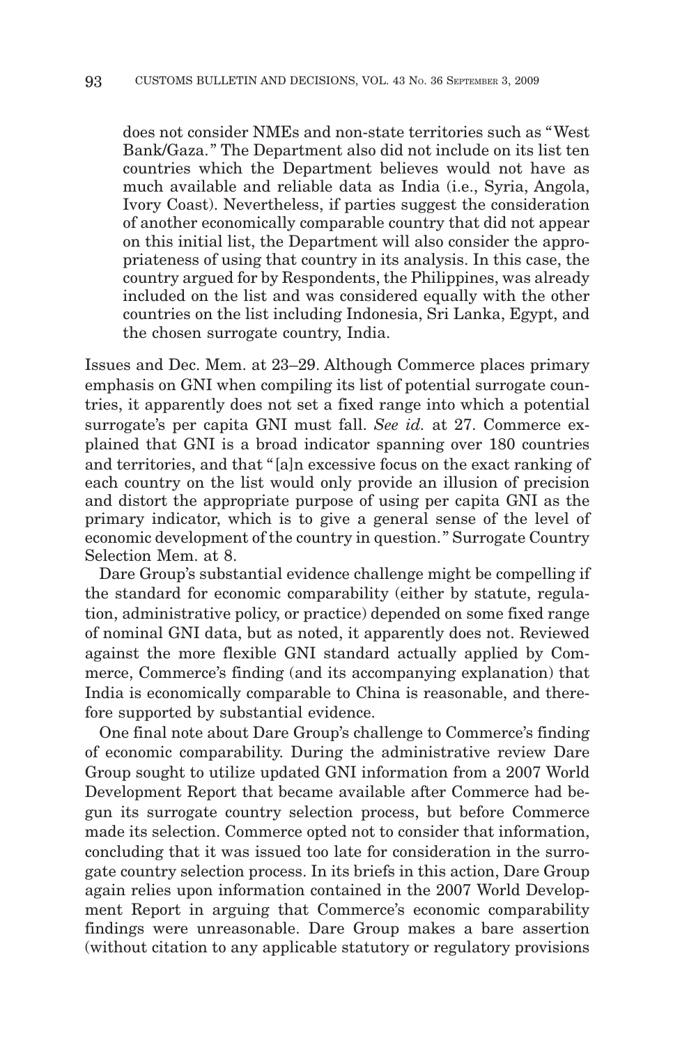> does not consider NMEs and non-state territories such as "West Bank/Gaza." The Department also did not include on its list ten countries which the Department believes would not have as much available and reliable data as India (i.e., Syria, Angola, Ivory Coast). Nevertheless, if parties suggest the consideration of another economically comparable country that did not appear on this initial list, the Department will also consider the appropriateness of using that country in its analysis. In this case, the country argued for by Respondents, the Philippines, was already included on the list and was considered equally with the other countries on the list including Indonesia, Sri Lanka, Egypt, and the chosen surrogate country, India.

Issues and Dec. Mem. at 23–29. Although Commerce places primary emphasis on GNI when compiling its list of potential surrogate countries, it apparently does not set a fixed range into which a potential surrogate's per capita GNI must fall. *See id.* at 27. Commerce explained that GNI is a broad indicator spanning over 180 countries and territories, and that "[a]n excessive focus on the exact ranking of each country on the list would only provide an illusion of precision and distort the appropriate purpose of using per capita GNI as the primary indicator, which is to give a general sense of the level of economic development of the country in question." Surrogate Country Selection Mem. at 8.

Dare Group's substantial evidence challenge might be compelling if the standard for economic comparability (either by statute, regulation, administrative policy, or practice) depended on some fixed range of nominal GNI data, but as noted, it apparently does not. Reviewed against the more flexible GNI standard actually applied by Commerce, Commerce's finding (and its accompanying explanation) that India is economically comparable to China is reasonable, and therefore supported by substantial evidence.

One final note about Dare Group's challenge to Commerce's finding of economic comparability. During the administrative review Dare Group sought to utilize updated GNI information from a 2007 World Development Report that became available after Commerce had begun its surrogate country selection process, but before Commerce made its selection. Commerce opted not to consider that information, concluding that it was issued too late for consideration in the surrogate country selection process. In its briefs in this action, Dare Group again relies upon information contained in the 2007 World Development Report in arguing that Commerce's economic comparability findings were unreasonable. Dare Group makes a bare assertion (without citation to any applicable statutory or regulatory provisions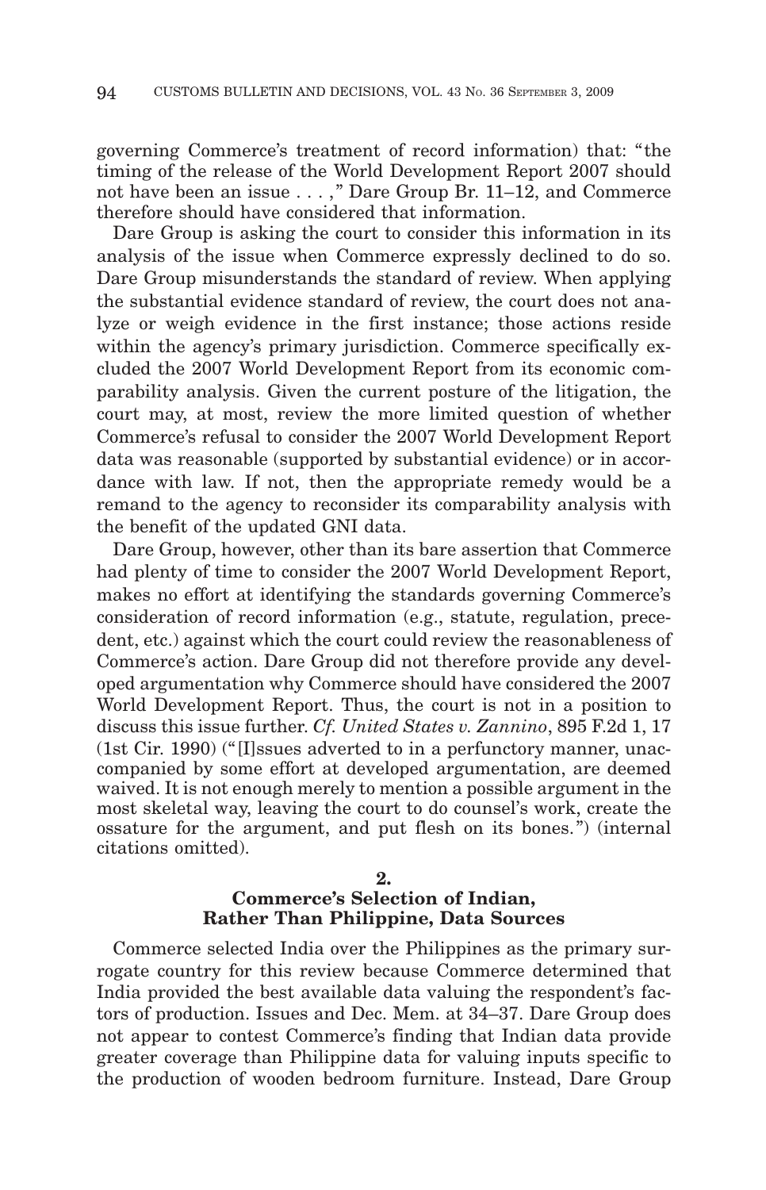governing Commerce's treatment of record information) that: "the timing of the release of the World Development Report 2007 should not have been an issue . . . ," Dare Group Br. 11–12, and Commerce therefore should have considered that information.

Dare Group is asking the court to consider this information in its analysis of the issue when Commerce expressly declined to do so. Dare Group misunderstands the standard of review. When applying the substantial evidence standard of review, the court does not analyze or weigh evidence in the first instance; those actions reside within the agency's primary jurisdiction. Commerce specifically excluded the 2007 World Development Report from its economic comparability analysis. Given the current posture of the litigation, the court may, at most, review the more limited question of whether Commerce's refusal to consider the 2007 World Development Report data was reasonable (supported by substantial evidence) or in accordance with law. If not, then the appropriate remedy would be a remand to the agency to reconsider its comparability analysis with the benefit of the updated GNI data.

Dare Group, however, other than its bare assertion that Commerce had plenty of time to consider the 2007 World Development Report, makes no effort at identifying the standards governing Commerce's consideration of record information (e.g., statute, regulation, precedent, etc.) against which the court could review the reasonableness of Commerce's action. Dare Group did not therefore provide any developed argumentation why Commerce should have considered the 2007 World Development Report. Thus, the court is not in a position to discuss this issue further. *Cf. United States v. Zannino*, 895 F.2d 1, 17 (1st Cir. 1990) ("[I]ssues adverted to in a perfunctory manner, unaccompanied by some effort at developed argumentation, are deemed waived. It is not enough merely to mention a possible argument in the most skeletal way, leaving the court to do counsel's work, create the ossature for the argument, and put flesh on its bones.") (internal citations omitted).

### 2.
### Commerce's Selection of Indian, Rather Than Philippine, Data Sources

Commerce selected India over the Philippines as the primary surrogate country for this review because Commerce determined that India provided the best available data valuing the respondent's factors of production. Issues and Dec. Mem. at 34–37. Dare Group does not appear to contest Commerce's finding that Indian data provide greater coverage than Philippine data for valuing inputs specific to the production of wooden bedroom furniture. Instead, Dare Group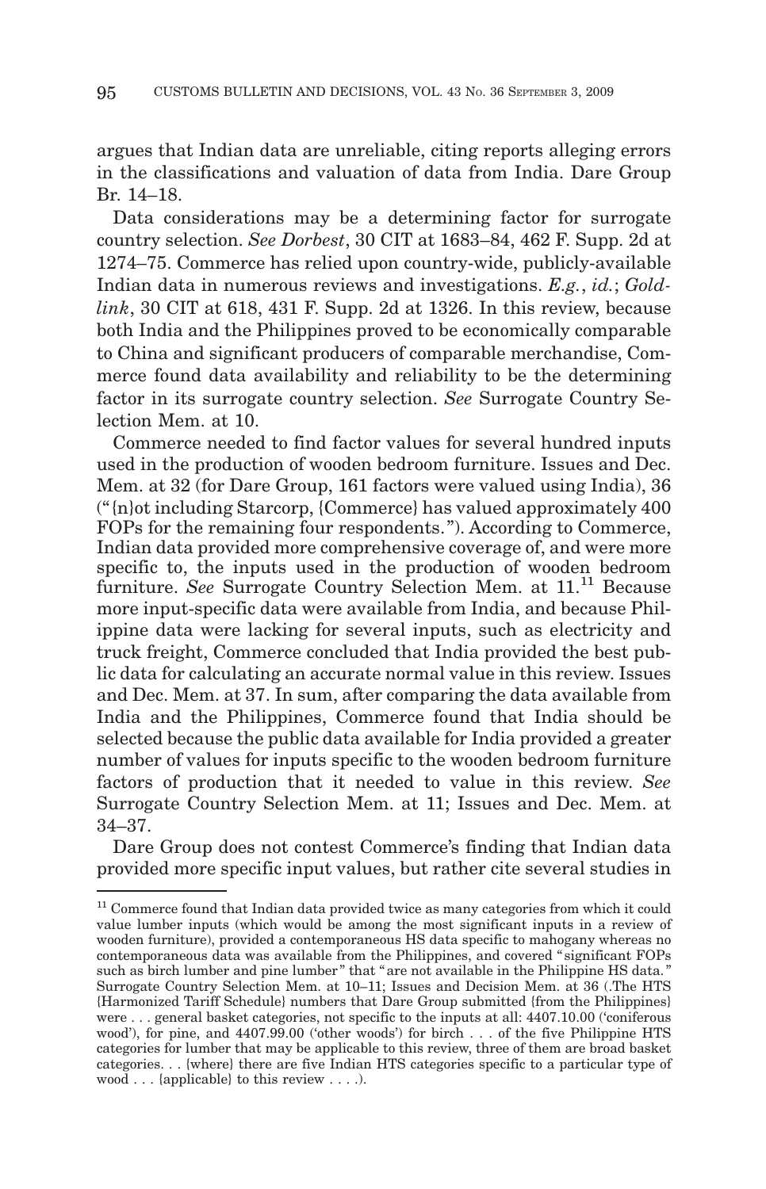argues that Indian data are unreliable, citing reports alleging errors in the classifications and valuation of data from India. Dare Group Br. 14–18.

Data considerations may be a determining factor for surrogate country selection. *See Dorbest*, 30 CIT at 1683–84, 462 F. Supp. 2d at 1274–75. Commerce has relied upon country-wide, publicly-available Indian data in numerous reviews and investigations. *E.g.*, *id.*; *Goldlink*, 30 CIT at 618, 431 F. Supp. 2d at 1326. In this review, because both India and the Philippines proved to be economically comparable to China and significant producers of comparable merchandise, Commerce found data availability and reliability to be the determining factor in its surrogate country selection. *See* Surrogate Country Selection Mem. at 10.

Commerce needed to find factor values for several hundred inputs used in the production of wooden bedroom furniture. Issues and Dec. Mem. at 32 (for Dare Group, 161 factors were valued using India), 36 ("{n}ot including Starcorp, {Commerce} has valued approximately 400 FOPs for the remaining four respondents."). According to Commerce, Indian data provided more comprehensive coverage of, and were more specific to, the inputs used in the production of wooden bedroom furniture. *See* Surrogate Country Selection Mem. at 11.[11] Because more input-specific data were available from India, and because Philippine data were lacking for several inputs, such as electricity and truck freight, Commerce concluded that India provided the best public data for calculating an accurate normal value in this review. Issues and Dec. Mem. at 37. In sum, after comparing the data available from India and the Philippines, Commerce found that India should be selected because the public data available for India provided a greater number of values for inputs specific to the wooden bedroom furniture factors of production that it needed to value in this review. *See* Surrogate Country Selection Mem. at 11; Issues and Dec. Mem. at 34–37.

Dare Group does not contest Commerce's finding that Indian data provided more specific input values, but rather cite several studies in

[11] Commerce found that Indian data provided twice as many categories from which it could value lumber inputs (which would be among the most significant inputs in a review of wooden furniture), provided a contemporaneous HS data specific to mahogany whereas no contemporaneous data was available from the Philippines, and covered "significant FOPs such as birch lumber and pine lumber" that "are not available in the Philippine HS data." Surrogate Country Selection Mem. at 10–11; Issues and Decision Mem. at 36 (.The HTS {Harmonized Tariff Schedule} numbers that Dare Group submitted {from the Philippines} were . . . general basket categories, not specific to the inputs at all: 4407.10.00 ('coniferous wood'), for pine, and 4407.99.00 ('other woods') for birch . . . of the five Philippine HTS categories for lumber that may be applicable to this review, three of them are broad basket categories. . . {where} there are five Indian HTS categories specific to a particular type of wood . . . {applicable} to this review . . . .).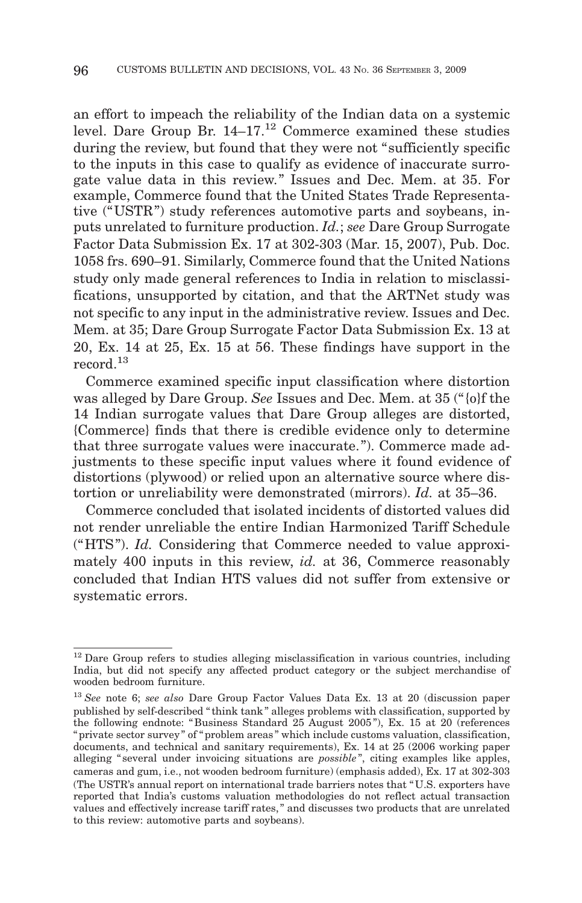an effort to impeach the reliability of the Indian data on a systemic level. Dare Group Br. 14–17.[12] Commerce examined these studies during the review, but found that they were not "sufficiently specific to the inputs in this case to qualify as evidence of inaccurate surrogate value data in this review." Issues and Dec. Mem. at 35. For example, Commerce found that the United States Trade Representative ("USTR") study references automotive parts and soybeans, inputs unrelated to furniture production. *Id.*; *see* Dare Group Surrogate Factor Data Submission Ex. 17 at 302-303 (Mar. 15, 2007), Pub. Doc. 1058 frs. 690–91. Similarly, Commerce found that the United Nations study only made general references to India in relation to misclassifications, unsupported by citation, and that the ARTNet study was not specific to any input in the administrative review. Issues and Dec. Mem. at 35; Dare Group Surrogate Factor Data Submission Ex. 13 at 20, Ex. 14 at 25, Ex. 15 at 56. These findings have support in the record.[13]

Commerce examined specific input classification where distortion was alleged by Dare Group. *See* Issues and Dec. Mem. at 35 ("{o}f the 14 Indian surrogate values that Dare Group alleges are distorted, {Commerce} finds that there is credible evidence only to determine that three surrogate values were inaccurate."). Commerce made adjustments to these specific input values where it found evidence of distortions (plywood) or relied upon an alternative source where distortion or unreliability were demonstrated (mirrors). *Id.* at 35–36.

Commerce concluded that isolated incidents of distorted values did not render unreliable the entire Indian Harmonized Tariff Schedule ("HTS"). *Id.* Considering that Commerce needed to value approximately 400 inputs in this review, *id.* at 36, Commerce reasonably concluded that Indian HTS values did not suffer from extensive or systematic errors.

---

[12] Dare Group refers to studies alleging misclassification in various countries, including India, but did not specify any affected product category or the subject merchandise of wooden bedroom furniture.

[13] *See* note 6; *see also* Dare Group Factor Values Data Ex. 13 at 20 (discussion paper published by self-described "think tank" alleges problems with classification, supported by the following endnote: "Business Standard 25 August 2005"), Ex. 15 at 20 (references "private sector survey" of "problem areas" which include customs valuation, classification, documents, and technical and sanitary requirements), Ex. 14 at 25 (2006 working paper alleging "several under invoicing situations are *possible*", citing examples like apples, cameras and gum, i.e., not wooden bedroom furniture) (emphasis added), Ex. 17 at 302-303 (The USTR's annual report on international trade barriers notes that "U.S. exporters have reported that India's customs valuation methodologies do not reflect actual transaction values and effectively increase tariff rates," and discusses two products that are unrelated to this review: automotive parts and soybeans).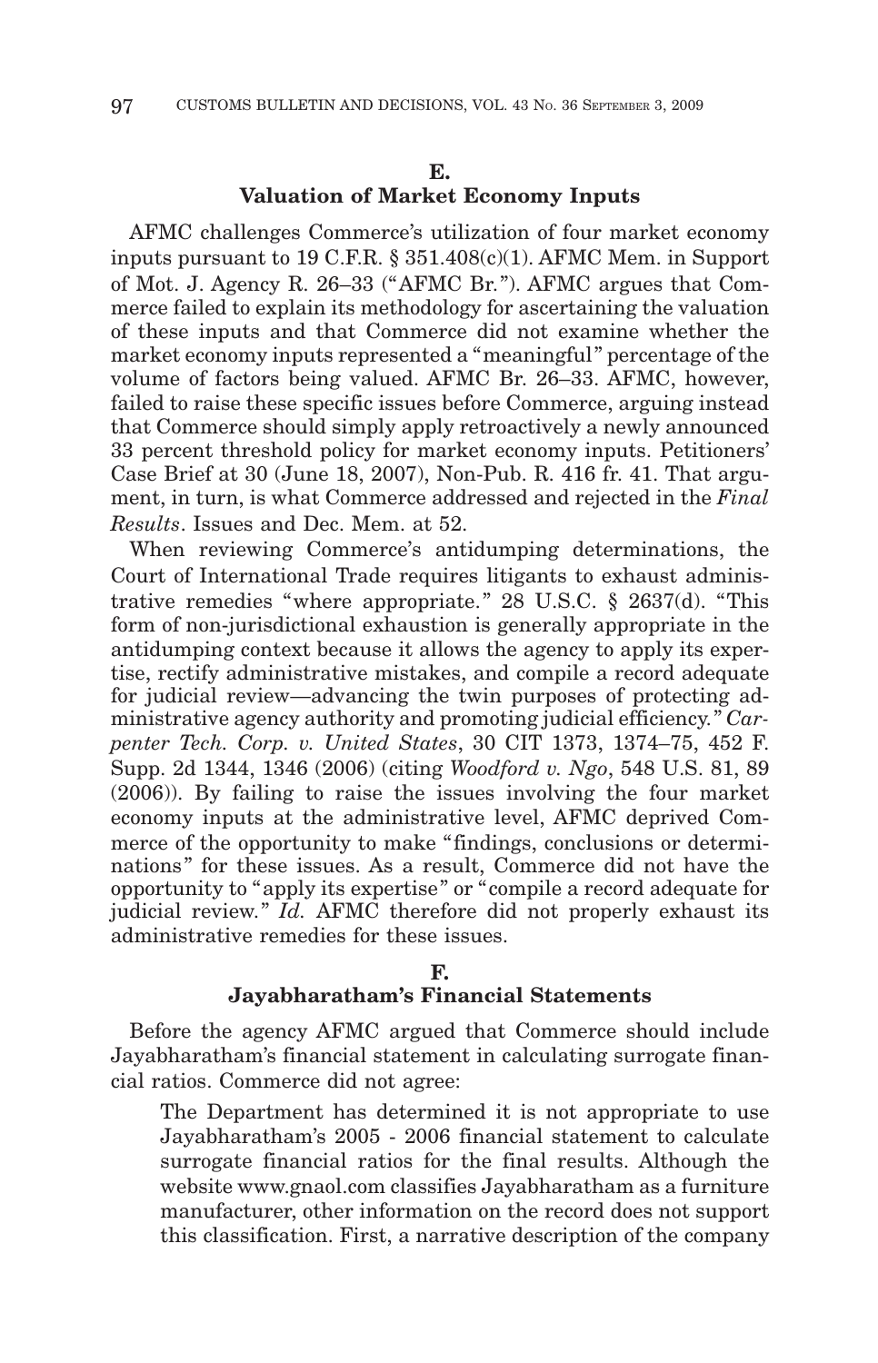### E.
### Valuation of Market Economy Inputs

AFMC challenges Commerce's utilization of four market economy inputs pursuant to 19 C.F.R. § 351.408(c)(1). AFMC Mem. in Support of Mot. J. Agency R. 26–33 ("AFMC Br."). AFMC argues that Commerce failed to explain its methodology for ascertaining the valuation of these inputs and that Commerce did not examine whether the market economy inputs represented a "meaningful" percentage of the volume of factors being valued. AFMC Br. 26–33. AFMC, however, failed to raise these specific issues before Commerce, arguing instead that Commerce should simply apply retroactively a newly announced 33 percent threshold policy for market economy inputs. Petitioners' Case Brief at 30 (June 18, 2007), Non-Pub. R. 416 fr. 41. That argument, in turn, is what Commerce addressed and rejected in the *Final Results*. Issues and Dec. Mem. at 52.

When reviewing Commerce's antidumping determinations, the Court of International Trade requires litigants to exhaust administrative remedies "where appropriate." 28 U.S.C. § 2637(d). "This form of non-jurisdictional exhaustion is generally appropriate in the antidumping context because it allows the agency to apply its expertise, rectify administrative mistakes, and compile a record adequate for judicial review—advancing the twin purposes of protecting administrative agency authority and promoting judicial efficiency." *Carpenter Tech. Corp. v. United States*, 30 CIT 1373, 1374–75, 452 F. Supp. 2d 1344, 1346 (2006) (citing *Woodford v. Ngo*, 548 U.S. 81, 89 (2006)). By failing to raise the issues involving the four market economy inputs at the administrative level, AFMC deprived Commerce of the opportunity to make "findings, conclusions or determinations" for these issues. As a result, Commerce did not have the opportunity to "apply its expertise" or "compile a record adequate for judicial review." *Id.* AFMC therefore did not properly exhaust its administrative remedies for these issues.

### F.
### Jayabharatham's Financial Statements

Before the agency AFMC argued that Commerce should include Jayabharatham's financial statement in calculating surrogate financial ratios. Commerce did not agree:

> The Department has determined it is not appropriate to use Jayabharatham's 2005 - 2006 financial statement to calculate surrogate financial ratios for the final results. Although the website www.gnaol.com classifies Jayabharatham as a furniture manufacturer, other information on the record does not support this classification. First, a narrative description of the company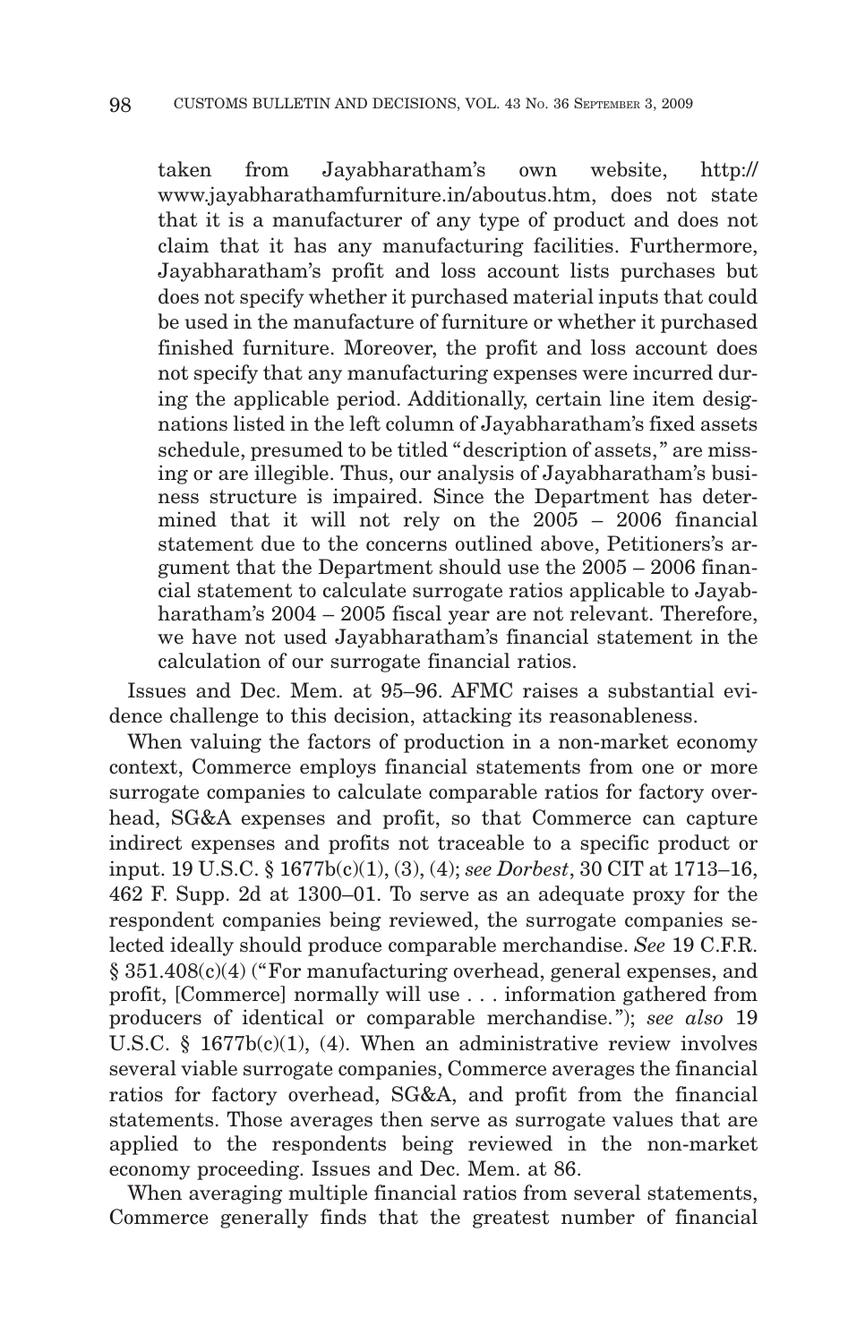> taken from Jayabharatham's own website, http://www.jayabharathamfurniture.in/aboutus.htm, does not state that it is a manufacturer of any type of product and does not claim that it has any manufacturing facilities. Furthermore, Jayabharatham's profit and loss account lists purchases but does not specify whether it purchased material inputs that could be used in the manufacture of furniture or whether it purchased finished furniture. Moreover, the profit and loss account does not specify that any manufacturing expenses were incurred during the applicable period. Additionally, certain line item designations listed in the left column of Jayabharatham's fixed assets schedule, presumed to be titled "description of assets," are missing or are illegible. Thus, our analysis of Jayabharatham's business structure is impaired. Since the Department has determined that it will not rely on the 2005 – 2006 financial statement due to the concerns outlined above, Petitioners's argument that the Department should use the 2005 – 2006 financial statement to calculate surrogate ratios applicable to Jayabharatham's 2004 – 2005 fiscal year are not relevant. Therefore, we have not used Jayabharatham's financial statement in the calculation of our surrogate financial ratios.

Issues and Dec. Mem. at 95–96. AFMC raises a substantial evidence challenge to this decision, attacking its reasonableness.

When valuing the factors of production in a non-market economy context, Commerce employs financial statements from one or more surrogate companies to calculate comparable ratios for factory overhead, SG&A expenses and profit, so that Commerce can capture indirect expenses and profits not traceable to a specific product or input. 19 U.S.C. § 1677b(c)(1), (3), (4); *see Dorbest*, 30 CIT at 1713–16, 462 F. Supp. 2d at 1300–01. To serve as an adequate proxy for the respondent companies being reviewed, the surrogate companies selected ideally should produce comparable merchandise. *See* 19 C.F.R. § 351.408(c)(4) ("For manufacturing overhead, general expenses, and profit, [Commerce] normally will use . . . information gathered from producers of identical or comparable merchandise."); *see also* 19 U.S.C. § 1677b(c)(1), (4). When an administrative review involves several viable surrogate companies, Commerce averages the financial ratios for factory overhead, SG&A, and profit from the financial statements. Those averages then serve as surrogate values that are applied to the respondents being reviewed in the non-market economy proceeding. Issues and Dec. Mem. at 86.

When averaging multiple financial ratios from several statements, Commerce generally finds that the greatest number of financial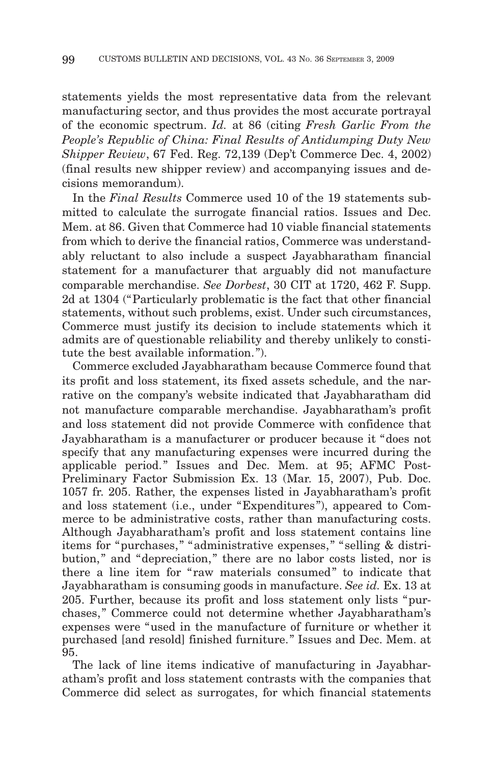statements yields the most representative data from the relevant manufacturing sector, and thus provides the most accurate portrayal of the economic spectrum. *Id.* at 86 (citing *Fresh Garlic From the People's Republic of China: Final Results of Antidumping Duty New Shipper Review*, 67 Fed. Reg. 72,139 (Dep't Commerce Dec. 4, 2002) (final results new shipper review) and accompanying issues and decisions memorandum).

In the *Final Results* Commerce used 10 of the 19 statements submitted to calculate the surrogate financial ratios. Issues and Dec. Mem. at 86. Given that Commerce had 10 viable financial statements from which to derive the financial ratios, Commerce was understandably reluctant to also include a suspect Jayabharatham financial statement for a manufacturer that arguably did not manufacture comparable merchandise. *See Dorbest*, 30 CIT at 1720, 462 F. Supp. 2d at 1304 ("Particularly problematic is the fact that other financial statements, without such problems, exist. Under such circumstances, Commerce must justify its decision to include statements which it admits are of questionable reliability and thereby unlikely to constitute the best available information.").

Commerce excluded Jayabharatham because Commerce found that its profit and loss statement, its fixed assets schedule, and the narrative on the company's website indicated that Jayabharatham did not manufacture comparable merchandise. Jayabharatham's profit and loss statement did not provide Commerce with confidence that Jayabharatham is a manufacturer or producer because it "does not specify that any manufacturing expenses were incurred during the applicable period." Issues and Dec. Mem. at 95; AFMC Post-Preliminary Factor Submission Ex. 13 (Mar. 15, 2007), Pub. Doc. 1057 fr. 205. Rather, the expenses listed in Jayabharatham's profit and loss statement (i.e., under "Expenditures"), appeared to Commerce to be administrative costs, rather than manufacturing costs. Although Jayabharatham's profit and loss statement contains line items for "purchases," "administrative expenses," "selling & distribution," and "depreciation," there are no labor costs listed, nor is there a line item for "raw materials consumed" to indicate that Jayabharatham is consuming goods in manufacture. *See id.* Ex. 13 at 205. Further, because its profit and loss statement only lists "purchases," Commerce could not determine whether Jayabharatham's expenses were "used in the manufacture of furniture or whether it purchased [and resold] finished furniture." Issues and Dec. Mem. at 95.

The lack of line items indicative of manufacturing in Jayabharatham's profit and loss statement contrasts with the companies that Commerce did select as surrogates, for which financial statements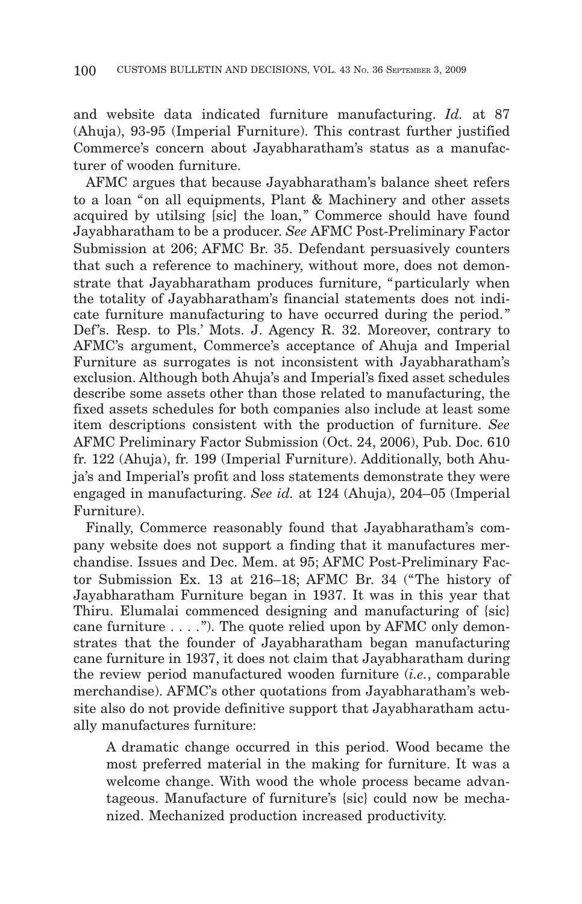and website data indicated furniture manufacturing. *Id.* at 87 (Ahuja), 93-95 (Imperial Furniture). This contrast further justified Commerce's concern about Jayabharatham's status as a manufacturer of wooden furniture.

AFMC argues that because Jayabharatham's balance sheet refers to a loan "on all equipments, Plant & Machinery and other assets acquired by utilsing [sic] the loan," Commerce should have found Jayabharatham to be a producer. *See* AFMC Post-Preliminary Factor Submission at 206; AFMC Br. 35. Defendant persuasively counters that such a reference to machinery, without more, does not demonstrate that Jayabharatham produces furniture, "particularly when the totality of Jayabharatham's financial statements does not indicate furniture manufacturing to have occurred during the period." Def's. Resp. to Pls.' Mots. J. Agency R. 32. Moreover, contrary to AFMC's argument, Commerce's acceptance of Ahuja and Imperial Furniture as surrogates is not inconsistent with Jayabharatham's exclusion. Although both Ahuja's and Imperial's fixed asset schedules describe some assets other than those related to manufacturing, the fixed assets schedules for both companies also include at least some item descriptions consistent with the production of furniture. *See* AFMC Preliminary Factor Submission (Oct. 24, 2006), Pub. Doc. 610 fr. 122 (Ahuja), fr. 199 (Imperial Furniture). Additionally, both Ahuja's and Imperial's profit and loss statements demonstrate they were engaged in manufacturing. *See id.* at 124 (Ahuja), 204–05 (Imperial Furniture).

Finally, Commerce reasonably found that Jayabharatham's company website does not support a finding that it manufactures merchandise. Issues and Dec. Mem. at 95; AFMC Post-Preliminary Factor Submission Ex. 13 at 216–18; AFMC Br. 34 ("The history of Jayabharatham Furniture began in 1937. It was in this year that Thiru. Elumalai commenced designing and manufacturing of {sic} cane furniture . . . ."). The quote relied upon by AFMC only demonstrates that the founder of Jayabharatham began manufacturing cane furniture in 1937, it does not claim that Jayabharatham during the review period manufactured wooden furniture (*i.e.*, comparable merchandise). AFMC's other quotations from Jayabharatham's website also do not provide definitive support that Jayabharatham actually manufactures furniture:

> A dramatic change occurred in this period. Wood became the most preferred material in the making for furniture. It was a welcome change. With wood the whole process became advantageous. Manufacture of furniture's {sic} could now be mechanized. Mechanized production increased productivity.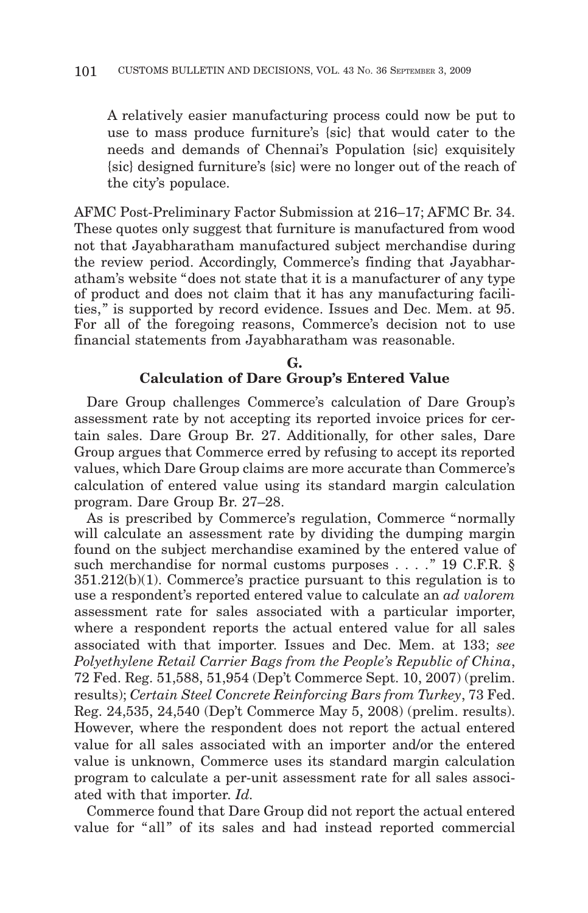> A relatively easier manufacturing process could now be put to use to mass produce furniture's {sic} that would cater to the needs and demands of Chennai's Population {sic} exquisitely {sic} designed furniture's {sic} were no longer out of the reach of the city's populace.

AFMC Post-Preliminary Factor Submission at 216–17; AFMC Br. 34. These quotes only suggest that furniture is manufactured from wood not that Jayabharatham manufactured subject merchandise during the review period. Accordingly, Commerce's finding that Jayabharatham's website "does not state that it is a manufacturer of any type of product and does not claim that it has any manufacturing facilities," is supported by record evidence. Issues and Dec. Mem. at 95. For all of the foregoing reasons, Commerce's decision not to use financial statements from Jayabharatham was reasonable.

## G.
## Calculation of Dare Group's Entered Value

Dare Group challenges Commerce's calculation of Dare Group's assessment rate by not accepting its reported invoice prices for certain sales. Dare Group Br. 27. Additionally, for other sales, Dare Group argues that Commerce erred by refusing to accept its reported values, which Dare Group claims are more accurate than Commerce's calculation of entered value using its standard margin calculation program. Dare Group Br. 27–28.

As is prescribed by Commerce's regulation, Commerce "normally will calculate an assessment rate by dividing the dumping margin found on the subject merchandise examined by the entered value of such merchandise for normal customs purposes . . . ." 19 C.F.R. § 351.212(b)(1). Commerce's practice pursuant to this regulation is to use a respondent's reported entered value to calculate an *ad valorem* assessment rate for sales associated with a particular importer, where a respondent reports the actual entered value for all sales associated with that importer. Issues and Dec. Mem. at 133; *see Polyethylene Retail Carrier Bags from the People's Republic of China*, 72 Fed. Reg. 51,588, 51,954 (Dep't Commerce Sept. 10, 2007) (prelim. results); *Certain Steel Concrete Reinforcing Bars from Turkey*, 73 Fed. Reg. 24,535, 24,540 (Dep't Commerce May 5, 2008) (prelim. results). However, where the respondent does not report the actual entered value for all sales associated with an importer and/or the entered value is unknown, Commerce uses its standard margin calculation program to calculate a per-unit assessment rate for all sales associated with that importer. *Id.*

Commerce found that Dare Group did not report the actual entered value for "all" of its sales and had instead reported commercial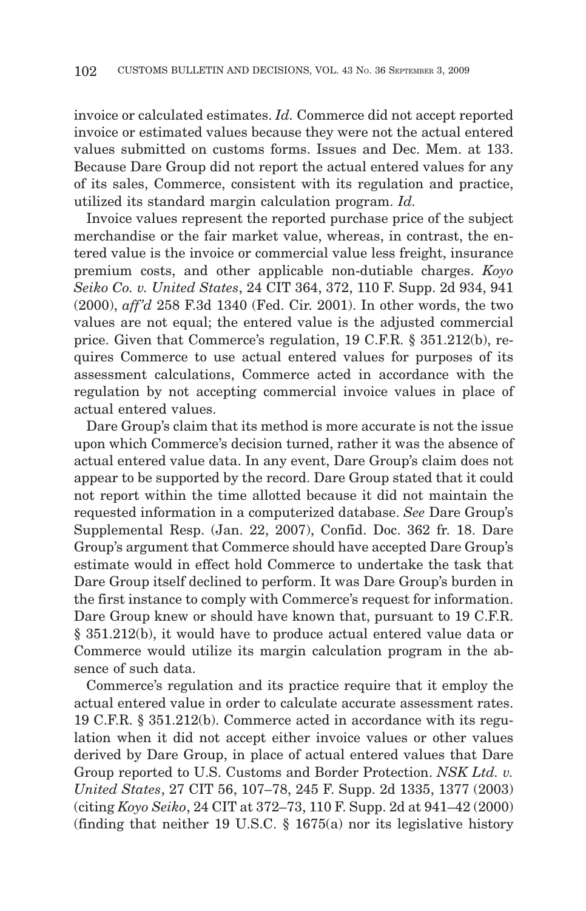invoice or calculated estimates. *Id.* Commerce did not accept reported invoice or estimated values because they were not the actual entered values submitted on customs forms. Issues and Dec. Mem. at 133. Because Dare Group did not report the actual entered values for any of its sales, Commerce, consistent with its regulation and practice, utilized its standard margin calculation program. *Id.*

Invoice values represent the reported purchase price of the subject merchandise or the fair market value, whereas, in contrast, the entered value is the invoice or commercial value less freight, insurance premium costs, and other applicable non-dutiable charges. *Koyo Seiko Co. v. United States*, 24 CIT 364, 372, 110 F. Supp. 2d 934, 941 (2000), *aff'd* 258 F.3d 1340 (Fed. Cir. 2001). In other words, the two values are not equal; the entered value is the adjusted commercial price. Given that Commerce's regulation, 19 C.F.R. § 351.212(b), requires Commerce to use actual entered values for purposes of its assessment calculations, Commerce acted in accordance with the regulation by not accepting commercial invoice values in place of actual entered values.

Dare Group's claim that its method is more accurate is not the issue upon which Commerce's decision turned, rather it was the absence of actual entered value data. In any event, Dare Group's claim does not appear to be supported by the record. Dare Group stated that it could not report within the time allotted because it did not maintain the requested information in a computerized database. *See* Dare Group's Supplemental Resp. (Jan. 22, 2007), Confid. Doc. 362 fr. 18. Dare Group's argument that Commerce should have accepted Dare Group's estimate would in effect hold Commerce to undertake the task that Dare Group itself declined to perform. It was Dare Group's burden in the first instance to comply with Commerce's request for information. Dare Group knew or should have known that, pursuant to 19 C.F.R. § 351.212(b), it would have to produce actual entered value data or Commerce would utilize its margin calculation program in the absence of such data.

Commerce's regulation and its practice require that it employ the actual entered value in order to calculate accurate assessment rates. 19 C.F.R. § 351.212(b). Commerce acted in accordance with its regulation when it did not accept either invoice values or other values derived by Dare Group, in place of actual entered values that Dare Group reported to U.S. Customs and Border Protection. *NSK Ltd. v. United States*, 27 CIT 56, 107–78, 245 F. Supp. 2d 1335, 1377 (2003) (citing *Koyo Seiko*, 24 CIT at 372–73, 110 F. Supp. 2d at 941–42 (2000) (finding that neither 19 U.S.C. § 1675(a) nor its legislative history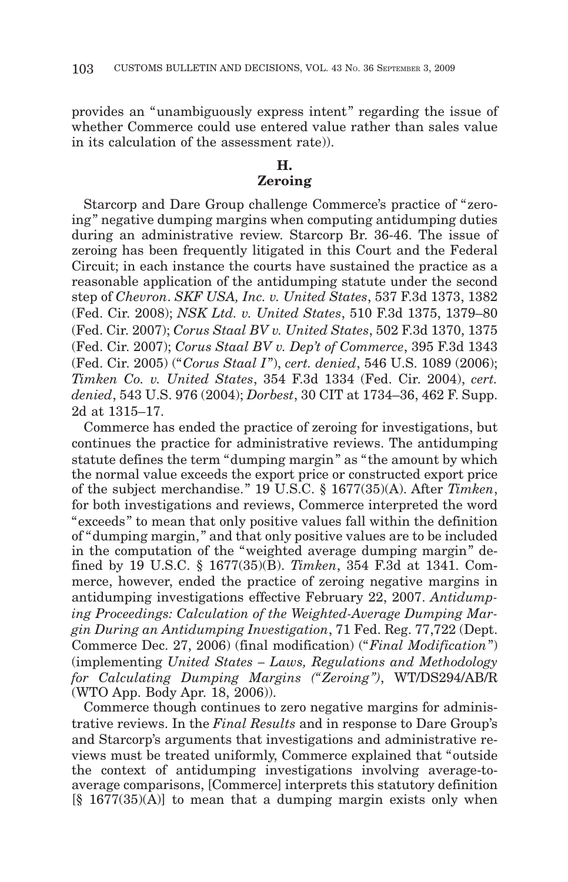provides an "unambiguously express intent" regarding the issue of whether Commerce could use entered value rather than sales value in its calculation of the assessment rate)).

### H.
### Zeroing

Starcorp and Dare Group challenge Commerce's practice of "zeroing" negative dumping margins when computing antidumping duties during an administrative review. Starcorp Br. 36-46. The issue of zeroing has been frequently litigated in this Court and the Federal Circuit; in each instance the courts have sustained the practice as a reasonable application of the antidumping statute under the second step of *Chevron*. *SKF USA, Inc. v. United States*, 537 F.3d 1373, 1382 (Fed. Cir. 2008); *NSK Ltd. v. United States*, 510 F.3d 1375, 1379–80 (Fed. Cir. 2007); *Corus Staal BV v. United States*, 502 F.3d 1370, 1375 (Fed. Cir. 2007); *Corus Staal BV v. Dep't of Commerce*, 395 F.3d 1343 (Fed. Cir. 2005) ("*Corus Staal I*"), *cert. denied*, 546 U.S. 1089 (2006); *Timken Co. v. United States*, 354 F.3d 1334 (Fed. Cir. 2004), *cert. denied*, 543 U.S. 976 (2004); *Dorbest*, 30 CIT at 1734–36, 462 F. Supp. 2d at 1315–17.

Commerce has ended the practice of zeroing for investigations, but continues the practice for administrative reviews. The antidumping statute defines the term "dumping margin" as "the amount by which the normal value exceeds the export price or constructed export price of the subject merchandise." 19 U.S.C. § 1677(35)(A). After *Timken*, for both investigations and reviews, Commerce interpreted the word "exceeds" to mean that only positive values fall within the definition of "dumping margin," and that only positive values are to be included in the computation of the "weighted average dumping margin" defined by 19 U.S.C. § 1677(35)(B). *Timken*, 354 F.3d at 1341. Commerce, however, ended the practice of zeroing negative margins in antidumping investigations effective February 22, 2007. *Antidumping Proceedings: Calculation of the Weighted-Average Dumping Margin During an Antidumping Investigation*, 71 Fed. Reg. 77,722 (Dept. Commerce Dec. 27, 2006) (final modification) ("*Final Modification*") (implementing *United States – Laws, Regulations and Methodology for Calculating Dumping Margins ("Zeroing")*, WT/DS294/AB/R (WTO App. Body Apr. 18, 2006)).

Commerce though continues to zero negative margins for administrative reviews. In the *Final Results* and in response to Dare Group's and Starcorp's arguments that investigations and administrative reviews must be treated uniformly, Commerce explained that "outside the context of antidumping investigations involving average-to-average comparisons, [Commerce] interprets this statutory definition [§ 1677(35)(A)] to mean that a dumping margin exists only when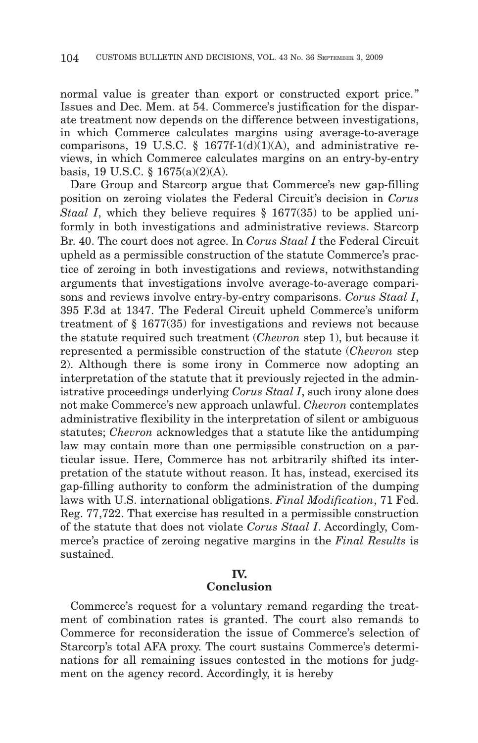normal value is greater than export or constructed export price." Issues and Dec. Mem. at 54. Commerce's justification for the disparate treatment now depends on the difference between investigations, in which Commerce calculates margins using average-to-average comparisons, 19 U.S.C. § 1677f-1(d)(1)(A), and administrative reviews, in which Commerce calculates margins on an entry-by-entry basis, 19 U.S.C. § 1675(a)(2)(A).

Dare Group and Starcorp argue that Commerce's new gap-filling position on zeroing violates the Federal Circuit's decision in *Corus Staal I*, which they believe requires § 1677(35) to be applied uniformly in both investigations and administrative reviews. Starcorp Br. 40. The court does not agree. In *Corus Staal I* the Federal Circuit upheld as a permissible construction of the statute Commerce's practice of zeroing in both investigations and reviews, notwithstanding arguments that investigations involve average-to-average comparisons and reviews involve entry-by-entry comparisons. *Corus Staal I*, 395 F.3d at 1347. The Federal Circuit upheld Commerce's uniform treatment of § 1677(35) for investigations and reviews not because the statute required such treatment (*Chevron* step 1), but because it represented a permissible construction of the statute (*Chevron* step 2). Although there is some irony in Commerce now adopting an interpretation of the statute that it previously rejected in the administrative proceedings underlying *Corus Staal I*, such irony alone does not make Commerce's new approach unlawful. *Chevron* contemplates administrative flexibility in the interpretation of silent or ambiguous statutes; *Chevron* acknowledges that a statute like the antidumping law may contain more than one permissible construction on a particular issue. Here, Commerce has not arbitrarily shifted its interpretation of the statute without reason. It has, instead, exercised its gap-filling authority to conform the administration of the dumping laws with U.S. international obligations. *Final Modification*, 71 Fed. Reg. 77,722. That exercise has resulted in a permissible construction of the statute that does not violate *Corus Staal I*. Accordingly, Commerce's practice of zeroing negative margins in the *Final Results* is sustained.

## IV. Conclusion

Commerce's request for a voluntary remand regarding the treatment of combination rates is granted. The court also remands to Commerce for reconsideration the issue of Commerce's selection of Starcorp's total AFA proxy. The court sustains Commerce's determinations for all remaining issues contested in the motions for judgment on the agency record. Accordingly, it is hereby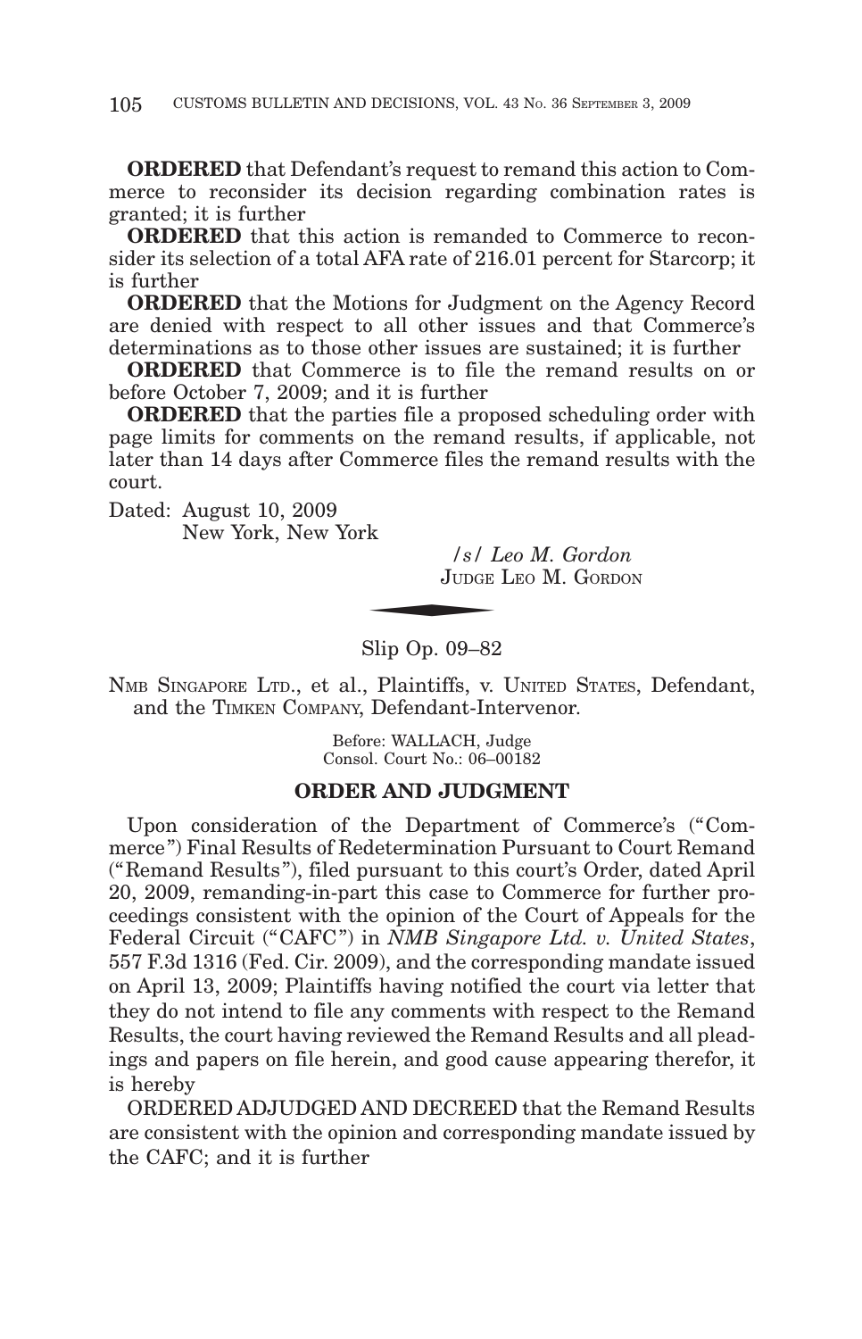**ORDERED** that Defendant's request to remand this action to Commerce to reconsider its decision regarding combination rates is granted; it is further

**ORDERED** that this action is remanded to Commerce to reconsider its selection of a total AFA rate of 216.01 percent for Starcorp; it is further

**ORDERED** that the Motions for Judgment on the Agency Record are denied with respect to all other issues and that Commerce's determinations as to those other issues are sustained; it is further

**ORDERED** that Commerce is to file the remand results on or before October 7, 2009; and it is further

**ORDERED** that the parties file a proposed scheduling order with page limits for comments on the remand results, if applicable, not later than 14 days after Commerce files the remand results with the court.

Dated: August 10, 2009
New York, New York

*/s/ Leo M. Gordon*
JUDGE LEO M. GORDON

Slip Op. 09–82

NMB SINGAPORE LTD., et al., Plaintiffs, v. UNITED STATES, Defendant, and the TIMKEN COMPANY, Defendant-Intervenor.

Before: WALLACH, Judge
Consol. Court No.: 06–00182

## ORDER AND JUDGMENT

Upon consideration of the Department of Commerce's ("Commerce") Final Results of Redetermination Pursuant to Court Remand ("Remand Results"), filed pursuant to this court's Order, dated April 20, 2009, remanding-in-part this case to Commerce for further proceedings consistent with the opinion of the Court of Appeals for the Federal Circuit ("CAFC") in *NMB Singapore Ltd. v. United States*, 557 F.3d 1316 (Fed. Cir. 2009), and the corresponding mandate issued on April 13, 2009; Plaintiffs having notified the court via letter that they do not intend to file any comments with respect to the Remand Results, the court having reviewed the Remand Results and all pleadings and papers on file herein, and good cause appearing therefor, it is hereby

ORDERED ADJUDGED AND DECREED that the Remand Results are consistent with the opinion and corresponding mandate issued by the CAFC; and it is further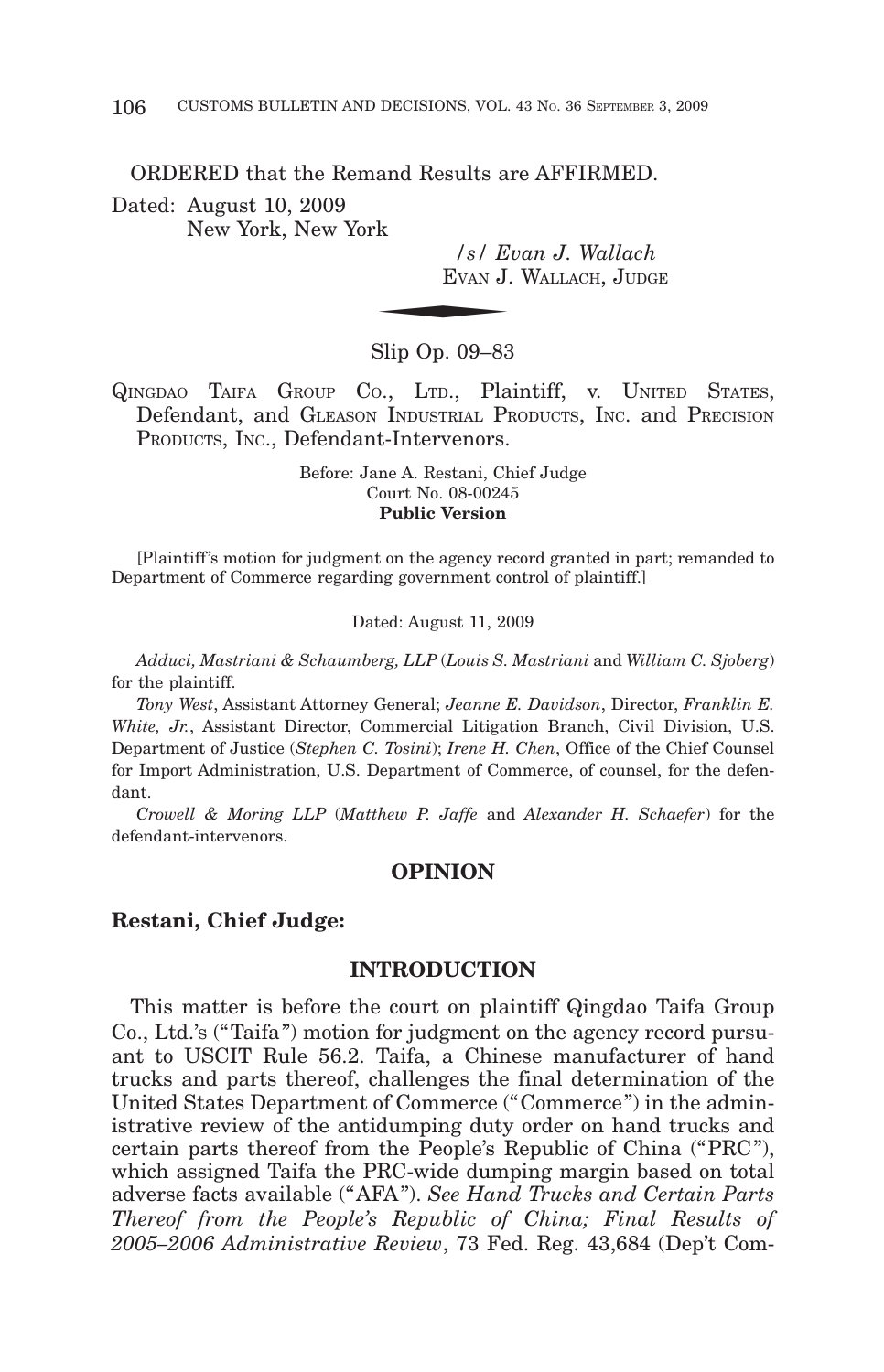ORDERED that the Remand Results are AFFIRMED.

Dated: August 10, 2009
New York, New York

*/s/ Evan J. Wallach*
EVAN J. WALLACH, JUDGE

---

Slip Op. 09–83

QINGDAO TAIFA GROUP CO., LTD., Plaintiff, v. UNITED STATES, Defendant, and GLEASON INDUSTRIAL PRODUCTS, INC. and PRECISION PRODUCTS, INC., Defendant-Intervenors.

Before: Jane A. Restani, Chief Judge
Court No. 08-00245
**Public Version**

[Plaintiff's motion for judgment on the agency record granted in part; remanded to Department of Commerce regarding government control of plaintiff.]

Dated: August 11, 2009

*Adduci, Mastriani & Schaumberg, LLP* (*Louis S. Mastriani* and *William C. Sjoberg*) for the plaintiff.

*Tony West*, Assistant Attorney General; *Jeanne E. Davidson*, Director, *Franklin E. White, Jr.*, Assistant Director, Commercial Litigation Branch, Civil Division, U.S. Department of Justice (*Stephen C. Tosini*); *Irene H. Chen*, Office of the Chief Counsel for Import Administration, U.S. Department of Commerce, of counsel, for the defendant.

*Crowell & Moring LLP* (*Matthew P. Jaffe* and *Alexander H. Schaefer*) for the defendant-intervenors.

## OPINION

**Restani, Chief Judge:**

## INTRODUCTION

This matter is before the court on plaintiff Qingdao Taifa Group Co., Ltd.'s ("Taifa") motion for judgment on the agency record pursuant to USCIT Rule 56.2. Taifa, a Chinese manufacturer of hand trucks and parts thereof, challenges the final determination of the United States Department of Commerce ("Commerce") in the administrative review of the antidumping duty order on hand trucks and certain parts thereof from the People's Republic of China ("PRC"), which assigned Taifa the PRC-wide dumping margin based on total adverse facts available ("AFA"). *See Hand Trucks and Certain Parts Thereof from the People's Republic of China; Final Results of 2005–2006 Administrative Review*, 73 Fed. Reg. 43,684 (Dep't Com-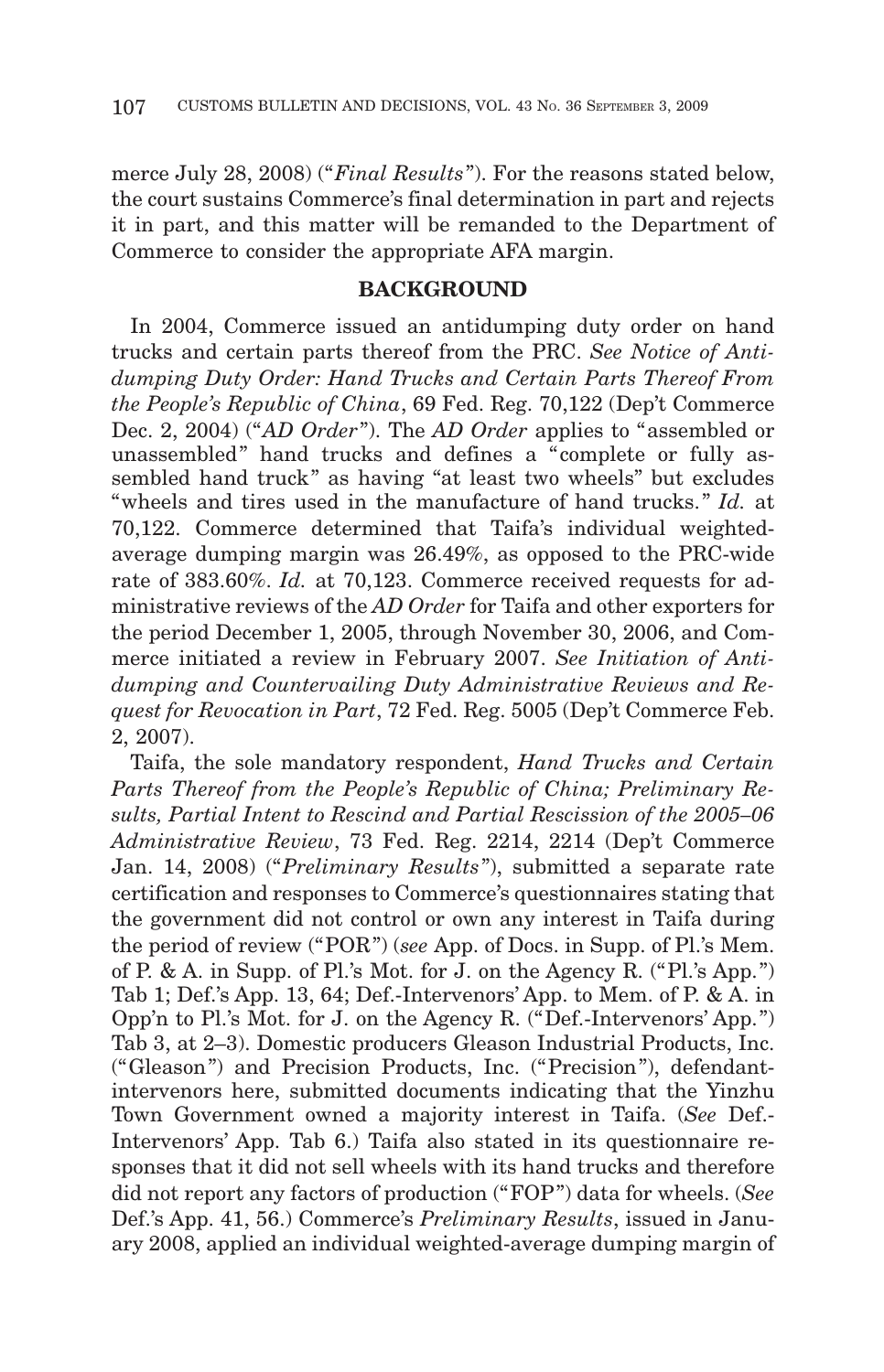merce July 28, 2008) ("*Final Results*"). For the reasons stated below, the court sustains Commerce's final determination in part and rejects it in part, and this matter will be remanded to the Department of Commerce to consider the appropriate AFA margin.

## BACKGROUND

In 2004, Commerce issued an antidumping duty order on hand trucks and certain parts thereof from the PRC. *See Notice of Antidumping Duty Order: Hand Trucks and Certain Parts Thereof From the People's Republic of China*, 69 Fed. Reg. 70,122 (Dep't Commerce Dec. 2, 2004) ("*AD Order*"). The *AD Order* applies to "assembled or unassembled" hand trucks and defines a "complete or fully assembled hand truck" as having "at least two wheels" but excludes "wheels and tires used in the manufacture of hand trucks." *Id.* at 70,122. Commerce determined that Taifa's individual weighted-average dumping margin was 26.49%, as opposed to the PRC-wide rate of 383.60%. *Id.* at 70,123. Commerce received requests for administrative reviews of the *AD Order* for Taifa and other exporters for the period December 1, 2005, through November 30, 2006, and Commerce initiated a review in February 2007. *See Initiation of Antidumping and Countervailing Duty Administrative Reviews and Request for Revocation in Part*, 72 Fed. Reg. 5005 (Dep't Commerce Feb. 2, 2007).

Taifa, the sole mandatory respondent, *Hand Trucks and Certain Parts Thereof from the People's Republic of China; Preliminary Results, Partial Intent to Rescind and Partial Rescission of the 2005–06 Administrative Review*, 73 Fed. Reg. 2214, 2214 (Dep't Commerce Jan. 14, 2008) ("*Preliminary Results*"), submitted a separate rate certification and responses to Commerce's questionnaires stating that the government did not control or own any interest in Taifa during the period of review ("POR") (*see* App. of Docs. in Supp. of Pl.'s Mem. of P. & A. in Supp. of Pl.'s Mot. for J. on the Agency R. ("Pl.'s App.") Tab 1; Def.'s App. 13, 64; Def.-Intervenors' App. to Mem. of P. & A. in Opp'n to Pl.'s Mot. for J. on the Agency R. ("Def.-Intervenors' App.") Tab 3, at 2–3). Domestic producers Gleason Industrial Products, Inc. ("Gleason") and Precision Products, Inc. ("Precision"), defendant-intervenors here, submitted documents indicating that the Yinzhu Town Government owned a majority interest in Taifa. (*See* Def.-Intervenors' App. Tab 6.) Taifa also stated in its questionnaire responses that it did not sell wheels with its hand trucks and therefore did not report any factors of production ("FOP") data for wheels. (*See* Def.'s App. 41, 56.) Commerce's *Preliminary Results*, issued in January 2008, applied an individual weighted-average dumping margin of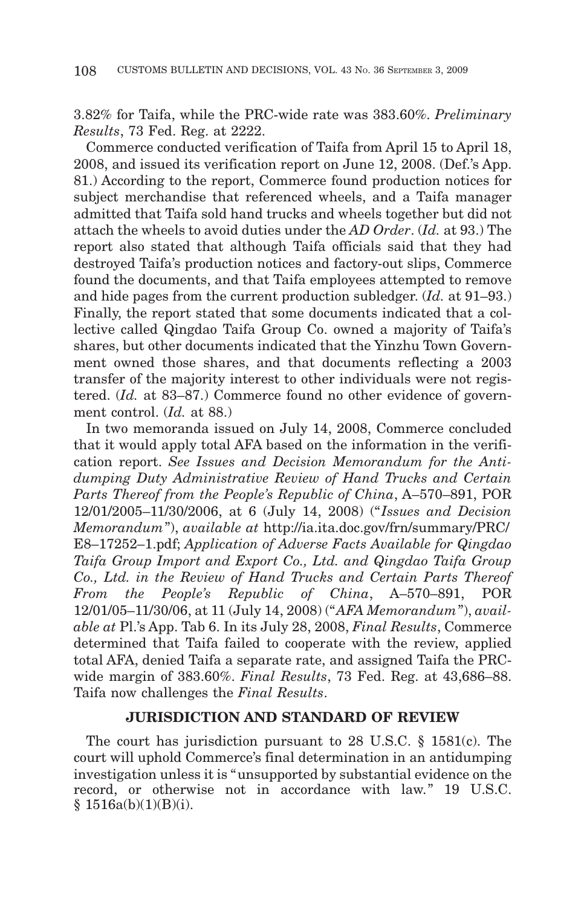3.82% for Taifa, while the PRC-wide rate was 383.60%. *Preliminary Results*, 73 Fed. Reg. at 2222.

Commerce conducted verification of Taifa from April 15 to April 18, 2008, and issued its verification report on June 12, 2008. (Def.'s App. 81.) According to the report, Commerce found production notices for subject merchandise that referenced wheels, and a Taifa manager admitted that Taifa sold hand trucks and wheels together but did not attach the wheels to avoid duties under the *AD Order*. (*Id.* at 93.) The report also stated that although Taifa officials said that they had destroyed Taifa's production notices and factory-out slips, Commerce found the documents, and that Taifa employees attempted to remove and hide pages from the current production subledger. (*Id.* at 91–93.) Finally, the report stated that some documents indicated that a collective called Qingdao Taifa Group Co. owned a majority of Taifa's shares, but other documents indicated that the Yinzhu Town Government owned those shares, and that documents reflecting a 2003 transfer of the majority interest to other individuals were not registered. (*Id.* at 83–87.) Commerce found no other evidence of government control. (*Id.* at 88.)

In two memoranda issued on July 14, 2008, Commerce concluded that it would apply total AFA based on the information in the verification report. *See Issues and Decision Memorandum for the Antidumping Duty Administrative Review of Hand Trucks and Certain Parts Thereof from the People's Republic of China*, A–570–891, POR 12/01/2005–11/30/2006, at 6 (July 14, 2008) ("*Issues and Decision Memorandum*"), *available at* http://ia.ita.doc.gov/frn/summary/PRC/E8–17252–1.pdf; *Application of Adverse Facts Available for Qingdao Taifa Group Import and Export Co., Ltd. and Qingdao Taifa Group Co., Ltd. in the Review of Hand Trucks and Certain Parts Thereof From the People's Republic of China*, A–570–891, POR 12/01/05–11/30/06, at 11 (July 14, 2008) ("*AFA Memorandum*"), *available at* Pl.'s App. Tab 6. In its July 28, 2008, *Final Results*, Commerce determined that Taifa failed to cooperate with the review, applied total AFA, denied Taifa a separate rate, and assigned Taifa the PRC-wide margin of 383.60%. *Final Results*, 73 Fed. Reg. at 43,686–88. Taifa now challenges the *Final Results*.

## JURISDICTION AND STANDARD OF REVIEW

The court has jurisdiction pursuant to 28 U.S.C. § 1581(c). The court will uphold Commerce's final determination in an antidumping investigation unless it is "unsupported by substantial evidence on the record, or otherwise not in accordance with law." 19 U.S.C. § 1516a(b)(1)(B)(i).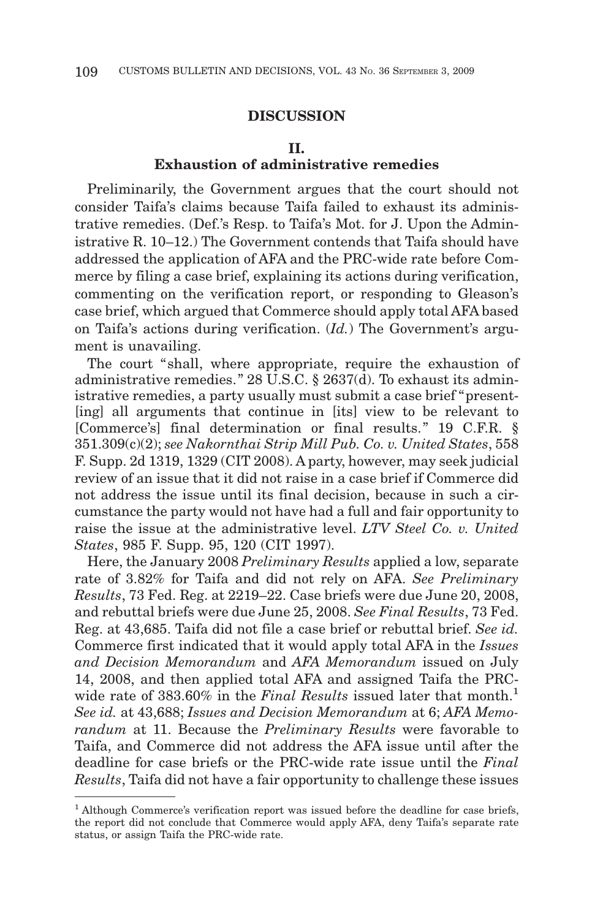## DISCUSSION

### II.
### Exhaustion of administrative remedies

Preliminarily, the Government argues that the court should not consider Taifa's claims because Taifa failed to exhaust its administrative remedies. (Def.'s Resp. to Taifa's Mot. for J. Upon the Administrative R. 10–12.) The Government contends that Taifa should have addressed the application of AFA and the PRC-wide rate before Commerce by filing a case brief, explaining its actions during verification, commenting on the verification report, or responding to Gleason's case brief, which argued that Commerce should apply total AFA based on Taifa's actions during verification. (*Id.*) The Government's argument is unavailing.

The court "shall, where appropriate, require the exhaustion of administrative remedies." 28 U.S.C. § 2637(d). To exhaust its administrative remedies, a party usually must submit a case brief "present-[ing] all arguments that continue in [its] view to be relevant to [Commerce's] final determination or final results." 19 C.F.R. § 351.309(c)(2); *see Nakornthai Strip Mill Pub. Co. v. United States*, 558 F. Supp. 2d 1319, 1329 (CIT 2008). A party, however, may seek judicial review of an issue that it did not raise in a case brief if Commerce did not address the issue until its final decision, because in such a circumstance the party would not have had a full and fair opportunity to raise the issue at the administrative level. *LTV Steel Co. v. United States*, 985 F. Supp. 95, 120 (CIT 1997).

Here, the January 2008 *Preliminary Results* applied a low, separate rate of 3.82% for Taifa and did not rely on AFA. *See Preliminary Results*, 73 Fed. Reg. at 2219–22. Case briefs were due June 20, 2008, and rebuttal briefs were due June 25, 2008. *See Final Results*, 73 Fed. Reg. at 43,685. Taifa did not file a case brief or rebuttal brief. *See id.* Commerce first indicated that it would apply total AFA in the *Issues and Decision Memorandum* and *AFA Memorandum* issued on July 14, 2008, and then applied total AFA and assigned Taifa the PRC-wide rate of 383.60% in the *Final Results* issued later that month.[1] *See id.* at 43,688; *Issues and Decision Memorandum* at 6; *AFA Memorandum* at 11. Because the *Preliminary Results* were favorable to Taifa, and Commerce did not address the AFA issue until after the deadline for case briefs or the PRC-wide rate issue until the *Final Results*, Taifa did not have a fair opportunity to challenge these issues

[1] Although Commerce's verification report was issued before the deadline for case briefs, the report did not conclude that Commerce would apply AFA, deny Taifa's separate rate status, or assign Taifa the PRC-wide rate.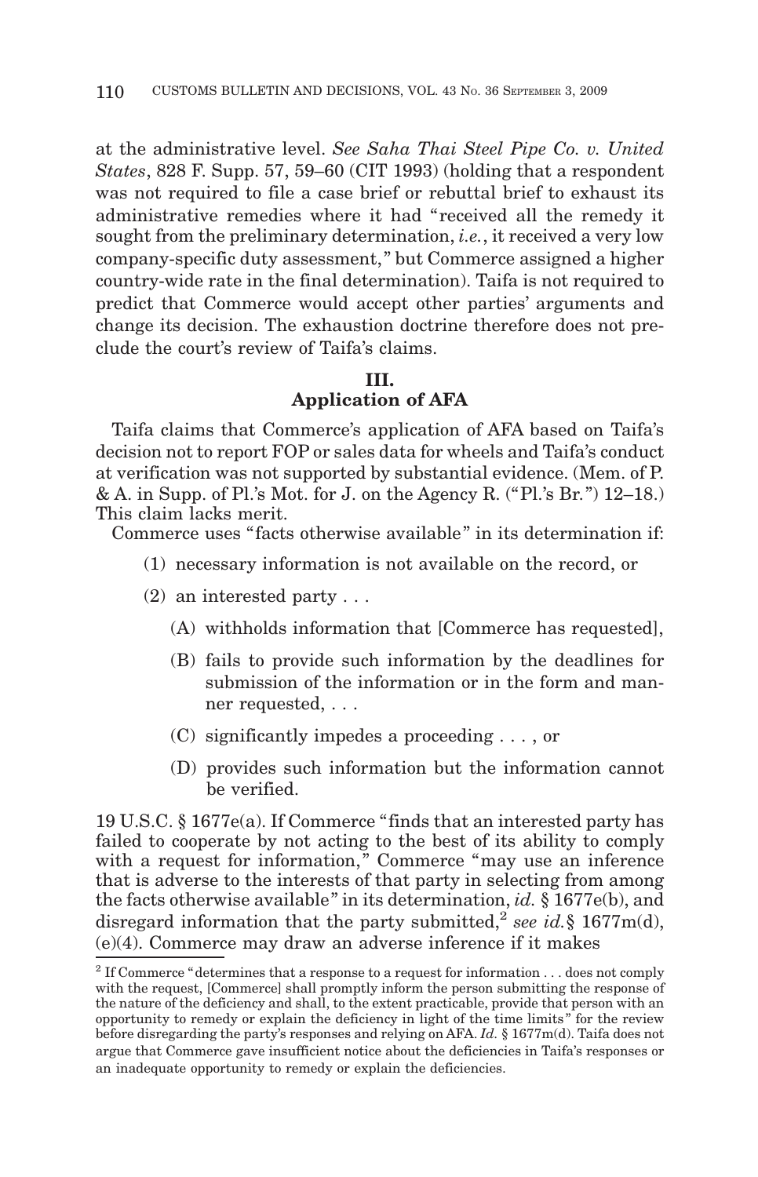at the administrative level. *See Saha Thai Steel Pipe Co. v. United States*, 828 F. Supp. 57, 59–60 (CIT 1993) (holding that a respondent was not required to file a case brief or rebuttal brief to exhaust its administrative remedies where it had "received all the remedy it sought from the preliminary determination, *i.e.*, it received a very low company-specific duty assessment," but Commerce assigned a higher country-wide rate in the final determination). Taifa is not required to predict that Commerce would accept other parties' arguments and change its decision. The exhaustion doctrine therefore does not preclude the court's review of Taifa's claims.

## III.
## Application of AFA

Taifa claims that Commerce's application of AFA based on Taifa's decision not to report FOP or sales data for wheels and Taifa's conduct at verification was not supported by substantial evidence. (Mem. of P. & A. in Supp. of Pl.'s Mot. for J. on the Agency R. ("Pl.'s Br.") 12–18.) This claim lacks merit.

Commerce uses "facts otherwise available" in its determination if:

(1) necessary information is not available on the record, or

(2) an interested party . . .

(A) withholds information that [Commerce has requested],

(B) fails to provide such information by the deadlines for submission of the information or in the form and manner requested, . . .

(C) significantly impedes a proceeding . . . , or

(D) provides such information but the information cannot be verified.

19 U.S.C. § 1677e(a). If Commerce "finds that an interested party has failed to cooperate by not acting to the best of its ability to comply with a request for information," Commerce "may use an inference that is adverse to the interests of that party in selecting from among the facts otherwise available" in its determination, *id.* § 1677e(b), and disregard information that the party submitted,[2] *see id.* § 1677m(d), (e)(4). Commerce may draw an adverse inference if it makes

[2] If Commerce "determines that a response to a request for information . . . does not comply with the request, [Commerce] shall promptly inform the person submitting the response of the nature of the deficiency and shall, to the extent practicable, provide that person with an opportunity to remedy or explain the deficiency in light of the time limits" for the review before disregarding the party's responses and relying on AFA. *Id.* § 1677m(d). Taifa does not argue that Commerce gave insufficient notice about the deficiencies in Taifa's responses or an inadequate opportunity to remedy or explain the deficiencies.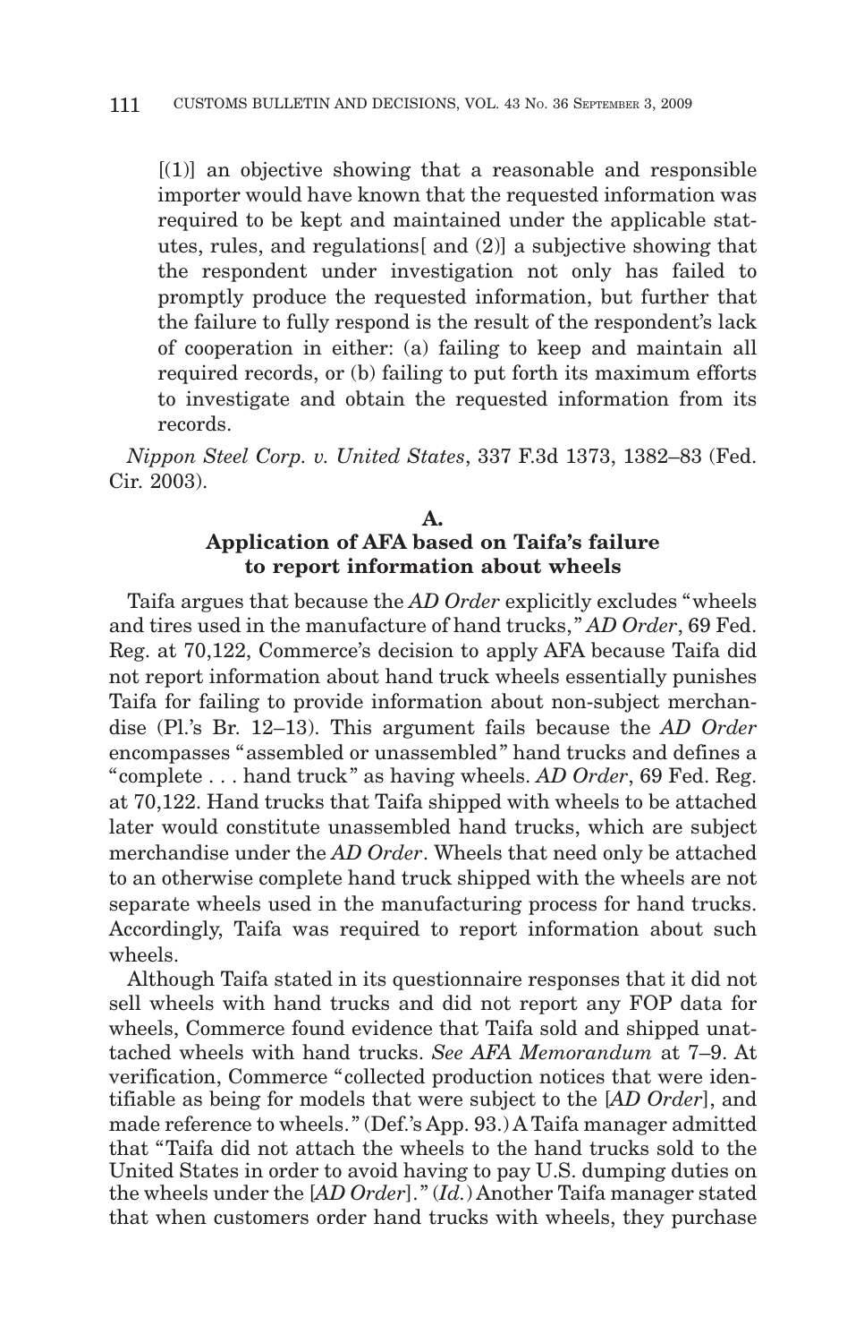[(1)] an objective showing that a reasonable and responsible importer would have known that the requested information was required to be kept and maintained under the applicable statutes, rules, and regulations[ and (2)] a subjective showing that the respondent under investigation not only has failed to promptly produce the requested information, but further that the failure to fully respond is the result of the respondent's lack of cooperation in either: (a) failing to keep and maintain all required records, or (b) failing to put forth its maximum efforts to investigate and obtain the requested information from its records.

*Nippon Steel Corp. v. United States*, 337 F.3d 1373, 1382–83 (Fed. Cir. 2003).

### A.
### Application of AFA based on Taifa's failure to report information about wheels

Taifa argues that because the *AD Order* explicitly excludes "wheels and tires used in the manufacture of hand trucks," *AD Order*, 69 Fed. Reg. at 70,122, Commerce's decision to apply AFA because Taifa did not report information about hand truck wheels essentially punishes Taifa for failing to provide information about non-subject merchandise (Pl.'s Br. 12–13). This argument fails because the *AD Order* encompasses "assembled or unassembled" hand trucks and defines a "complete . . . hand truck" as having wheels. *AD Order*, 69 Fed. Reg. at 70,122. Hand trucks that Taifa shipped with wheels to be attached later would constitute unassembled hand trucks, which are subject merchandise under the *AD Order*. Wheels that need only be attached to an otherwise complete hand truck shipped with the wheels are not separate wheels used in the manufacturing process for hand trucks. Accordingly, Taifa was required to report information about such wheels.

Although Taifa stated in its questionnaire responses that it did not sell wheels with hand trucks and did not report any FOP data for wheels, Commerce found evidence that Taifa sold and shipped unattached wheels with hand trucks. *See AFA Memorandum* at 7–9. At verification, Commerce "collected production notices that were identifiable as being for models that were subject to the [*AD Order*], and made reference to wheels." (Def.'s App. 93.) A Taifa manager admitted that "Taifa did not attach the wheels to the hand trucks sold to the United States in order to avoid having to pay U.S. dumping duties on the wheels under the [*AD Order*]." (*Id.*) Another Taifa manager stated that when customers order hand trucks with wheels, they purchase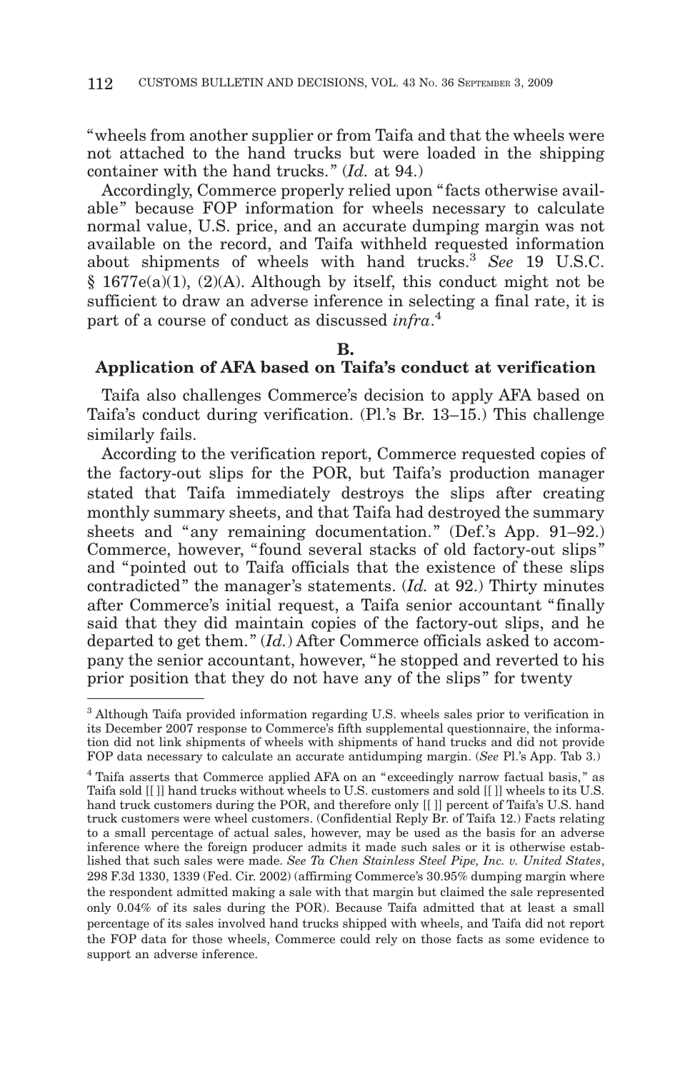"wheels from another supplier or from Taifa and that the wheels were not attached to the hand trucks but were loaded in the shipping container with the hand trucks." (*Id.* at 94.)

Accordingly, Commerce properly relied upon "facts otherwise available" because FOP information for wheels necessary to calculate normal value, U.S. price, and an accurate dumping margin was not available on the record, and Taifa withheld requested information about shipments of wheels with hand trucks.[3] *See* 19 U.S.C. § 1677e(a)(1), (2)(A). Although by itself, this conduct might not be sufficient to draw an adverse inference in selecting a final rate, it is part of a course of conduct as discussed *infra*.[4]

## B.
## Application of AFA based on Taifa's conduct at verification

Taifa also challenges Commerce's decision to apply AFA based on Taifa's conduct during verification. (Pl.'s Br. 13–15.) This challenge similarly fails.

According to the verification report, Commerce requested copies of the factory-out slips for the POR, but Taifa's production manager stated that Taifa immediately destroys the slips after creating monthly summary sheets, and that Taifa had destroyed the summary sheets and "any remaining documentation." (Def.'s App. 91–92.) Commerce, however, "found several stacks of old factory-out slips" and "pointed out to Taifa officials that the existence of these slips contradicted" the manager's statements. (*Id.* at 92.) Thirty minutes after Commerce's initial request, a Taifa senior accountant "finally said that they did maintain copies of the factory-out slips, and he departed to get them." (*Id.*) After Commerce officials asked to accompany the senior accountant, however, "he stopped and reverted to his prior position that they do not have any of the slips" for twenty

---

[3] Although Taifa provided information regarding U.S. wheels sales prior to verification in its December 2007 response to Commerce's fifth supplemental questionnaire, the information did not link shipments of wheels with shipments of hand trucks and did not provide FOP data necessary to calculate an accurate antidumping margin. (*See* Pl.'s App. Tab 3.)

[4] Taifa asserts that Commerce applied AFA on an "exceedingly narrow factual basis," as Taifa sold [[ ]] hand trucks without wheels to U.S. customers and sold [[ ]] wheels to its U.S. hand truck customers during the POR, and therefore only [[ ]] percent of Taifa's U.S. hand truck customers were wheel customers. (Confidential Reply Br. of Taifa 12.) Facts relating to a small percentage of actual sales, however, may be used as the basis for an adverse inference where the foreign producer admits it made such sales or it is otherwise established that such sales were made. *See Ta Chen Stainless Steel Pipe, Inc. v. United States*, 298 F.3d 1330, 1339 (Fed. Cir. 2002) (affirming Commerce's 30.95% dumping margin where the respondent admitted making a sale with that margin but claimed the sale represented only 0.04% of its sales during the POR). Because Taifa admitted that at least a small percentage of its sales involved hand trucks shipped with wheels, and Taifa did not report the FOP data for those wheels, Commerce could rely on those facts as some evidence to support an adverse inference.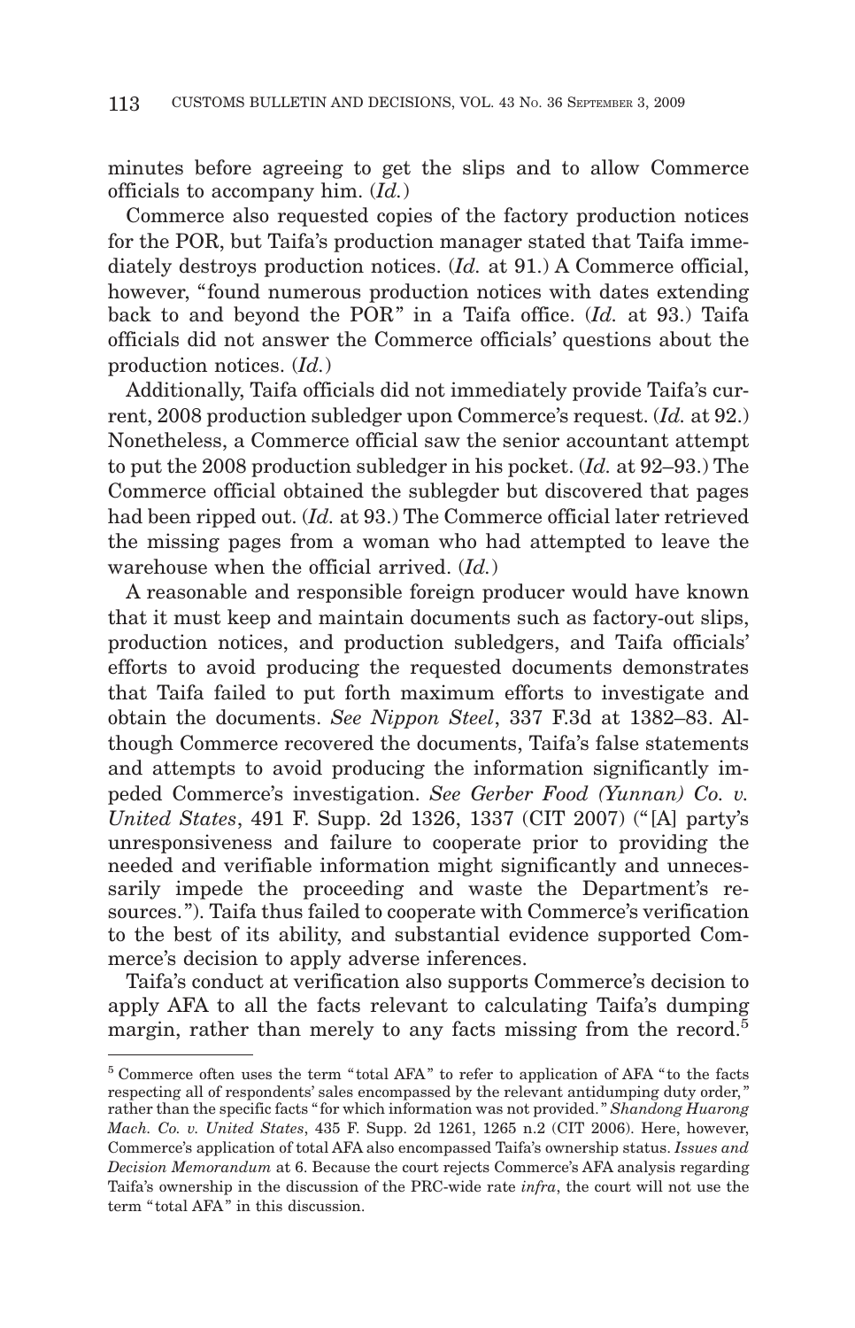minutes before agreeing to get the slips and to allow Commerce officials to accompany him. (*Id.*)

Commerce also requested copies of the factory production notices for the POR, but Taifa's production manager stated that Taifa immediately destroys production notices. (*Id.* at 91.) A Commerce official, however, "found numerous production notices with dates extending back to and beyond the POR" in a Taifa office. (*Id.* at 93.) Taifa officials did not answer the Commerce officials' questions about the production notices. (*Id.*)

Additionally, Taifa officials did not immediately provide Taifa's current, 2008 production subledger upon Commerce's request. (*Id.* at 92.) Nonetheless, a Commerce official saw the senior accountant attempt to put the 2008 production subledger in his pocket. (*Id.* at 92–93.) The Commerce official obtained the sublegder but discovered that pages had been ripped out. (*Id.* at 93.) The Commerce official later retrieved the missing pages from a woman who had attempted to leave the warehouse when the official arrived. (*Id.*)

A reasonable and responsible foreign producer would have known that it must keep and maintain documents such as factory-out slips, production notices, and production subledgers, and Taifa officials' efforts to avoid producing the requested documents demonstrates that Taifa failed to put forth maximum efforts to investigate and obtain the documents. *See Nippon Steel*, 337 F.3d at 1382–83. Although Commerce recovered the documents, Taifa's false statements and attempts to avoid producing the information significantly impeded Commerce's investigation. *See Gerber Food (Yunnan) Co. v. United States*, 491 F. Supp. 2d 1326, 1337 (CIT 2007) ("[A] party's unresponsiveness and failure to cooperate prior to providing the needed and verifiable information might significantly and unnecessarily impede the proceeding and waste the Department's resources."). Taifa thus failed to cooperate with Commerce's verification to the best of its ability, and substantial evidence supported Commerce's decision to apply adverse inferences.

Taifa's conduct at verification also supports Commerce's decision to apply AFA to all the facts relevant to calculating Taifa's dumping margin, rather than merely to any facts missing from the record.[5]

---

[5] Commerce often uses the term "total AFA" to refer to application of AFA "to the facts respecting all of respondents' sales encompassed by the relevant antidumping duty order," rather than the specific facts "for which information was not provided." *Shandong Huarong Mach. Co. v. United States*, 435 F. Supp. 2d 1261, 1265 n.2 (CIT 2006). Here, however, Commerce's application of total AFA also encompassed Taifa's ownership status. *Issues and Decision Memorandum* at 6. Because the court rejects Commerce's AFA analysis regarding Taifa's ownership in the discussion of the PRC-wide rate *infra*, the court will not use the term "total AFA" in this discussion.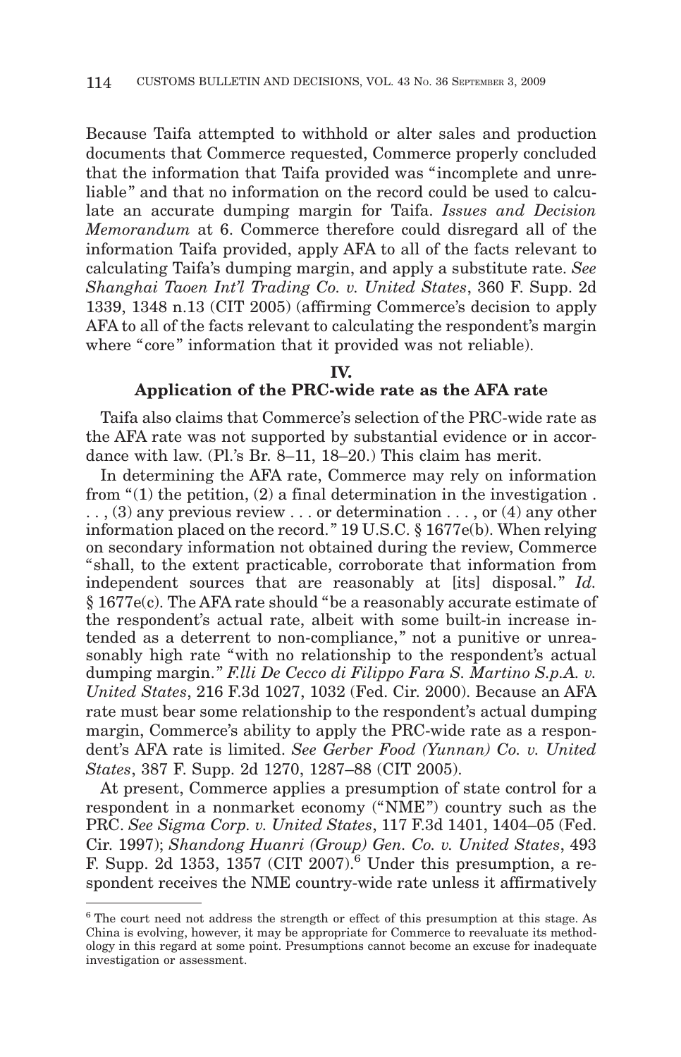Because Taifa attempted to withhold or alter sales and production documents that Commerce requested, Commerce properly concluded that the information that Taifa provided was "incomplete and unreliable" and that no information on the record could be used to calculate an accurate dumping margin for Taifa. *Issues and Decision Memorandum* at 6. Commerce therefore could disregard all of the information Taifa provided, apply AFA to all of the facts relevant to calculating Taifa's dumping margin, and apply a substitute rate. *See Shanghai Taoen Int'l Trading Co. v. United States*, 360 F. Supp. 2d 1339, 1348 n.13 (CIT 2005) (affirming Commerce's decision to apply AFA to all of the facts relevant to calculating the respondent's margin where "core" information that it provided was not reliable).

## IV.

## Application of the PRC-wide rate as the AFA rate

Taifa also claims that Commerce's selection of the PRC-wide rate as the AFA rate was not supported by substantial evidence or in accordance with law. (Pl.'s Br. 8–11, 18–20.) This claim has merit.

In determining the AFA rate, Commerce may rely on information from "(1) the petition, (2) a final determination in the investigation . . . , (3) any previous review . . . or determination . . . , or (4) any other information placed on the record." 19 U.S.C. § 1677e(b). When relying on secondary information not obtained during the review, Commerce "shall, to the extent practicable, corroborate that information from independent sources that are reasonably at [its] disposal." *Id.* § 1677e(c). The AFA rate should "be a reasonably accurate estimate of the respondent's actual rate, albeit with some built-in increase intended as a deterrent to non-compliance," not a punitive or unreasonably high rate "with no relationship to the respondent's actual dumping margin." *F.lli De Cecco di Filippo Fara S. Martino S.p.A. v. United States*, 216 F.3d 1027, 1032 (Fed. Cir. 2000). Because an AFA rate must bear some relationship to the respondent's actual dumping margin, Commerce's ability to apply the PRC-wide rate as a respondent's AFA rate is limited. *See Gerber Food (Yunnan) Co. v. United States*, 387 F. Supp. 2d 1270, 1287–88 (CIT 2005).

At present, Commerce applies a presumption of state control for a respondent in a nonmarket economy ("NME") country such as the PRC. *See Sigma Corp. v. United States*, 117 F.3d 1401, 1404–05 (Fed. Cir. 1997); *Shandong Huanri (Group) Gen. Co. v. United States*, 493 F. Supp. 2d 1353, 1357 (CIT 2007).[6] Under this presumption, a respondent receives the NME country-wide rate unless it affirmatively

---

[6] The court need not address the strength or effect of this presumption at this stage. As China is evolving, however, it may be appropriate for Commerce to reevaluate its methodology in this regard at some point. Presumptions cannot become an excuse for inadequate investigation or assessment.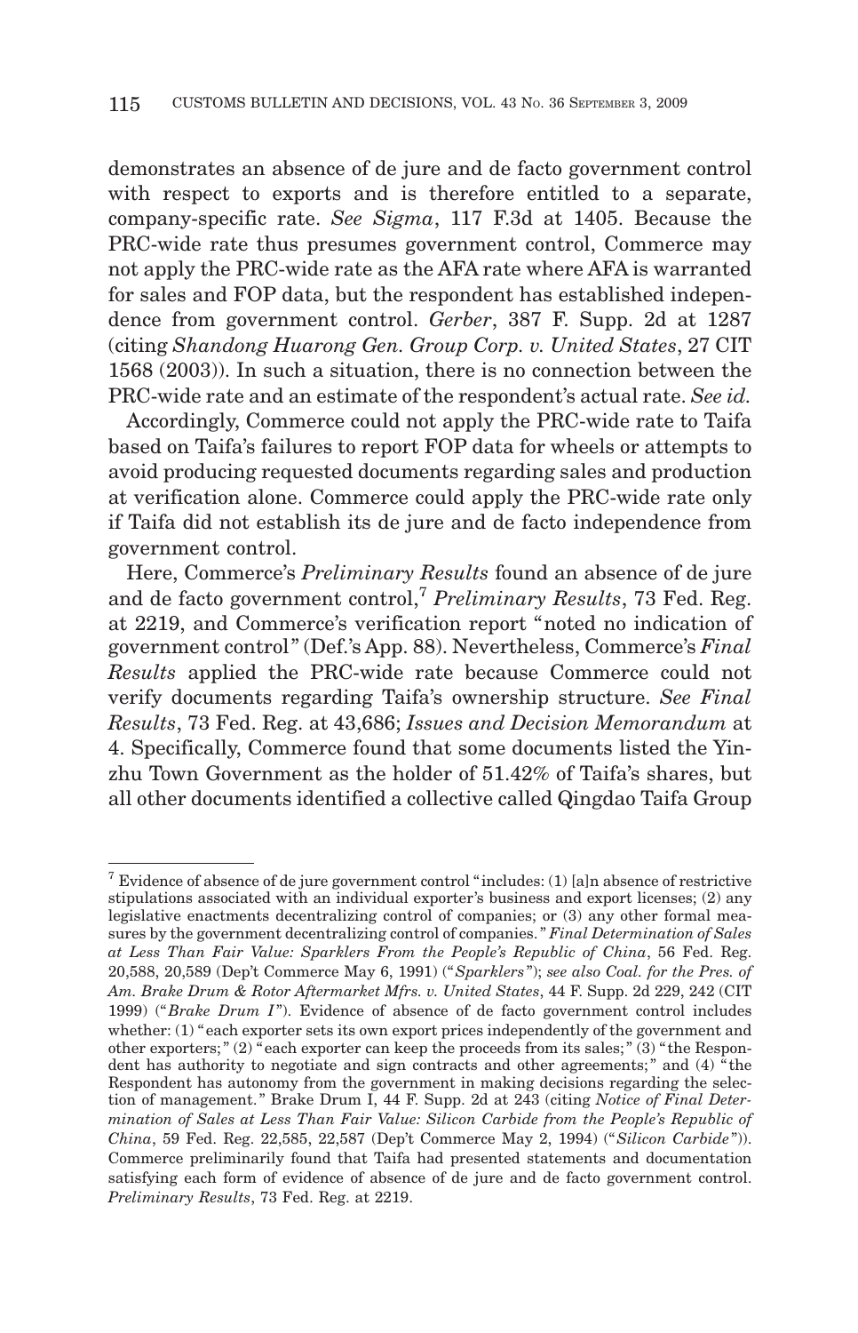demonstrates an absence of de jure and de facto government control with respect to exports and is therefore entitled to a separate, company-specific rate. *See Sigma*, 117 F.3d at 1405. Because the PRC-wide rate thus presumes government control, Commerce may not apply the PRC-wide rate as the AFA rate where AFA is warranted for sales and FOP data, but the respondent has established independence from government control. *Gerber*, 387 F. Supp. 2d at 1287 (citing *Shandong Huarong Gen. Group Corp. v. United States*, 27 CIT 1568 (2003)). In such a situation, there is no connection between the PRC-wide rate and an estimate of the respondent's actual rate. *See id.*

Accordingly, Commerce could not apply the PRC-wide rate to Taifa based on Taifa's failures to report FOP data for wheels or attempts to avoid producing requested documents regarding sales and production at verification alone. Commerce could apply the PRC-wide rate only if Taifa did not establish its de jure and de facto independence from government control.

Here, Commerce's *Preliminary Results* found an absence of de jure and de facto government control,[7] *Preliminary Results*, 73 Fed. Reg. at 2219, and Commerce's verification report "noted no indication of government control" (Def.'s App. 88). Nevertheless, Commerce's *Final Results* applied the PRC-wide rate because Commerce could not verify documents regarding Taifa's ownership structure. *See Final Results*, 73 Fed. Reg. at 43,686; *Issues and Decision Memorandum* at 4. Specifically, Commerce found that some documents listed the Yinzhu Town Government as the holder of 51.42% of Taifa's shares, but all other documents identified a collective called Qingdao Taifa Group

---

[7] Evidence of absence of de jure government control "includes: (1) [a]n absence of restrictive stipulations associated with an individual exporter's business and export licenses; (2) any legislative enactments decentralizing control of companies; or (3) any other formal measures by the government decentralizing control of companies." *Final Determination of Sales at Less Than Fair Value: Sparklers From the People's Republic of China*, 56 Fed. Reg. 20,588, 20,589 (Dep't Commerce May 6, 1991) ("*Sparklers*"); *see also Coal. for the Pres. of Am. Brake Drum & Rotor Aftermarket Mfrs. v. United States*, 44 F. Supp. 2d 229, 242 (CIT 1999) ("*Brake Drum I*"). Evidence of absence of de facto government control includes whether: (1) "each exporter sets its own export prices independently of the government and other exporters;" (2) "each exporter can keep the proceeds from its sales;" (3) "the Respondent has authority to negotiate and sign contracts and other agreements;" and (4) "the Respondent has autonomy from the government in making decisions regarding the selection of management." Brake Drum I, 44 F. Supp. 2d at 243 (citing *Notice of Final Determination of Sales at Less Than Fair Value: Silicon Carbide from the People's Republic of China*, 59 Fed. Reg. 22,585, 22,587 (Dep't Commerce May 2, 1994) ("*Silicon Carbide*")). Commerce preliminarily found that Taifa had presented statements and documentation satisfying each form of evidence of absence of de jure and de facto government control. *Preliminary Results*, 73 Fed. Reg. at 2219.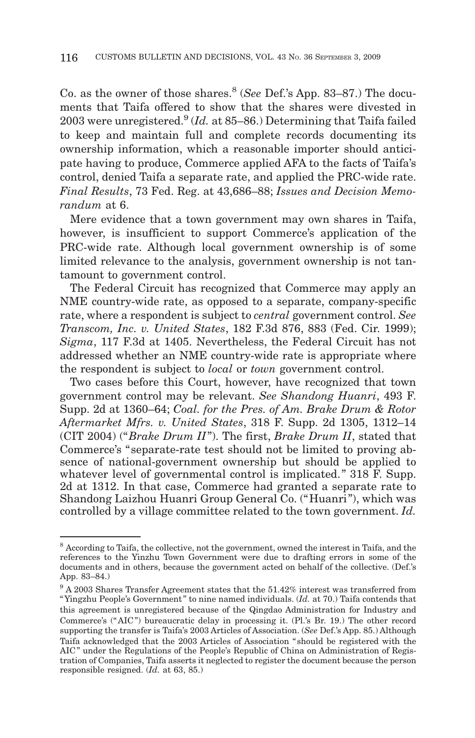Co. as the owner of those shares.[8] (*See* Def.'s App. 83–87.) The documents that Taifa offered to show that the shares were divested in 2003 were unregistered.[9] (*Id.* at 85–86.) Determining that Taifa failed to keep and maintain full and complete records documenting its ownership information, which a reasonable importer should anticipate having to produce, Commerce applied AFA to the facts of Taifa's control, denied Taifa a separate rate, and applied the PRC-wide rate. *Final Results*, 73 Fed. Reg. at 43,686–88; *Issues and Decision Memorandum* at 6.

Mere evidence that a town government may own shares in Taifa, however, is insufficient to support Commerce's application of the PRC-wide rate. Although local government ownership is of some limited relevance to the analysis, government ownership is not tantamount to government control.

The Federal Circuit has recognized that Commerce may apply an NME country-wide rate, as opposed to a separate, company-specific rate, where a respondent is subject to *central* government control. *See Transcom, Inc. v. United States*, 182 F.3d 876, 883 (Fed. Cir. 1999); *Sigma*, 117 F.3d at 1405. Nevertheless, the Federal Circuit has not addressed whether an NME country-wide rate is appropriate where the respondent is subject to *local* or *town* government control.

Two cases before this Court, however, have recognized that town government control may be relevant. *See Shandong Huanri*, 493 F. Supp. 2d at 1360–64; *Coal. for the Pres. of Am. Brake Drum & Rotor Aftermarket Mfrs. v. United States*, 318 F. Supp. 2d 1305, 1312–14 (CIT 2004) ("*Brake Drum II*"). The first, *Brake Drum II*, stated that Commerce's "separate-rate test should not be limited to proving absence of national-government ownership but should be applied to whatever level of governmental control is implicated." 318 F. Supp. 2d at 1312. In that case, Commerce had granted a separate rate to Shandong Laizhou Huanri Group General Co. ("Huanri"), which was controlled by a village committee related to the town government. *Id.*

---

[8] According to Taifa, the collective, not the government, owned the interest in Taifa, and the references to the Yinzhu Town Government were due to drafting errors in some of the documents and in others, because the government acted on behalf of the collective. (Def.'s App. 83–84.)

[9] A 2003 Shares Transfer Agreement states that the 51.42% interest was transferred from "Yingzhu People's Government" to nine named individuals. (*Id.* at 70.) Taifa contends that this agreement is unregistered because of the Qingdao Administration for Industry and Commerce's ("AIC") bureaucratic delay in processing it. (Pl.'s Br. 19.) The other record supporting the transfer is Taifa's 2003 Articles of Association. (*See* Def.'s App. 85.) Although Taifa acknowledged that the 2003 Articles of Association "should be registered with the AIC" under the Regulations of the People's Republic of China on Administration of Registration of Companies, Taifa asserts it neglected to register the document because the person responsible resigned. (*Id.* at 63, 85.)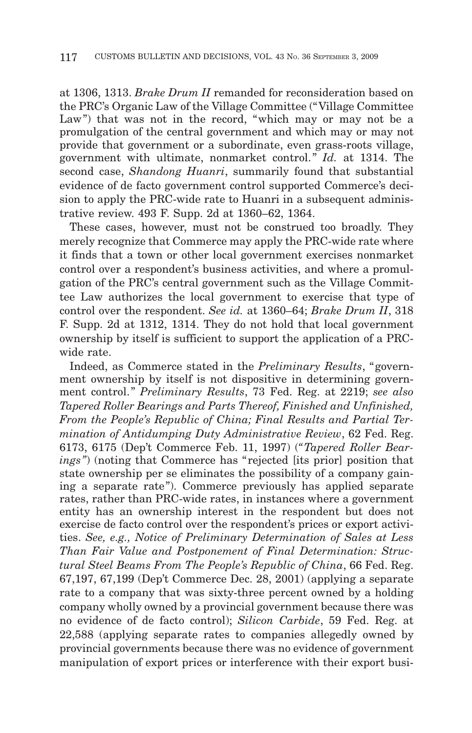at 1306, 1313. *Brake Drum II* remanded for reconsideration based on the PRC's Organic Law of the Village Committee ("Village Committee Law") that was not in the record, "which may or may not be a promulgation of the central government and which may or may not provide that government or a subordinate, even grass-roots village, government with ultimate, nonmarket control." *Id.* at 1314. The second case, *Shandong Huanri*, summarily found that substantial evidence of de facto government control supported Commerce's decision to apply the PRC-wide rate to Huanri in a subsequent administrative review. 493 F. Supp. 2d at 1360–62, 1364.

These cases, however, must not be construed too broadly. They merely recognize that Commerce may apply the PRC-wide rate where it finds that a town or other local government exercises nonmarket control over a respondent's business activities, and where a promulgation of the PRC's central government such as the Village Committee Law authorizes the local government to exercise that type of control over the respondent. *See id.* at 1360–64; *Brake Drum II*, 318 F. Supp. 2d at 1312, 1314. They do not hold that local government ownership by itself is sufficient to support the application of a PRC-wide rate.

Indeed, as Commerce stated in the *Preliminary Results*, "government ownership by itself is not dispositive in determining government control." *Preliminary Results*, 73 Fed. Reg. at 2219; *see also Tapered Roller Bearings and Parts Thereof, Finished and Unfinished, From the People's Republic of China; Final Results and Partial Termination of Antidumping Duty Administrative Review*, 62 Fed. Reg. 6173, 6175 (Dep't Commerce Feb. 11, 1997) ("*Tapered Roller Bearings*") (noting that Commerce has "rejected [its prior] position that state ownership per se eliminates the possibility of a company gaining a separate rate"). Commerce previously has applied separate rates, rather than PRC-wide rates, in instances where a government entity has an ownership interest in the respondent but does not exercise de facto control over the respondent's prices or export activities. *See, e.g., Notice of Preliminary Determination of Sales at Less Than Fair Value and Postponement of Final Determination: Structural Steel Beams From The People's Republic of China*, 66 Fed. Reg. 67,197, 67,199 (Dep't Commerce Dec. 28, 2001) (applying a separate rate to a company that was sixty-three percent owned by a holding company wholly owned by a provincial government because there was no evidence of de facto control); *Silicon Carbide*, 59 Fed. Reg. at 22,588 (applying separate rates to companies allegedly owned by provincial governments because there was no evidence of government manipulation of export prices or interference with their export busi-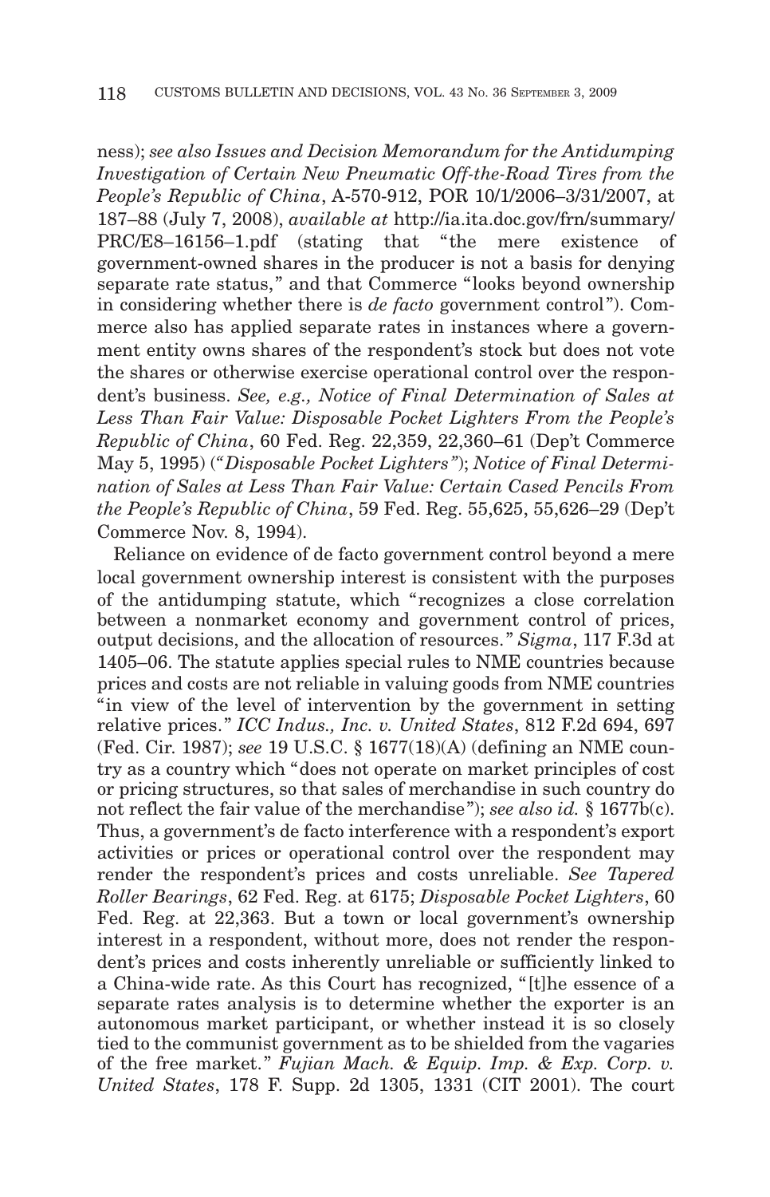ness); *see also Issues and Decision Memorandum for the Antidumping Investigation of Certain New Pneumatic Off-the-Road Tires from the People's Republic of China*, A-570-912, POR 10/1/2006–3/31/2007, at 187–88 (July 7, 2008), *available at* http://ia.ita.doc.gov/frn/summary/PRC/E8–16156–1.pdf (stating that "the mere existence of government-owned shares in the producer is not a basis for denying separate rate status," and that Commerce "looks beyond ownership in considering whether there is *de facto* government control"). Commerce also has applied separate rates in instances where a government entity owns shares of the respondent's stock but does not vote the shares or otherwise exercise operational control over the respondent's business. *See, e.g., Notice of Final Determination of Sales at Less Than Fair Value: Disposable Pocket Lighters From the People's Republic of China*, 60 Fed. Reg. 22,359, 22,360–61 (Dep't Commerce May 5, 1995) ("*Disposable Pocket Lighters*"); *Notice of Final Determination of Sales at Less Than Fair Value: Certain Cased Pencils From the People's Republic of China*, 59 Fed. Reg. 55,625, 55,626–29 (Dep't Commerce Nov. 8, 1994).

Reliance on evidence of de facto government control beyond a mere local government ownership interest is consistent with the purposes of the antidumping statute, which "recognizes a close correlation between a nonmarket economy and government control of prices, output decisions, and the allocation of resources." *Sigma*, 117 F.3d at 1405–06. The statute applies special rules to NME countries because prices and costs are not reliable in valuing goods from NME countries "in view of the level of intervention by the government in setting relative prices." *ICC Indus., Inc. v. United States*, 812 F.2d 694, 697 (Fed. Cir. 1987); *see* 19 U.S.C. § 1677(18)(A) (defining an NME country as a country which "does not operate on market principles of cost or pricing structures, so that sales of merchandise in such country do not reflect the fair value of the merchandise"); *see also id.* § 1677b(c). Thus, a government's de facto interference with a respondent's export activities or prices or operational control over the respondent may render the respondent's prices and costs unreliable. *See Tapered Roller Bearings*, 62 Fed. Reg. at 6175; *Disposable Pocket Lighters*, 60 Fed. Reg. at 22,363. But a town or local government's ownership interest in a respondent, without more, does not render the respondent's prices and costs inherently unreliable or sufficiently linked to a China-wide rate. As this Court has recognized, "[t]he essence of a separate rates analysis is to determine whether the exporter is an autonomous market participant, or whether instead it is so closely tied to the communist government as to be shielded from the vagaries of the free market." *Fujian Mach. & Equip. Imp. & Exp. Corp. v. United States*, 178 F. Supp. 2d 1305, 1331 (CIT 2001). The court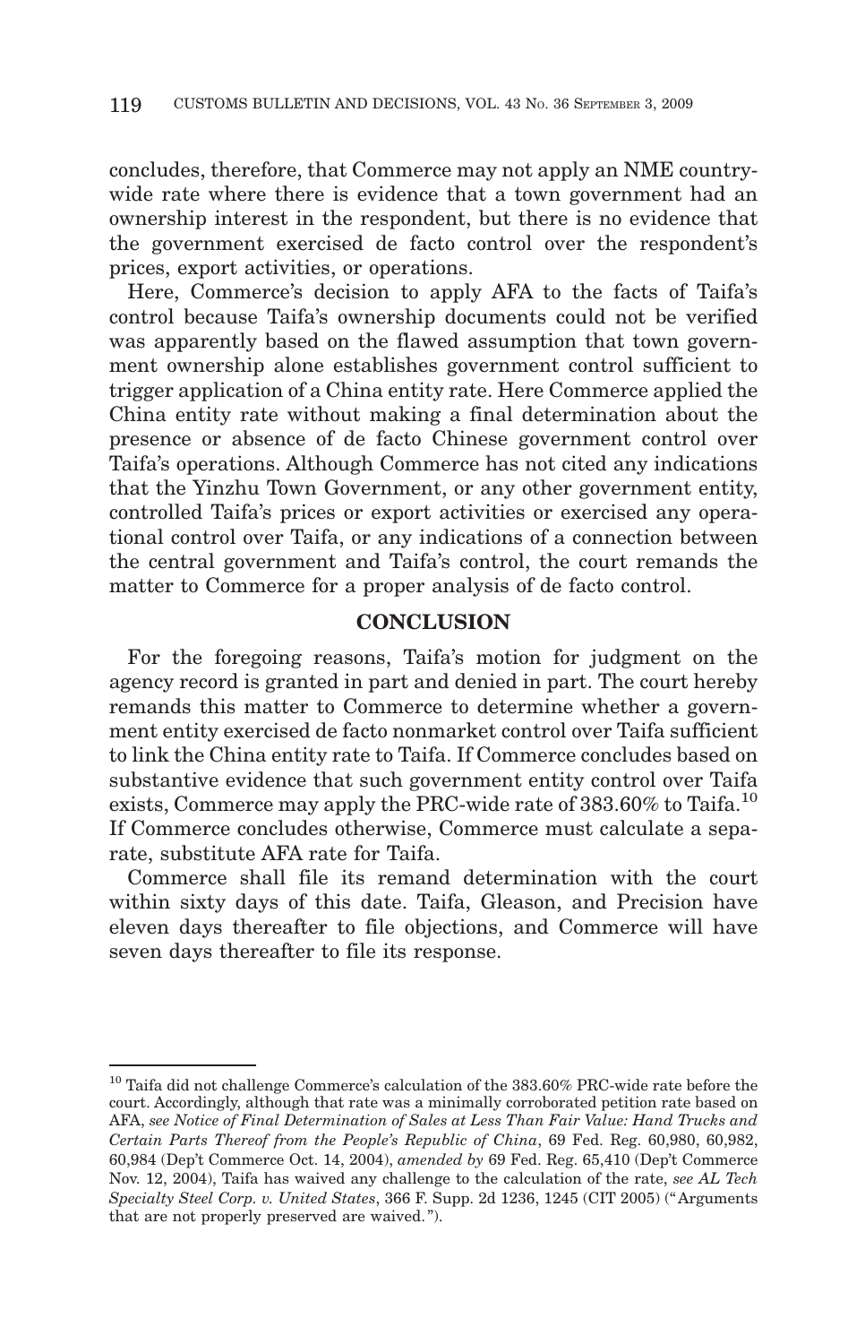concludes, therefore, that Commerce may not apply an NME country-wide rate where there is evidence that a town government had an ownership interest in the respondent, but there is no evidence that the government exercised de facto control over the respondent's prices, export activities, or operations.

Here, Commerce's decision to apply AFA to the facts of Taifa's control because Taifa's ownership documents could not be verified was apparently based on the flawed assumption that town government ownership alone establishes government control sufficient to trigger application of a China entity rate. Here Commerce applied the China entity rate without making a final determination about the presence or absence of de facto Chinese government control over Taifa's operations. Although Commerce has not cited any indications that the Yinzhu Town Government, or any other government entity, controlled Taifa's prices or export activities or exercised any operational control over Taifa, or any indications of a connection between the central government and Taifa's control, the court remands the matter to Commerce for a proper analysis of de facto control.

## CONCLUSION

For the foregoing reasons, Taifa's motion for judgment on the agency record is granted in part and denied in part. The court hereby remands this matter to Commerce to determine whether a government entity exercised de facto nonmarket control over Taifa sufficient to link the China entity rate to Taifa. If Commerce concludes based on substantive evidence that such government entity control over Taifa exists, Commerce may apply the PRC-wide rate of 383.60% to Taifa.[10] If Commerce concludes otherwise, Commerce must calculate a separate, substitute AFA rate for Taifa.

Commerce shall file its remand determination with the court within sixty days of this date. Taifa, Gleason, and Precision have eleven days thereafter to file objections, and Commerce will have seven days thereafter to file its response.

---

[10] Taifa did not challenge Commerce's calculation of the 383.60% PRC-wide rate before the court. Accordingly, although that rate was a minimally corroborated petition rate based on AFA, *see Notice of Final Determination of Sales at Less Than Fair Value: Hand Trucks and Certain Parts Thereof from the People's Republic of China*, 69 Fed. Reg. 60,980, 60,982, 60,984 (Dep't Commerce Oct. 14, 2004), *amended by* 69 Fed. Reg. 65,410 (Dep't Commerce Nov. 12, 2004), Taifa has waived any challenge to the calculation of the rate, *see AL Tech Specialty Steel Corp. v. United States*, 366 F. Supp. 2d 1236, 1245 (CIT 2005) ("Arguments that are not properly preserved are waived.").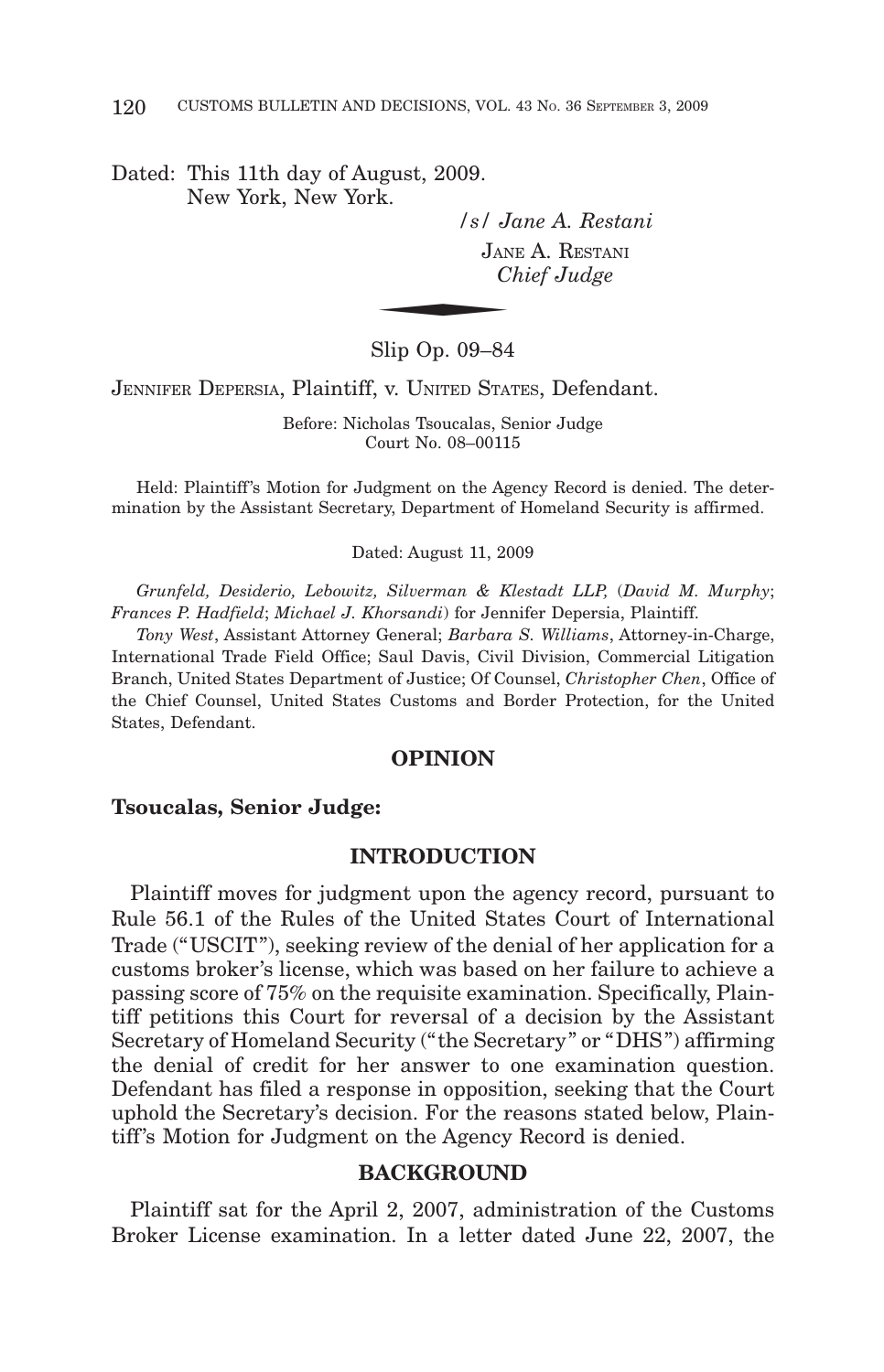Dated: This 11th day of August, 2009.
New York, New York.

*/s/ Jane A. Restani*
JANE A. RESTANI
*Chief Judge*

Slip Op. 09–84

JENNIFER DEPERSIA, Plaintiff, v. UNITED STATES, Defendant.

Before: Nicholas Tsoucalas, Senior Judge
Court No. 08–00115

Held: Plaintiff's Motion for Judgment on the Agency Record is denied. The determination by the Assistant Secretary, Department of Homeland Security is affirmed.

Dated: August 11, 2009

*Grunfeld, Desiderio, Lebowitz, Silverman & Klestadt LLP,* (*David M. Murphy*; *Frances P. Hadfield*; *Michael J. Khorsandi*) for Jennifer Depersia, Plaintiff.

*Tony West*, Assistant Attorney General; *Barbara S. Williams*, Attorney-in-Charge, International Trade Field Office; Saul Davis, Civil Division, Commercial Litigation Branch, United States Department of Justice; Of Counsel, *Christopher Chen*, Office of the Chief Counsel, United States Customs and Border Protection, for the United States, Defendant.

## OPINION

**Tsoucalas, Senior Judge:**

## INTRODUCTION

Plaintiff moves for judgment upon the agency record, pursuant to Rule 56.1 of the Rules of the United States Court of International Trade ("USCIT"), seeking review of the denial of her application for a customs broker's license, which was based on her failure to achieve a passing score of 75% on the requisite examination. Specifically, Plaintiff petitions this Court for reversal of a decision by the Assistant Secretary of Homeland Security ("the Secretary" or "DHS") affirming the denial of credit for her answer to one examination question. Defendant has filed a response in opposition, seeking that the Court uphold the Secretary's decision. For the reasons stated below, Plaintiff's Motion for Judgment on the Agency Record is denied.

## BACKGROUND

Plaintiff sat for the April 2, 2007, administration of the Customs Broker License examination. In a letter dated June 22, 2007, the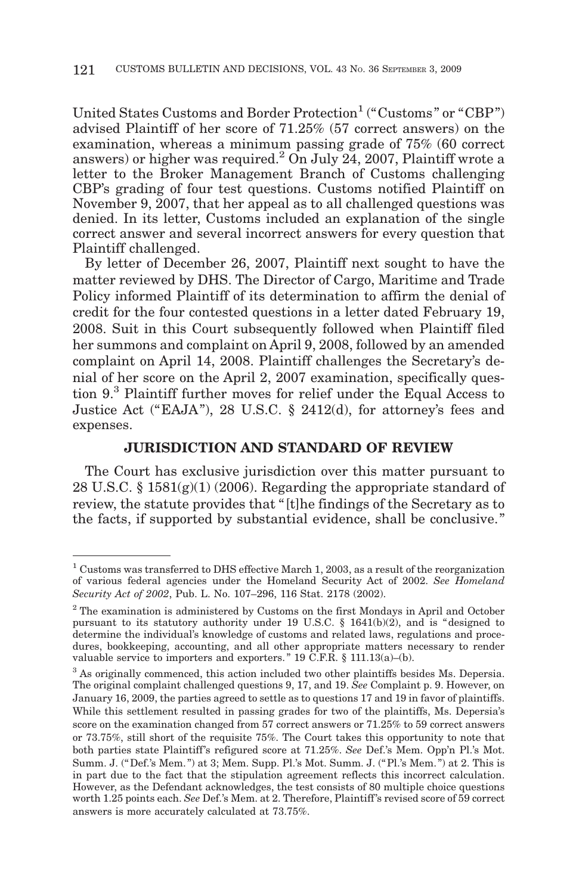United States Customs and Border Protection[1] ("Customs" or "CBP") advised Plaintiff of her score of 71.25% (57 correct answers) on the examination, whereas a minimum passing grade of 75% (60 correct answers) or higher was required.[2] On July 24, 2007, Plaintiff wrote a letter to the Broker Management Branch of Customs challenging CBP's grading of four test questions. Customs notified Plaintiff on November 9, 2007, that her appeal as to all challenged questions was denied. In its letter, Customs included an explanation of the single correct answer and several incorrect answers for every question that Plaintiff challenged.

By letter of December 26, 2007, Plaintiff next sought to have the matter reviewed by DHS. The Director of Cargo, Maritime and Trade Policy informed Plaintiff of its determination to affirm the denial of credit for the four contested questions in a letter dated February 19, 2008. Suit in this Court subsequently followed when Plaintiff filed her summons and complaint on April 9, 2008, followed by an amended complaint on April 14, 2008. Plaintiff challenges the Secretary's denial of her score on the April 2, 2007 examination, specifically question 9.[3] Plaintiff further moves for relief under the Equal Access to Justice Act ("EAJA"), 28 U.S.C. § 2412(d), for attorney's fees and expenses.

## JURISDICTION AND STANDARD OF REVIEW

The Court has exclusive jurisdiction over this matter pursuant to 28 U.S.C. § 1581(g)(1) (2006). Regarding the appropriate standard of review, the statute provides that "[t]he findings of the Secretary as to the facts, if supported by substantial evidence, shall be conclusive."

---

[1] Customs was transferred to DHS effective March 1, 2003, as a result of the reorganization of various federal agencies under the Homeland Security Act of 2002. *See Homeland Security Act of 2002*, Pub. L. No. 107–296, 116 Stat. 2178 (2002).

[2] The examination is administered by Customs on the first Mondays in April and October pursuant to its statutory authority under 19 U.S.C. § 1641(b)(2), and is "designed to determine the individual's knowledge of customs and related laws, regulations and procedures, bookkeeping, accounting, and all other appropriate matters necessary to render valuable service to importers and exporters." 19 C.F.R. § 111.13(a)–(b).

[3] As originally commenced, this action included two other plaintiffs besides Ms. Depersia. The original complaint challenged questions 9, 17, and 19. *See* Complaint p. 9. However, on January 16, 2009, the parties agreed to settle as to questions 17 and 19 in favor of plaintiffs. While this settlement resulted in passing grades for two of the plaintiffs, Ms. Depersia's score on the examination changed from 57 correct answers or 71.25% to 59 correct answers or 73.75%, still short of the requisite 75%. The Court takes this opportunity to note that both parties state Plaintiff's refigured score at 71.25%. *See* Def.'s Mem. Opp'n Pl.'s Mot. Summ. J. ("Def.'s Mem.") at 3; Mem. Supp. Pl.'s Mot. Summ. J. ("Pl.'s Mem.") at 2. This is in part due to the fact that the stipulation agreement reflects this incorrect calculation. However, as the Defendant acknowledges, the test consists of 80 multiple choice questions worth 1.25 points each. *See* Def.'s Mem. at 2. Therefore, Plaintiff's revised score of 59 correct answers is more accurately calculated at 73.75%.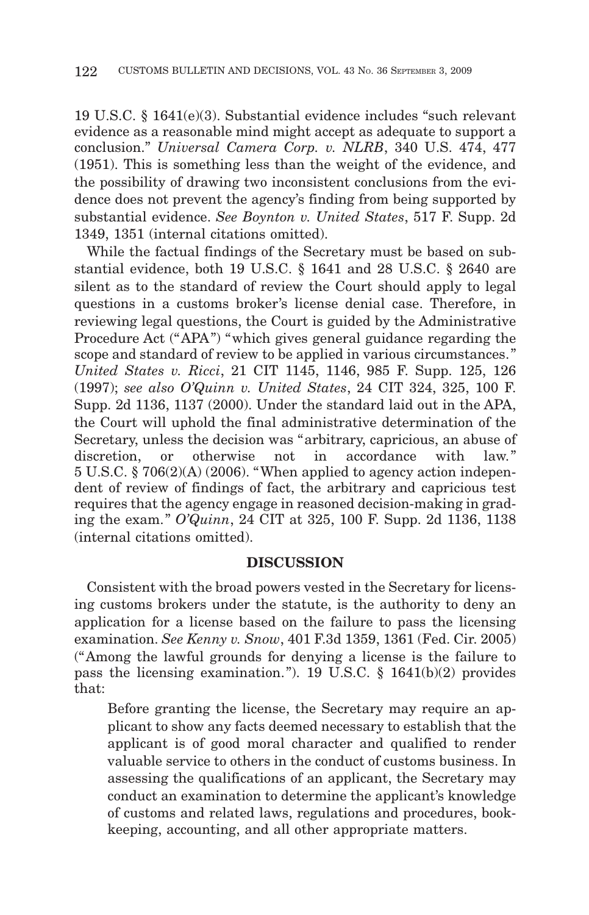19 U.S.C. § 1641(e)(3). Substantial evidence includes "such relevant evidence as a reasonable mind might accept as adequate to support a conclusion." *Universal Camera Corp. v. NLRB*, 340 U.S. 474, 477 (1951). This is something less than the weight of the evidence, and the possibility of drawing two inconsistent conclusions from the evidence does not prevent the agency's finding from being supported by substantial evidence. *See Boynton v. United States*, 517 F. Supp. 2d 1349, 1351 (internal citations omitted).

While the factual findings of the Secretary must be based on substantial evidence, both 19 U.S.C. § 1641 and 28 U.S.C. § 2640 are silent as to the standard of review the Court should apply to legal questions in a customs broker's license denial case. Therefore, in reviewing legal questions, the Court is guided by the Administrative Procedure Act ("APA") "which gives general guidance regarding the scope and standard of review to be applied in various circumstances." *United States v. Ricci*, 21 CIT 1145, 1146, 985 F. Supp. 125, 126 (1997); *see also O'Quinn v. United States*, 24 CIT 324, 325, 100 F. Supp. 2d 1136, 1137 (2000). Under the standard laid out in the APA, the Court will uphold the final administrative determination of the Secretary, unless the decision was "arbitrary, capricious, an abuse of discretion, or otherwise not in accordance with law." 5 U.S.C. § 706(2)(A) (2006). "When applied to agency action independent of review of findings of fact, the arbitrary and capricious test requires that the agency engage in reasoned decision-making in grading the exam." *O'Quinn*, 24 CIT at 325, 100 F. Supp. 2d 1136, 1138 (internal citations omitted).

## DISCUSSION

Consistent with the broad powers vested in the Secretary for licensing customs brokers under the statute, is the authority to deny an application for a license based on the failure to pass the licensing examination. *See Kenny v. Snow*, 401 F.3d 1359, 1361 (Fed. Cir. 2005) ("Among the lawful grounds for denying a license is the failure to pass the licensing examination."). 19 U.S.C. § 1641(b)(2) provides that:

> Before granting the license, the Secretary may require an applicant to show any facts deemed necessary to establish that the applicant is of good moral character and qualified to render valuable service to others in the conduct of customs business. In assessing the qualifications of an applicant, the Secretary may conduct an examination to determine the applicant's knowledge of customs and related laws, regulations and procedures, bookkeeping, accounting, and all other appropriate matters.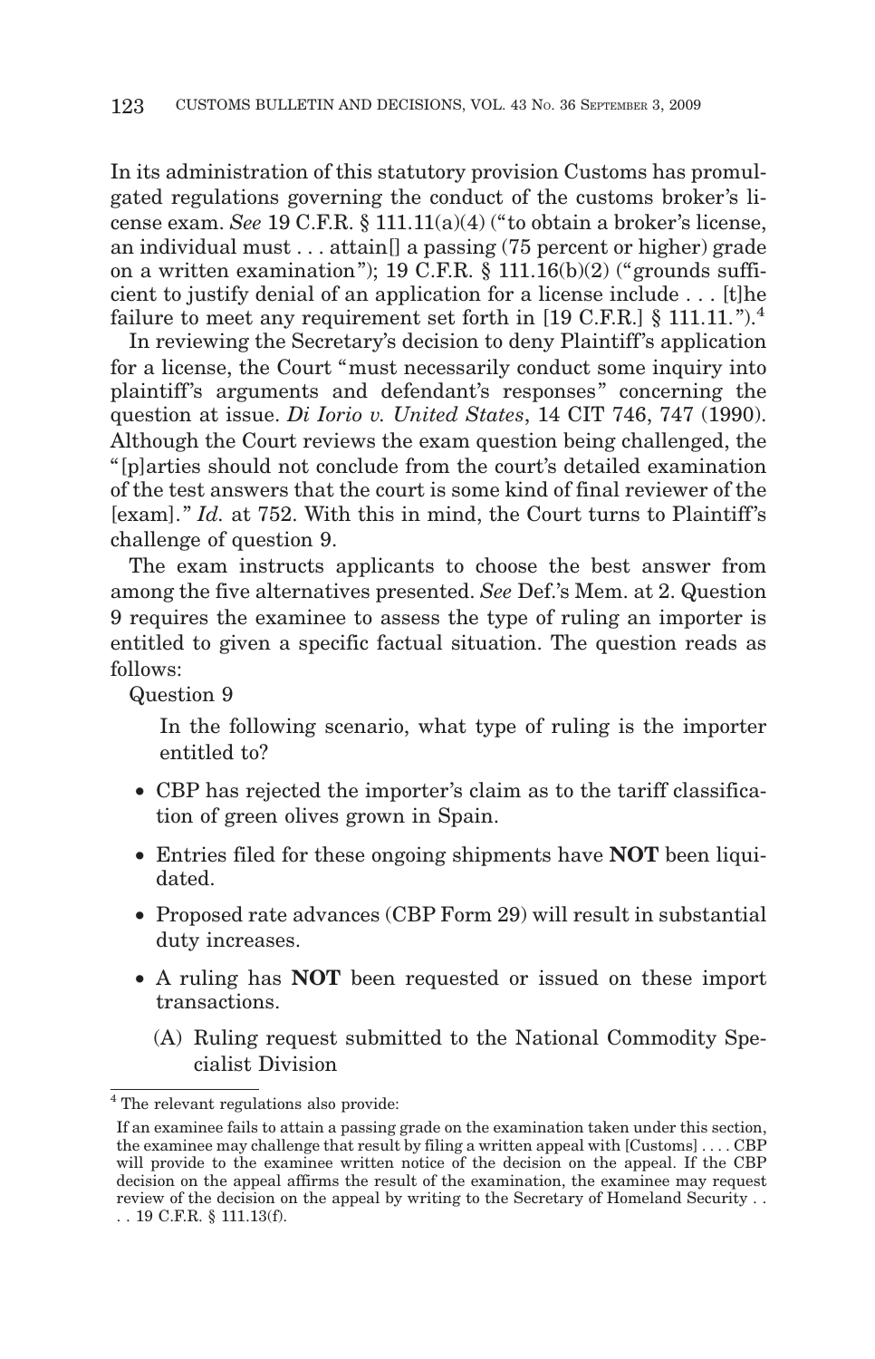In its administration of this statutory provision Customs has promulgated regulations governing the conduct of the customs broker's license exam. *See* 19 C.F.R. § 111.11(a)(4) ("to obtain a broker's license, an individual must . . . attain[] a passing (75 percent or higher) grade on a written examination"); 19 C.F.R. § 111.16(b)(2) ("grounds sufficient to justify denial of an application for a license include . . . [t]he failure to meet any requirement set forth in [19 C.F.R.] § 111.11.").[4]

In reviewing the Secretary's decision to deny Plaintiff's application for a license, the Court "must necessarily conduct some inquiry into plaintiff's arguments and defendant's responses" concerning the question at issue. *Di Iorio v. United States*, 14 CIT 746, 747 (1990). Although the Court reviews the exam question being challenged, the "[p]arties should not conclude from the court's detailed examination of the test answers that the court is some kind of final reviewer of the [exam]." *Id.* at 752. With this in mind, the Court turns to Plaintiff's challenge of question 9.

The exam instructs applicants to choose the best answer from among the five alternatives presented. *See* Def.'s Mem. at 2. Question 9 requires the examinee to assess the type of ruling an importer is entitled to given a specific factual situation. The question reads as follows:

Question 9

> In the following scenario, what type of ruling is the importer entitled to?
>
> - CBP has rejected the importer's claim as to the tariff classification of green olives grown in Spain.
> - Entries filed for these ongoing shipments have **NOT** been liquidated.
> - Proposed rate advances (CBP Form 29) will result in substantial duty increases.
> - A ruling has **NOT** been requested or issued on these import transactions.
>
>   (A) Ruling request submitted to the National Commodity Specialist Division

[4] The relevant regulations also provide:

If an examinee fails to attain a passing grade on the examination taken under this section, the examinee may challenge that result by filing a written appeal with [Customs] . . . . CBP will provide to the examinee written notice of the decision on the appeal. If the CBP decision on the appeal affirms the result of the examination, the examinee may request review of the decision on the appeal by writing to the Secretary of Homeland Security . . . . 19 C.F.R. § 111.13(f).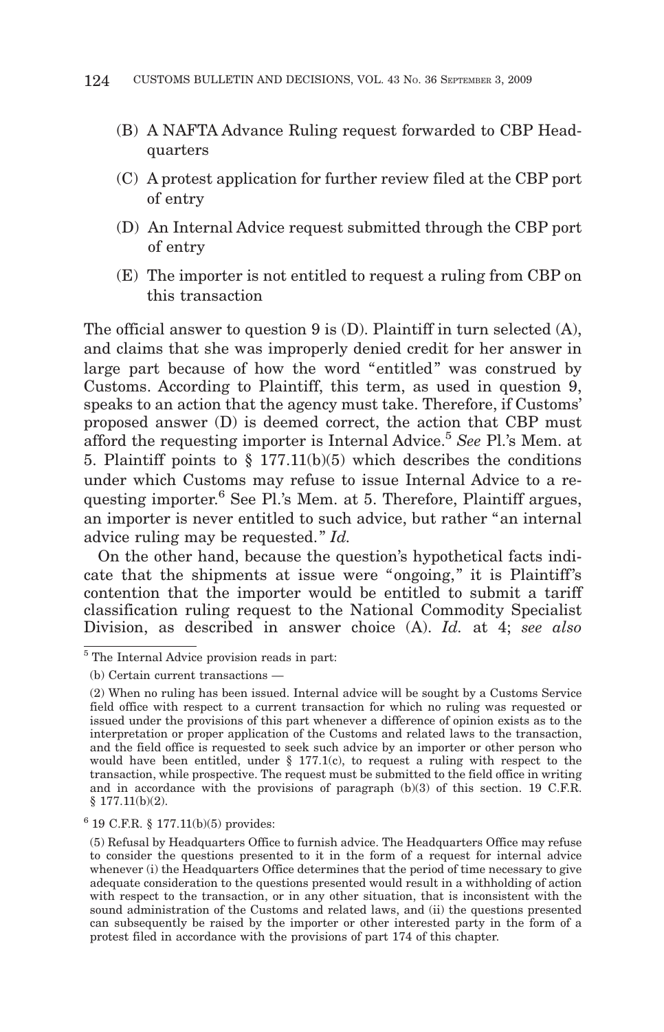(B) A NAFTA Advance Ruling request forwarded to CBP Headquarters

(C) A protest application for further review filed at the CBP port of entry

(D) An Internal Advice request submitted through the CBP port of entry

(E) The importer is not entitled to request a ruling from CBP on this transaction

The official answer to question 9 is (D). Plaintiff in turn selected (A), and claims that she was improperly denied credit for her answer in large part because of how the word "entitled" was construed by Customs. According to Plaintiff, this term, as used in question 9, speaks to an action that the agency must take. Therefore, if Customs' proposed answer (D) is deemed correct, the action that CBP must afford the requesting importer is Internal Advice.[5] *See* Pl.'s Mem. at 5. Plaintiff points to § 177.11(b)(5) which describes the conditions under which Customs may refuse to issue Internal Advice to a requesting importer.[6] See Pl.'s Mem. at 5. Therefore, Plaintiff argues, an importer is never entitled to such advice, but rather "an internal advice ruling may be requested." *Id.*

On the other hand, because the question's hypothetical facts indicate that the shipments at issue were "ongoing," it is Plaintiff's contention that the importer would be entitled to submit a tariff classification ruling request to the National Commodity Specialist Division, as described in answer choice (A). *Id.* at 4; *see also*

---

[5] The Internal Advice provision reads in part:

(b) Certain current transactions —

(2) When no ruling has been issued. Internal advice will be sought by a Customs Service field office with respect to a current transaction for which no ruling was requested or issued under the provisions of this part whenever a difference of opinion exists as to the interpretation or proper application of the Customs and related laws to the transaction, and the field office is requested to seek such advice by an importer or other person who would have been entitled, under § 177.1(c), to request a ruling with respect to the transaction, while prospective. The request must be submitted to the field office in writing and in accordance with the provisions of paragraph (b)(3) of this section. 19 C.F.R. § 177.11(b)(2).

[6] 19 C.F.R. § 177.11(b)(5) provides:

(5) Refusal by Headquarters Office to furnish advice. The Headquarters Office may refuse to consider the questions presented to it in the form of a request for internal advice whenever (i) the Headquarters Office determines that the period of time necessary to give adequate consideration to the questions presented would result in a withholding of action with respect to the transaction, or in any other situation, that is inconsistent with the sound administration of the Customs and related laws, and (ii) the questions presented can subsequently be raised by the importer or other interested party in the form of a protest filed in accordance with the provisions of part 174 of this chapter.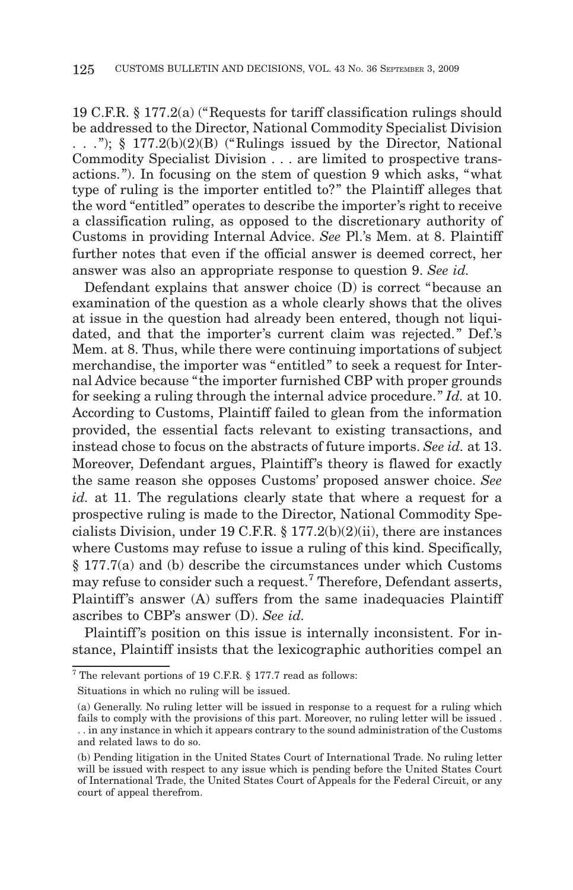19 C.F.R. § 177.2(a) ("Requests for tariff classification rulings should be addressed to the Director, National Commodity Specialist Division . . ."); § 177.2(b)(2)(B) ("Rulings issued by the Director, National Commodity Specialist Division . . . are limited to prospective transactions."). In focusing on the stem of question 9 which asks, "what type of ruling is the importer entitled to?" the Plaintiff alleges that the word "entitled" operates to describe the importer's right to receive a classification ruling, as opposed to the discretionary authority of Customs in providing Internal Advice. *See* Pl.'s Mem. at 8. Plaintiff further notes that even if the official answer is deemed correct, her answer was also an appropriate response to question 9. *See id.*

Defendant explains that answer choice (D) is correct "because an examination of the question as a whole clearly shows that the olives at issue in the question had already been entered, though not liquidated, and that the importer's current claim was rejected." Def.'s Mem. at 8. Thus, while there were continuing importations of subject merchandise, the importer was "entitled" to seek a request for Internal Advice because "the importer furnished CBP with proper grounds for seeking a ruling through the internal advice procedure." *Id.* at 10. According to Customs, Plaintiff failed to glean from the information provided, the essential facts relevant to existing transactions, and instead chose to focus on the abstracts of future imports. *See id.* at 13. Moreover, Defendant argues, Plaintiff's theory is flawed for exactly the same reason she opposes Customs' proposed answer choice. *See id.* at 11. The regulations clearly state that where a request for a prospective ruling is made to the Director, National Commodity Specialists Division, under 19 C.F.R. § 177.2(b)(2)(ii), there are instances where Customs may refuse to issue a ruling of this kind. Specifically, § 177.7(a) and (b) describe the circumstances under which Customs may refuse to consider such a request.[7] Therefore, Defendant asserts, Plaintiff's answer (A) suffers from the same inadequacies Plaintiff ascribes to CBP's answer (D). *See id.*

Plaintiff's position on this issue is internally inconsistent. For instance, Plaintiff insists that the lexicographic authorities compel an

---

[7] The relevant portions of 19 C.F.R. § 177.7 read as follows:

Situations in which no ruling will be issued.

(a) Generally. No ruling letter will be issued in response to a request for a ruling which fails to comply with the provisions of this part. Moreover, no ruling letter will be issued . . . in any instance in which it appears contrary to the sound administration of the Customs and related laws to do so.

(b) Pending litigation in the United States Court of International Trade. No ruling letter will be issued with respect to any issue which is pending before the United States Court of International Trade, the United States Court of Appeals for the Federal Circuit, or any court of appeal therefrom.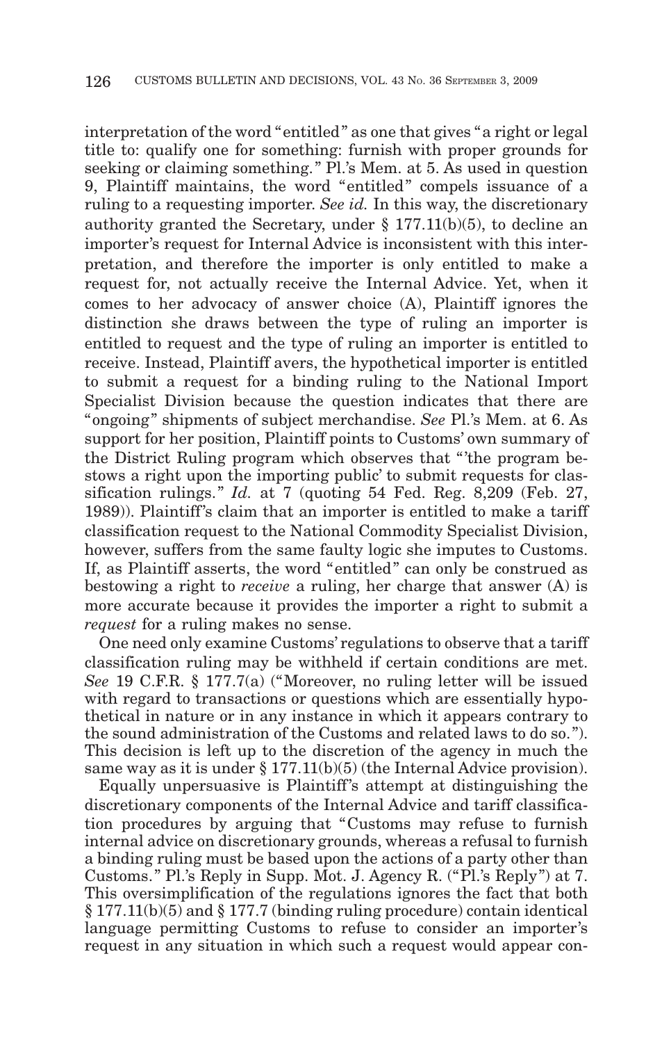interpretation of the word "entitled" as one that gives "a right or legal title to: qualify one for something: furnish with proper grounds for seeking or claiming something." Pl.'s Mem. at 5. As used in question 9, Plaintiff maintains, the word "entitled" compels issuance of a ruling to a requesting importer. *See id.* In this way, the discretionary authority granted the Secretary, under § 177.11(b)(5), to decline an importer's request for Internal Advice is inconsistent with this interpretation, and therefore the importer is only entitled to make a request for, not actually receive the Internal Advice. Yet, when it comes to her advocacy of answer choice (A), Plaintiff ignores the distinction she draws between the type of ruling an importer is entitled to request and the type of ruling an importer is entitled to receive. Instead, Plaintiff avers, the hypothetical importer is entitled to submit a request for a binding ruling to the National Import Specialist Division because the question indicates that there are "ongoing" shipments of subject merchandise. *See* Pl.'s Mem. at 6. As support for her position, Plaintiff points to Customs' own summary of the District Ruling program which observes that "'the program bestows a right upon the importing public' to submit requests for classification rulings." *Id.* at 7 (quoting 54 Fed. Reg. 8,209 (Feb. 27, 1989)). Plaintiff's claim that an importer is entitled to make a tariff classification request to the National Commodity Specialist Division, however, suffers from the same faulty logic she imputes to Customs. If, as Plaintiff asserts, the word "entitled" can only be construed as bestowing a right to *receive* a ruling, her charge that answer (A) is more accurate because it provides the importer a right to submit a *request* for a ruling makes no sense.

One need only examine Customs' regulations to observe that a tariff classification ruling may be withheld if certain conditions are met. *See* 19 C.F.R. § 177.7(a) ("Moreover, no ruling letter will be issued with regard to transactions or questions which are essentially hypothetical in nature or in any instance in which it appears contrary to the sound administration of the Customs and related laws to do so."). This decision is left up to the discretion of the agency in much the same way as it is under § 177.11(b)(5) (the Internal Advice provision).

Equally unpersuasive is Plaintiff's attempt at distinguishing the discretionary components of the Internal Advice and tariff classification procedures by arguing that "Customs may refuse to furnish internal advice on discretionary grounds, whereas a refusal to furnish a binding ruling must be based upon the actions of a party other than Customs." Pl.'s Reply in Supp. Mot. J. Agency R. ("Pl.'s Reply") at 7. This oversimplification of the regulations ignores the fact that both § 177.11(b)(5) and § 177.7 (binding ruling procedure) contain identical language permitting Customs to refuse to consider an importer's request in any situation in which such a request would appear con-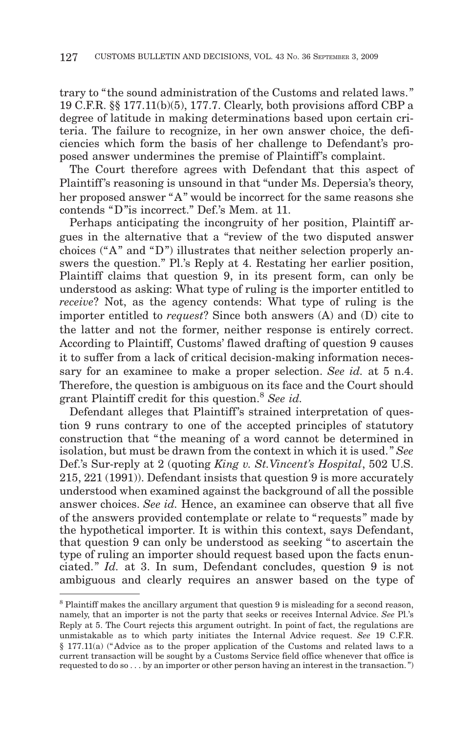trary to "the sound administration of the Customs and related laws." 19 C.F.R. §§ 177.11(b)(5), 177.7. Clearly, both provisions afford CBP a degree of latitude in making determinations based upon certain criteria. The failure to recognize, in her own answer choice, the deficiencies which form the basis of her challenge to Defendant's proposed answer undermines the premise of Plaintiff's complaint.

The Court therefore agrees with Defendant that this aspect of Plaintiff's reasoning is unsound in that "under Ms. Depersia's theory, her proposed answer "A" would be incorrect for the same reasons she contends "D"is incorrect." Def.'s Mem. at 11.

Perhaps anticipating the incongruity of her position, Plaintiff argues in the alternative that a "review of the two disputed answer choices ("A" and "D") illustrates that neither selection properly answers the question." Pl.'s Reply at 4. Restating her earlier position, Plaintiff claims that question 9, in its present form, can only be understood as asking: What type of ruling is the importer entitled to *receive*? Not, as the agency contends: What type of ruling is the importer entitled to *request*? Since both answers (A) and (D) cite to the latter and not the former, neither response is entirely correct. According to Plaintiff, Customs' flawed drafting of question 9 causes it to suffer from a lack of critical decision-making information necessary for an examinee to make a proper selection. *See id.* at 5 n.4. Therefore, the question is ambiguous on its face and the Court should grant Plaintiff credit for this question.[8] *See id.*

Defendant alleges that Plaintiff's strained interpretation of question 9 runs contrary to one of the accepted principles of statutory construction that "the meaning of a word cannot be determined in isolation, but must be drawn from the context in which it is used." *See* Def.'s Sur-reply at 2 (quoting *King v. St.Vincent's Hospital*, 502 U.S. 215, 221 (1991)). Defendant insists that question 9 is more accurately understood when examined against the background of all the possible answer choices. *See id.* Hence, an examinee can observe that all five of the answers provided contemplate or relate to "requests" made by the hypothetical importer. It is within this context, says Defendant, that question 9 can only be understood as seeking "to ascertain the type of ruling an importer should request based upon the facts enunciated." *Id.* at 3. In sum, Defendant concludes, question 9 is not ambiguous and clearly requires an answer based on the type of

[8] Plaintiff makes the ancillary argument that question 9 is misleading for a second reason, namely, that an importer is not the party that seeks or receives Internal Advice. *See* Pl.'s Reply at 5. The Court rejects this argument outright. In point of fact, the regulations are unmistakable as to which party initiates the Internal Advice request. *See* 19 C.F.R. § 177.11(a) ("Advice as to the proper application of the Customs and related laws to a current transaction will be sought by a Customs Service field office whenever that office is requested to do so . . . by an importer or other person having an interest in the transaction.")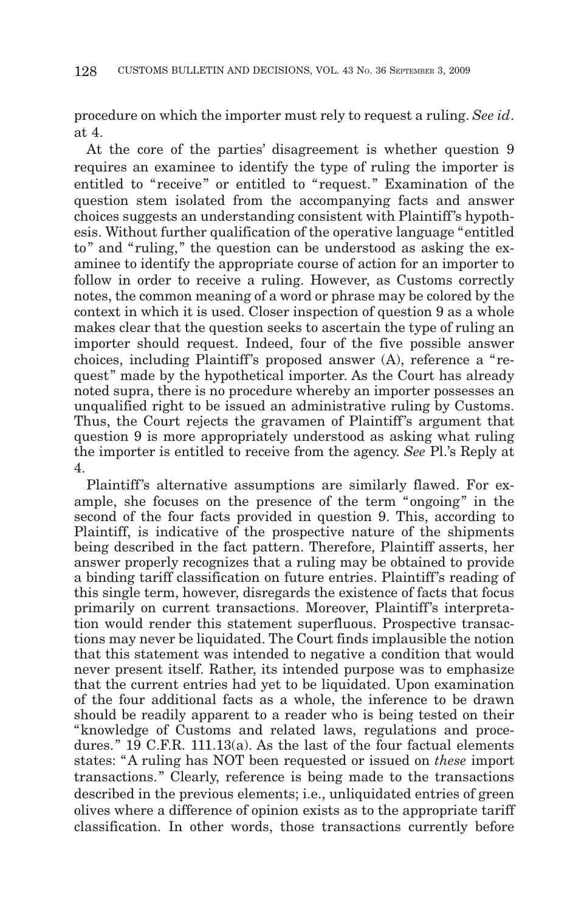procedure on which the importer must rely to request a ruling. *See id*. at 4.

At the core of the parties' disagreement is whether question 9 requires an examinee to identify the type of ruling the importer is entitled to "receive" or entitled to "request." Examination of the question stem isolated from the accompanying facts and answer choices suggests an understanding consistent with Plaintiff's hypothesis. Without further qualification of the operative language "entitled to" and "ruling," the question can be understood as asking the examinee to identify the appropriate course of action for an importer to follow in order to receive a ruling. However, as Customs correctly notes, the common meaning of a word or phrase may be colored by the context in which it is used. Closer inspection of question 9 as a whole makes clear that the question seeks to ascertain the type of ruling an importer should request. Indeed, four of the five possible answer choices, including Plaintiff's proposed answer (A), reference a "request" made by the hypothetical importer. As the Court has already noted supra, there is no procedure whereby an importer possesses an unqualified right to be issued an administrative ruling by Customs. Thus, the Court rejects the gravamen of Plaintiff's argument that question 9 is more appropriately understood as asking what ruling the importer is entitled to receive from the agency. *See* Pl.'s Reply at 4.

Plaintiff's alternative assumptions are similarly flawed. For example, she focuses on the presence of the term "ongoing" in the second of the four facts provided in question 9. This, according to Plaintiff, is indicative of the prospective nature of the shipments being described in the fact pattern. Therefore, Plaintiff asserts, her answer properly recognizes that a ruling may be obtained to provide a binding tariff classification on future entries. Plaintiff's reading of this single term, however, disregards the existence of facts that focus primarily on current transactions. Moreover, Plaintiff's interpretation would render this statement superfluous. Prospective transactions may never be liquidated. The Court finds implausible the notion that this statement was intended to negative a condition that would never present itself. Rather, its intended purpose was to emphasize that the current entries had yet to be liquidated. Upon examination of the four additional facts as a whole, the inference to be drawn should be readily apparent to a reader who is being tested on their "knowledge of Customs and related laws, regulations and procedures." 19 C.F.R. 111.13(a). As the last of the four factual elements states: "A ruling has NOT been requested or issued on *these* import transactions." Clearly, reference is being made to the transactions described in the previous elements; i.e., unliquidated entries of green olives where a difference of opinion exists as to the appropriate tariff classification. In other words, those transactions currently before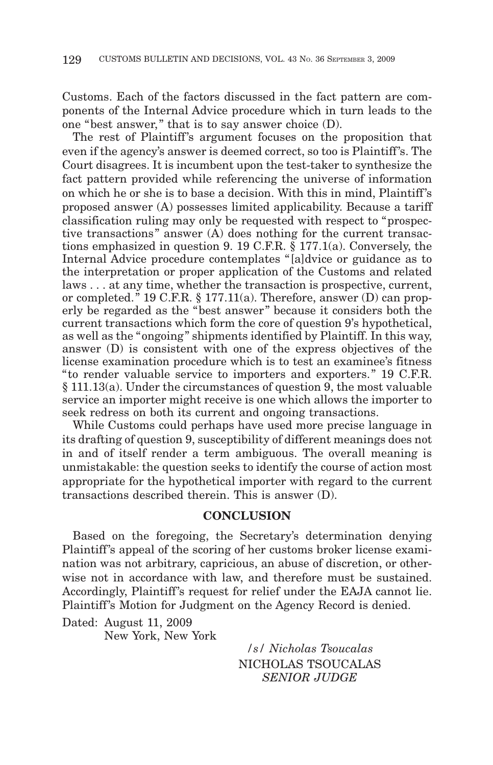Customs. Each of the factors discussed in the fact pattern are components of the Internal Advice procedure which in turn leads to the one "best answer," that is to say answer choice (D).

The rest of Plaintiff's argument focuses on the proposition that even if the agency's answer is deemed correct, so too is Plaintiff's. The Court disagrees. It is incumbent upon the test-taker to synthesize the fact pattern provided while referencing the universe of information on which he or she is to base a decision. With this in mind, Plaintiff's proposed answer (A) possesses limited applicability. Because a tariff classification ruling may only be requested with respect to "prospective transactions" answer (A) does nothing for the current transactions emphasized in question 9. 19 C.F.R. § 177.1(a). Conversely, the Internal Advice procedure contemplates "[a]dvice or guidance as to the interpretation or proper application of the Customs and related laws . . . at any time, whether the transaction is prospective, current, or completed." 19 C.F.R. § 177.11(a). Therefore, answer (D) can properly be regarded as the "best answer" because it considers both the current transactions which form the core of question 9's hypothetical, as well as the "ongoing" shipments identified by Plaintiff. In this way, answer (D) is consistent with one of the express objectives of the license examination procedure which is to test an examinee's fitness "to render valuable service to importers and exporters." 19 C.F.R. § 111.13(a). Under the circumstances of question 9, the most valuable service an importer might receive is one which allows the importer to seek redress on both its current and ongoing transactions.

While Customs could perhaps have used more precise language in its drafting of question 9, susceptibility of different meanings does not in and of itself render a term ambiguous. The overall meaning is unmistakable: the question seeks to identify the course of action most appropriate for the hypothetical importer with regard to the current transactions described therein. This is answer (D).

## CONCLUSION

Based on the foregoing, the Secretary's determination denying Plaintiff's appeal of the scoring of her customs broker license examination was not arbitrary, capricious, an abuse of discretion, or otherwise not in accordance with law, and therefore must be sustained. Accordingly, Plaintiff's request for relief under the EAJA cannot lie. Plaintiff's Motion for Judgment on the Agency Record is denied.

Dated: August 11, 2009
New York, New York

*/s/ Nicholas Tsoucalas*
NICHOLAS TSOUCALAS
*SENIOR JUDGE*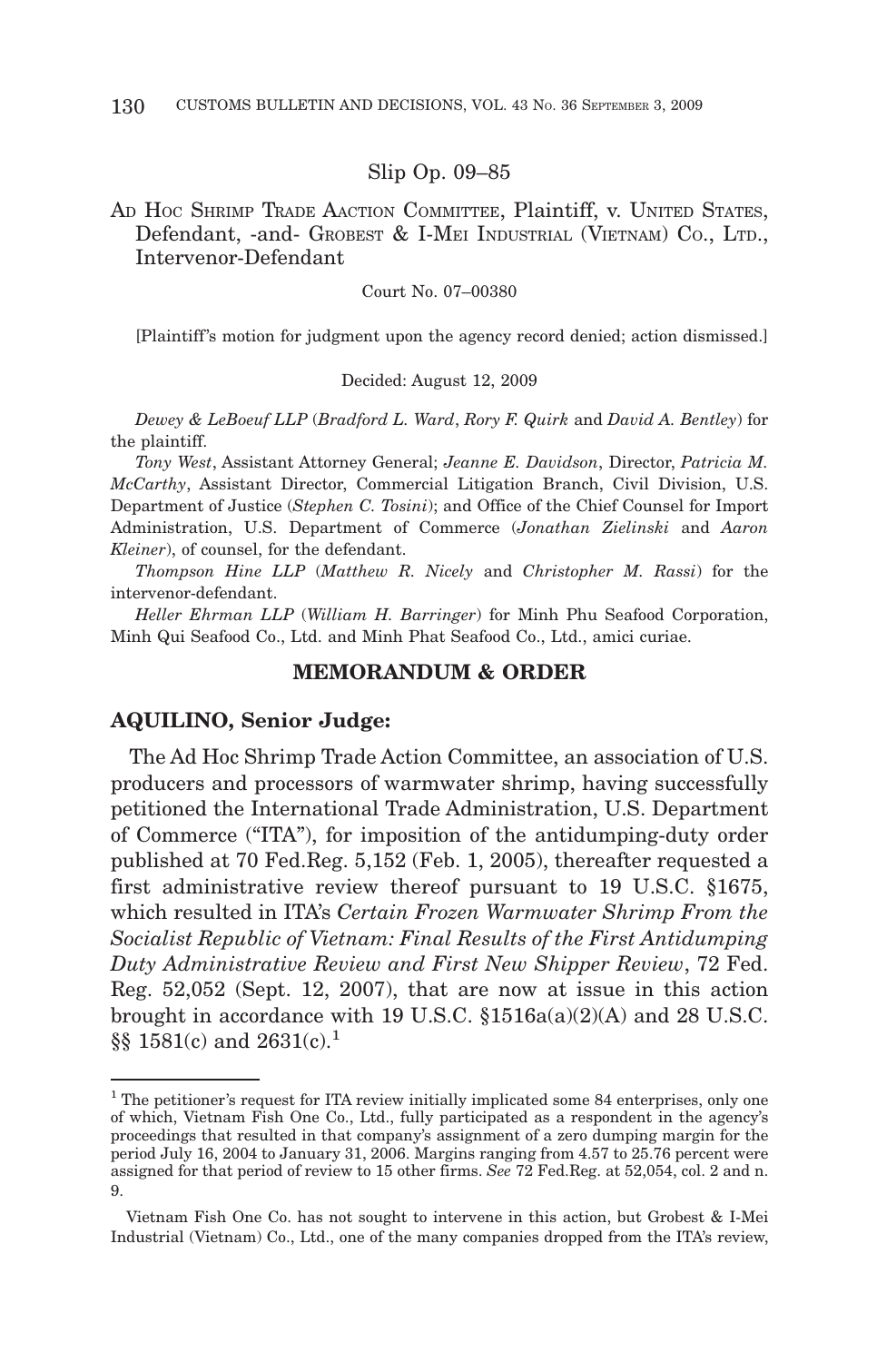Slip Op. 09–85

AD HOC SHRIMP TRADE AACTION COMMITTEE, Plaintiff, v. UNITED STATES, Defendant, -and- GROBEST & I-MEI INDUSTRIAL (VIETNAM) CO., LTD., Intervenor-Defendant

Court No. 07–00380

[Plaintiff's motion for judgment upon the agency record denied; action dismissed.]

Decided: August 12, 2009

*Dewey & LeBoeuf LLP* (*Bradford L. Ward*, *Rory F. Quirk* and *David A. Bentley*) for the plaintiff.

*Tony West*, Assistant Attorney General; *Jeanne E. Davidson*, Director, *Patricia M. McCarthy*, Assistant Director, Commercial Litigation Branch, Civil Division, U.S. Department of Justice (*Stephen C. Tosini*); and Office of the Chief Counsel for Import Administration, U.S. Department of Commerce (*Jonathan Zielinski* and *Aaron Kleiner*), of counsel, for the defendant.

*Thompson Hine LLP* (*Matthew R. Nicely* and *Christopher M. Rassi*) for the intervenor-defendant.

*Heller Ehrman LLP* (*William H. Barringer*) for Minh Phu Seafood Corporation, Minh Qui Seafood Co., Ltd. and Minh Phat Seafood Co., Ltd., amici curiae.

## MEMORANDUM & ORDER

### AQUILINO, Senior Judge:

The Ad Hoc Shrimp Trade Action Committee, an association of U.S. producers and processors of warmwater shrimp, having successfully petitioned the International Trade Administration, U.S. Department of Commerce ("ITA"), for imposition of the antidumping-duty order published at 70 Fed.Reg. 5,152 (Feb. 1, 2005), thereafter requested a first administrative review thereof pursuant to 19 U.S.C. §1675, which resulted in ITA's *Certain Frozen Warmwater Shrimp From the Socialist Republic of Vietnam: Final Results of the First Antidumping Duty Administrative Review and First New Shipper Review*, 72 Fed. Reg. 52,052 (Sept. 12, 2007), that are now at issue in this action brought in accordance with 19 U.S.C. §1516a(a)(2)(A) and 28 U.S.C. §§ 1581(c) and 2631(c).[1]

[1] The petitioner's request for ITA review initially implicated some 84 enterprises, only one of which, Vietnam Fish One Co., Ltd., fully participated as a respondent in the agency's proceedings that resulted in that company's assignment of a zero dumping margin for the period July 16, 2004 to January 31, 2006. Margins ranging from 4.57 to 25.76 percent were assigned for that period of review to 15 other firms. *See* 72 Fed.Reg. at 52,054, col. 2 and n. 9.

Vietnam Fish One Co. has not sought to intervene in this action, but Grobest & I-Mei Industrial (Vietnam) Co., Ltd., one of the many companies dropped from the ITA's review,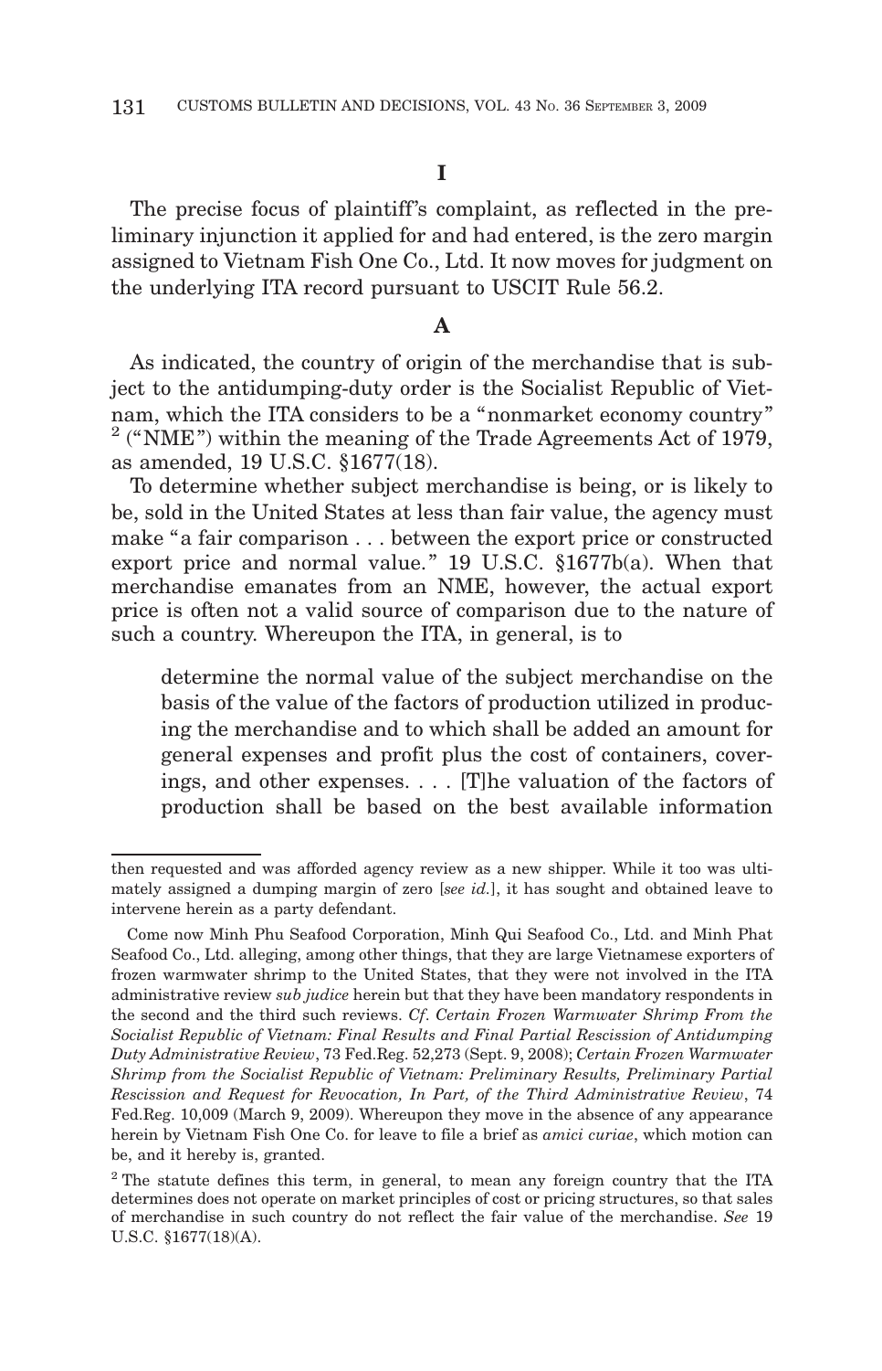**I**

The precise focus of plaintiff's complaint, as reflected in the preliminary injunction it applied for and had entered, is the zero margin assigned to Vietnam Fish One Co., Ltd. It now moves for judgment on the underlying ITA record pursuant to USCIT Rule 56.2.

**A**

As indicated, the country of origin of the merchandise that is subject to the antidumping-duty order is the Socialist Republic of Vietnam, which the ITA considers to be a "nonmarket economy country" [2] ("NME") within the meaning of the Trade Agreements Act of 1979, as amended, 19 U.S.C. §1677(18).

To determine whether subject merchandise is being, or is likely to be, sold in the United States at less than fair value, the agency must make "a fair comparison . . . between the export price or constructed export price and normal value." 19 U.S.C. §1677b(a). When that merchandise emanates from an NME, however, the actual export price is often not a valid source of comparison due to the nature of such a country. Whereupon the ITA, in general, is to

> determine the normal value of the subject merchandise on the basis of the value of the factors of production utilized in producing the merchandise and to which shall be added an amount for general expenses and profit plus the cost of containers, coverings, and other expenses. . . . [T]he valuation of the factors of production shall be based on the best available information

---

then requested and was afforded agency review as a new shipper. While it too was ultimately assigned a dumping margin of zero [*see id.*], it has sought and obtained leave to intervene herein as a party defendant.

Come now Minh Phu Seafood Corporation, Minh Qui Seafood Co., Ltd. and Minh Phat Seafood Co., Ltd. alleging, among other things, that they are large Vietnamese exporters of frozen warmwater shrimp to the United States, that they were not involved in the ITA administrative review *sub judice* herein but that they have been mandatory respondents in the second and the third such reviews. *Cf. Certain Frozen Warmwater Shrimp From the Socialist Republic of Vietnam: Final Results and Final Partial Rescission of Antidumping Duty Administrative Review*, 73 Fed.Reg. 52,273 (Sept. 9, 2008); *Certain Frozen Warmwater Shrimp from the Socialist Republic of Vietnam: Preliminary Results, Preliminary Partial Rescission and Request for Revocation, In Part, of the Third Administrative Review*, 74 Fed.Reg. 10,009 (March 9, 2009). Whereupon they move in the absence of any appearance herein by Vietnam Fish One Co. for leave to file a brief as *amici curiae*, which motion can be, and it hereby is, granted.

[2] The statute defines this term, in general, to mean any foreign country that the ITA determines does not operate on market principles of cost or pricing structures, so that sales of merchandise in such country do not reflect the fair value of the merchandise. *See* 19 U.S.C. §1677(18)(A).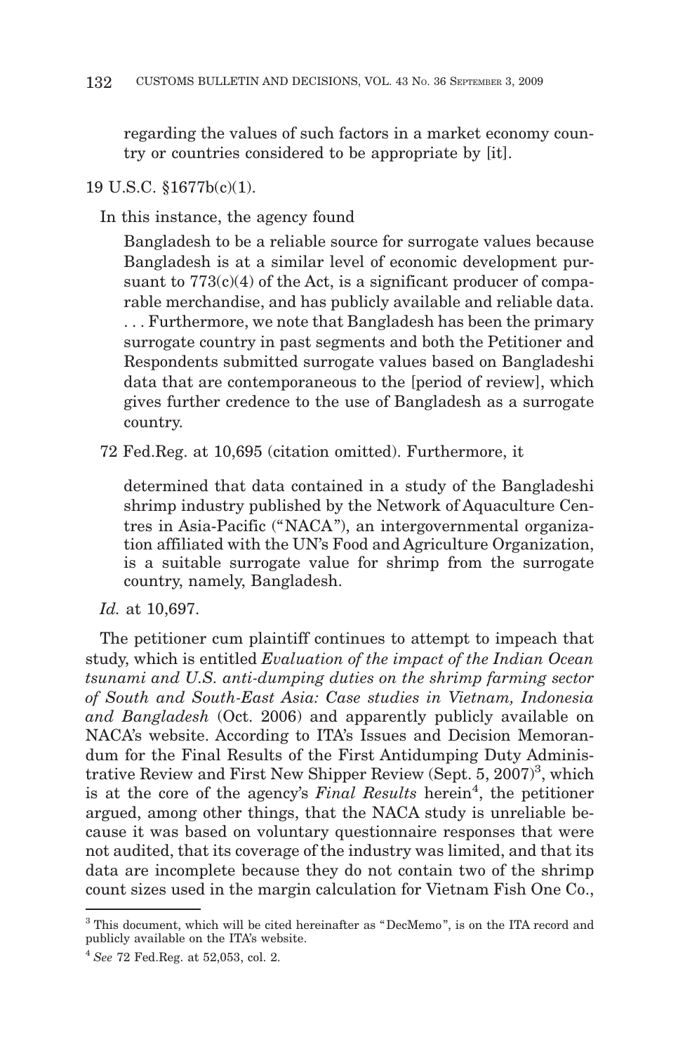regarding the values of such factors in a market economy country or countries considered to be appropriate by [it].

19 U.S.C. §1677b(c)(1).

In this instance, the agency found

> Bangladesh to be a reliable source for surrogate values because Bangladesh is at a similar level of economic development pursuant to 773(c)(4) of the Act, is a significant producer of comparable merchandise, and has publicly available and reliable data. . . . Furthermore, we note that Bangladesh has been the primary surrogate country in past segments and both the Petitioner and Respondents submitted surrogate values based on Bangladeshi data that are contemporaneous to the [period of review], which gives further credence to the use of Bangladesh as a surrogate country.

72 Fed.Reg. at 10,695 (citation omitted). Furthermore, it

> determined that data contained in a study of the Bangladeshi shrimp industry published by the Network of Aquaculture Centres in Asia-Pacific ("NACA"), an intergovernmental organization affiliated with the UN's Food and Agriculture Organization, is a suitable surrogate value for shrimp from the surrogate country, namely, Bangladesh.

*Id.* at 10,697.

The petitioner cum plaintiff continues to attempt to impeach that study, which is entitled *Evaluation of the impact of the Indian Ocean tsunami and U.S. anti-dumping duties on the shrimp farming sector of South and South-East Asia: Case studies in Vietnam, Indonesia and Bangladesh* (Oct. 2006) and apparently publicly available on NACA's website. According to ITA's Issues and Decision Memorandum for the Final Results of the First Antidumping Duty Administrative Review and First New Shipper Review (Sept. 5, 2007)[3], which is at the core of the agency's *Final Results* herein[4], the petitioner argued, among other things, that the NACA study is unreliable because it was based on voluntary questionnaire responses that were not audited, that its coverage of the industry was limited, and that its data are incomplete because they do not contain two of the shrimp count sizes used in the margin calculation for Vietnam Fish One Co.,

---

[3] This document, which will be cited hereinafter as "DecMemo", is on the ITA record and publicly available on the ITA's website.

[4] *See* 72 Fed.Reg. at 52,053, col. 2.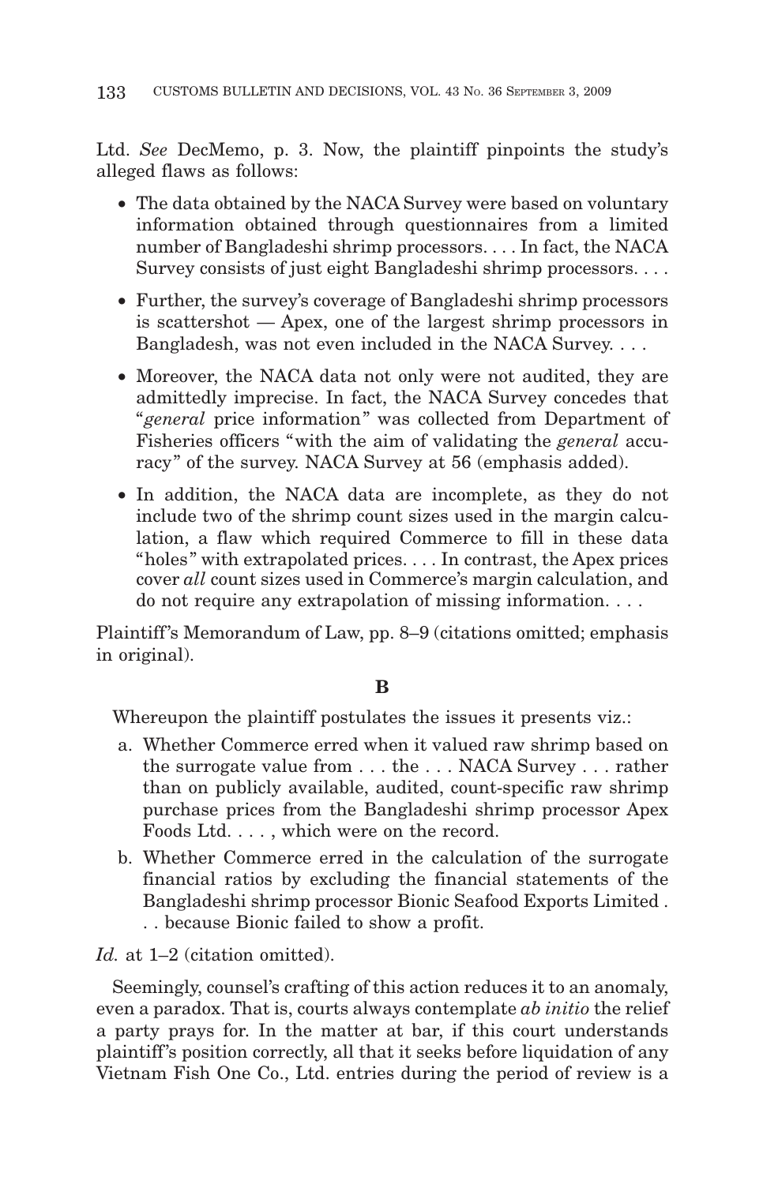Ltd. *See* DecMemo, p. 3. Now, the plaintiff pinpoints the study's alleged flaws as follows:

- The data obtained by the NACA Survey were based on voluntary information obtained through questionnaires from a limited number of Bangladeshi shrimp processors. . . . In fact, the NACA Survey consists of just eight Bangladeshi shrimp processors. . . .
- Further, the survey's coverage of Bangladeshi shrimp processors is scattershot — Apex, one of the largest shrimp processors in Bangladesh, was not even included in the NACA Survey. . . .
- Moreover, the NACA data not only were not audited, they are admittedly imprecise. In fact, the NACA Survey concedes that "*general* price information" was collected from Department of Fisheries officers "with the aim of validating the *general* accuracy" of the survey. NACA Survey at 56 (emphasis added).
- In addition, the NACA data are incomplete, as they do not include two of the shrimp count sizes used in the margin calculation, a flaw which required Commerce to fill in these data "holes" with extrapolated prices. . . . In contrast, the Apex prices cover *all* count sizes used in Commerce's margin calculation, and do not require any extrapolation of missing information. . . .

Plaintiff's Memorandum of Law, pp. 8–9 (citations omitted; emphasis in original).

**B**

Whereupon the plaintiff postulates the issues it presents viz.:

a. Whether Commerce erred when it valued raw shrimp based on the surrogate value from . . . the . . . NACA Survey . . . rather than on publicly available, audited, count-specific raw shrimp purchase prices from the Bangladeshi shrimp processor Apex Foods Ltd. . . . , which were on the record.
b. Whether Commerce erred in the calculation of the surrogate financial ratios by excluding the financial statements of the Bangladeshi shrimp processor Bionic Seafood Exports Limited . . . because Bionic failed to show a profit.

*Id.* at 1–2 (citation omitted).

Seemingly, counsel's crafting of this action reduces it to an anomaly, even a paradox. That is, courts always contemplate *ab initio* the relief a party prays for. In the matter at bar, if this court understands plaintiff's position correctly, all that it seeks before liquidation of any Vietnam Fish One Co., Ltd. entries during the period of review is a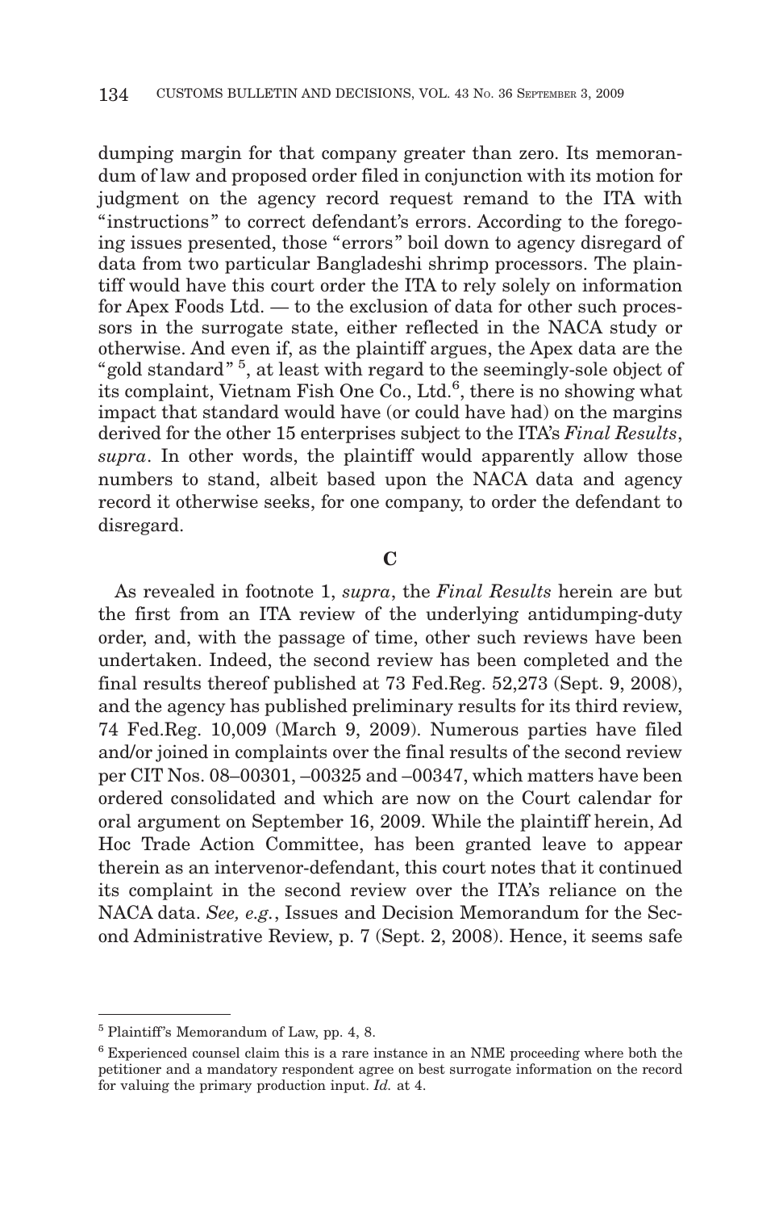dumping margin for that company greater than zero. Its memorandum of law and proposed order filed in conjunction with its motion for judgment on the agency record request remand to the ITA with "instructions" to correct defendant's errors. According to the foregoing issues presented, those "errors" boil down to agency disregard of data from two particular Bangladeshi shrimp processors. The plaintiff would have this court order the ITA to rely solely on information for Apex Foods Ltd. — to the exclusion of data for other such processors in the surrogate state, either reflected in the NACA study or otherwise. And even if, as the plaintiff argues, the Apex data are the "gold standard" [5], at least with regard to the seemingly-sole object of its complaint, Vietnam Fish One Co., Ltd.[6], there is no showing what impact that standard would have (or could have had) on the margins derived for the other 15 enterprises subject to the ITA's *Final Results*, *supra*. In other words, the plaintiff would apparently allow those numbers to stand, albeit based upon the NACA data and agency record it otherwise seeks, for one company, to order the defendant to disregard.

**C**

As revealed in footnote 1, *supra*, the *Final Results* herein are but the first from an ITA review of the underlying antidumping-duty order, and, with the passage of time, other such reviews have been undertaken. Indeed, the second review has been completed and the final results thereof published at 73 Fed.Reg. 52,273 (Sept. 9, 2008), and the agency has published preliminary results for its third review, 74 Fed.Reg. 10,009 (March 9, 2009). Numerous parties have filed and/or joined in complaints over the final results of the second review per CIT Nos. 08–00301, –00325 and –00347, which matters have been ordered consolidated and which are now on the Court calendar for oral argument on September 16, 2009. While the plaintiff herein, Ad Hoc Trade Action Committee, has been granted leave to appear therein as an intervenor-defendant, this court notes that it continued its complaint in the second review over the ITA's reliance on the NACA data. *See, e.g.*, Issues and Decision Memorandum for the Second Administrative Review, p. 7 (Sept. 2, 2008). Hence, it seems safe

---

[5] Plaintiff's Memorandum of Law, pp. 4, 8.

[6] Experienced counsel claim this is a rare instance in an NME proceeding where both the petitioner and a mandatory respondent agree on best surrogate information on the record for valuing the primary production input. *Id.* at 4.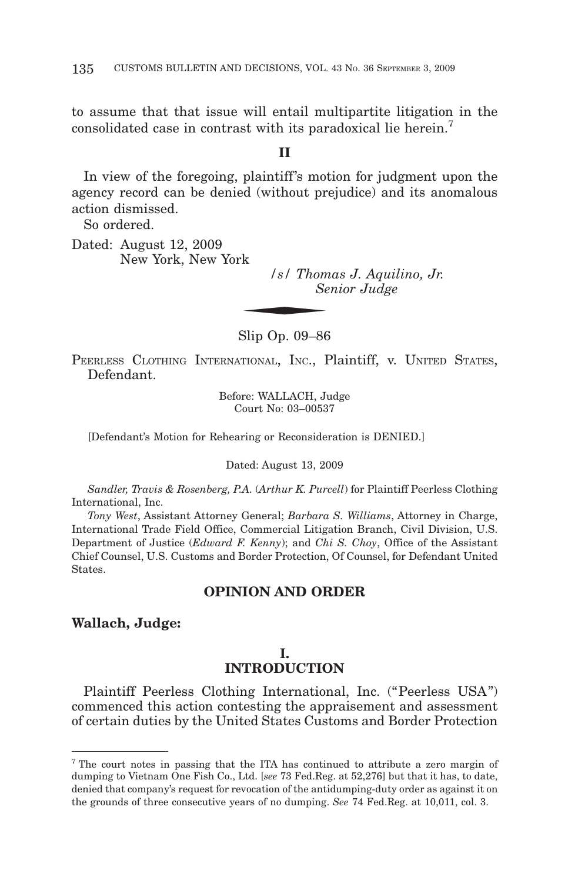to assume that that issue will entail multipartite litigation in the consolidated case in contrast with its paradoxical lie herein.[7]

## II

In view of the foregoing, plaintiff's motion for judgment upon the agency record can be denied (without prejudice) and its anomalous action dismissed.

So ordered.

Dated: August 12, 2009
New York, New York

*/s/ Thomas J. Aquilino, Jr.*
*Senior Judge*

---

Slip Op. 09–86

PEERLESS CLOTHING INTERNATIONAL, INC., Plaintiff, v. UNITED STATES, Defendant.

Before: WALLACH, Judge
Court No: 03–00537

[Defendant's Motion for Rehearing or Reconsideration is DENIED.]

Dated: August 13, 2009

*Sandler, Travis & Rosenberg, P.A.* (*Arthur K. Purcell*) for Plaintiff Peerless Clothing International, Inc.

*Tony West*, Assistant Attorney General; *Barbara S. Williams*, Attorney in Charge, International Trade Field Office, Commercial Litigation Branch, Civil Division, U.S. Department of Justice (*Edward F. Kenny*); and *Chi S. Choy*, Office of the Assistant Chief Counsel, U.S. Customs and Border Protection, Of Counsel, for Defendant United States.

## OPINION AND ORDER

**Wallach, Judge:**

### I.
### INTRODUCTION

Plaintiff Peerless Clothing International, Inc. ("Peerless USA") commenced this action contesting the appraisement and assessment of certain duties by the United States Customs and Border Protection

---

[7] The court notes in passing that the ITA has continued to attribute a zero margin of dumping to Vietnam One Fish Co., Ltd. [*see* 73 Fed.Reg. at 52,276] but that it has, to date, denied that company's request for revocation of the antidumping-duty order as against it on the grounds of three consecutive years of no dumping. *See* 74 Fed.Reg. at 10,011, col. 3.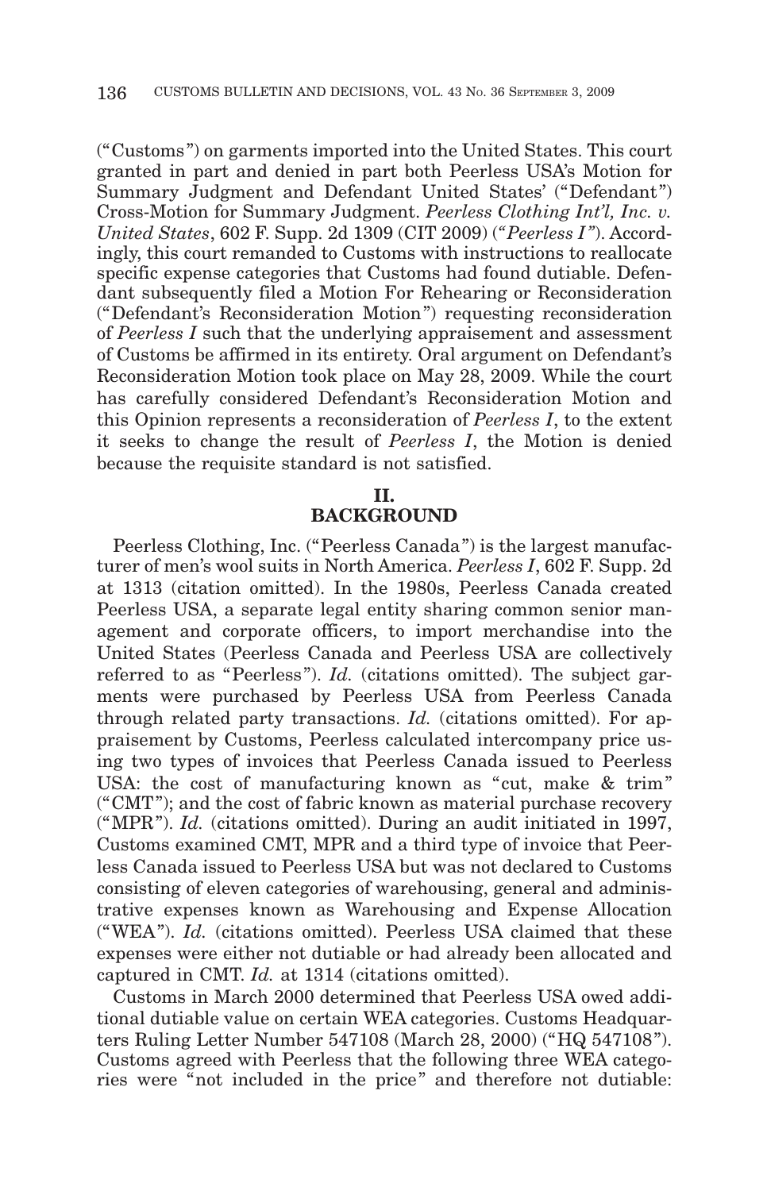("Customs") on garments imported into the United States. This court granted in part and denied in part both Peerless USA's Motion for Summary Judgment and Defendant United States' ("Defendant") Cross-Motion for Summary Judgment. *Peerless Clothing Int'l, Inc. v. United States*, 602 F. Supp. 2d 1309 (CIT 2009) (*"Peerless I"*). Accordingly, this court remanded to Customs with instructions to reallocate specific expense categories that Customs had found dutiable. Defendant subsequently filed a Motion For Rehearing or Reconsideration ("Defendant's Reconsideration Motion") requesting reconsideration of *Peerless I* such that the underlying appraisement and assessment of Customs be affirmed in its entirety. Oral argument on Defendant's Reconsideration Motion took place on May 28, 2009. While the court has carefully considered Defendant's Reconsideration Motion and this Opinion represents a reconsideration of *Peerless I*, to the extent it seeks to change the result of *Peerless I*, the Motion is denied because the requisite standard is not satisfied.

## II. BACKGROUND

Peerless Clothing, Inc. ("Peerless Canada") is the largest manufacturer of men's wool suits in North America. *Peerless I*, 602 F. Supp. 2d at 1313 (citation omitted). In the 1980s, Peerless Canada created Peerless USA, a separate legal entity sharing common senior management and corporate officers, to import merchandise into the United States (Peerless Canada and Peerless USA are collectively referred to as "Peerless"). *Id.* (citations omitted). The subject garments were purchased by Peerless USA from Peerless Canada through related party transactions. *Id.* (citations omitted). For appraisement by Customs, Peerless calculated intercompany price using two types of invoices that Peerless Canada issued to Peerless USA: the cost of manufacturing known as "cut, make & trim" ("CMT"); and the cost of fabric known as material purchase recovery ("MPR"). *Id.* (citations omitted). During an audit initiated in 1997, Customs examined CMT, MPR and a third type of invoice that Peerless Canada issued to Peerless USA but was not declared to Customs consisting of eleven categories of warehousing, general and administrative expenses known as Warehousing and Expense Allocation ("WEA"). *Id.* (citations omitted). Peerless USA claimed that these expenses were either not dutiable or had already been allocated and captured in CMT. *Id.* at 1314 (citations omitted).

Customs in March 2000 determined that Peerless USA owed additional dutiable value on certain WEA categories. Customs Headquarters Ruling Letter Number 547108 (March 28, 2000) ("HQ 547108"). Customs agreed with Peerless that the following three WEA categories were "not included in the price" and therefore not dutiable: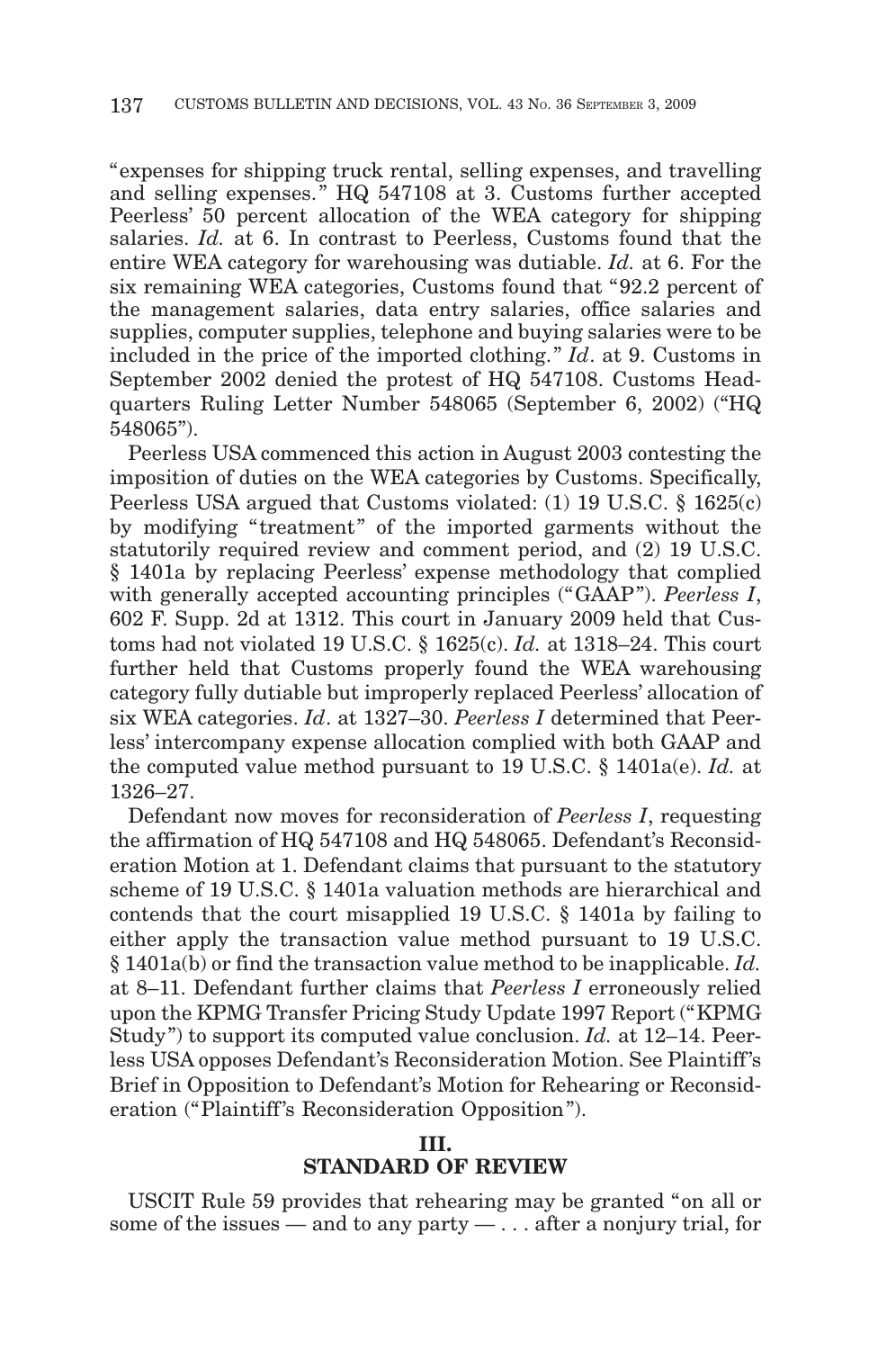"expenses for shipping truck rental, selling expenses, and travelling and selling expenses." HQ 547108 at 3. Customs further accepted Peerless' 50 percent allocation of the WEA category for shipping salaries. *Id.* at 6. In contrast to Peerless, Customs found that the entire WEA category for warehousing was dutiable. *Id.* at 6. For the six remaining WEA categories, Customs found that "92.2 percent of the management salaries, data entry salaries, office salaries and supplies, computer supplies, telephone and buying salaries were to be included in the price of the imported clothing." *Id*. at 9. Customs in September 2002 denied the protest of HQ 547108. Customs Headquarters Ruling Letter Number 548065 (September 6, 2002) ("HQ 548065").

Peerless USA commenced this action in August 2003 contesting the imposition of duties on the WEA categories by Customs. Specifically, Peerless USA argued that Customs violated: (1) 19 U.S.C. § 1625(c) by modifying "treatment" of the imported garments without the statutorily required review and comment period, and (2) 19 U.S.C. § 1401a by replacing Peerless' expense methodology that complied with generally accepted accounting principles ("GAAP"). *Peerless I*, 602 F. Supp. 2d at 1312. This court in January 2009 held that Customs had not violated 19 U.S.C. § 1625(c). *Id.* at 1318–24. This court further held that Customs properly found the WEA warehousing category fully dutiable but improperly replaced Peerless' allocation of six WEA categories. *Id*. at 1327–30. *Peerless I* determined that Peerless' intercompany expense allocation complied with both GAAP and the computed value method pursuant to 19 U.S.C. § 1401a(e). *Id.* at 1326–27.

Defendant now moves for reconsideration of *Peerless I*, requesting the affirmation of HQ 547108 and HQ 548065. Defendant's Reconsideration Motion at 1. Defendant claims that pursuant to the statutory scheme of 19 U.S.C. § 1401a valuation methods are hierarchical and contends that the court misapplied 19 U.S.C. § 1401a by failing to either apply the transaction value method pursuant to 19 U.S.C. § 1401a(b) or find the transaction value method to be inapplicable. *Id.* at 8–11. Defendant further claims that *Peerless I* erroneously relied upon the KPMG Transfer Pricing Study Update 1997 Report ("KPMG Study") to support its computed value conclusion. *Id.* at 12–14. Peerless USA opposes Defendant's Reconsideration Motion. See Plaintiff's Brief in Opposition to Defendant's Motion for Rehearing or Reconsideration ("Plaintiff's Reconsideration Opposition").

## III. STANDARD OF REVIEW

USCIT Rule 59 provides that rehearing may be granted "on all or some of the issues — and to any party — . . . after a nonjury trial, for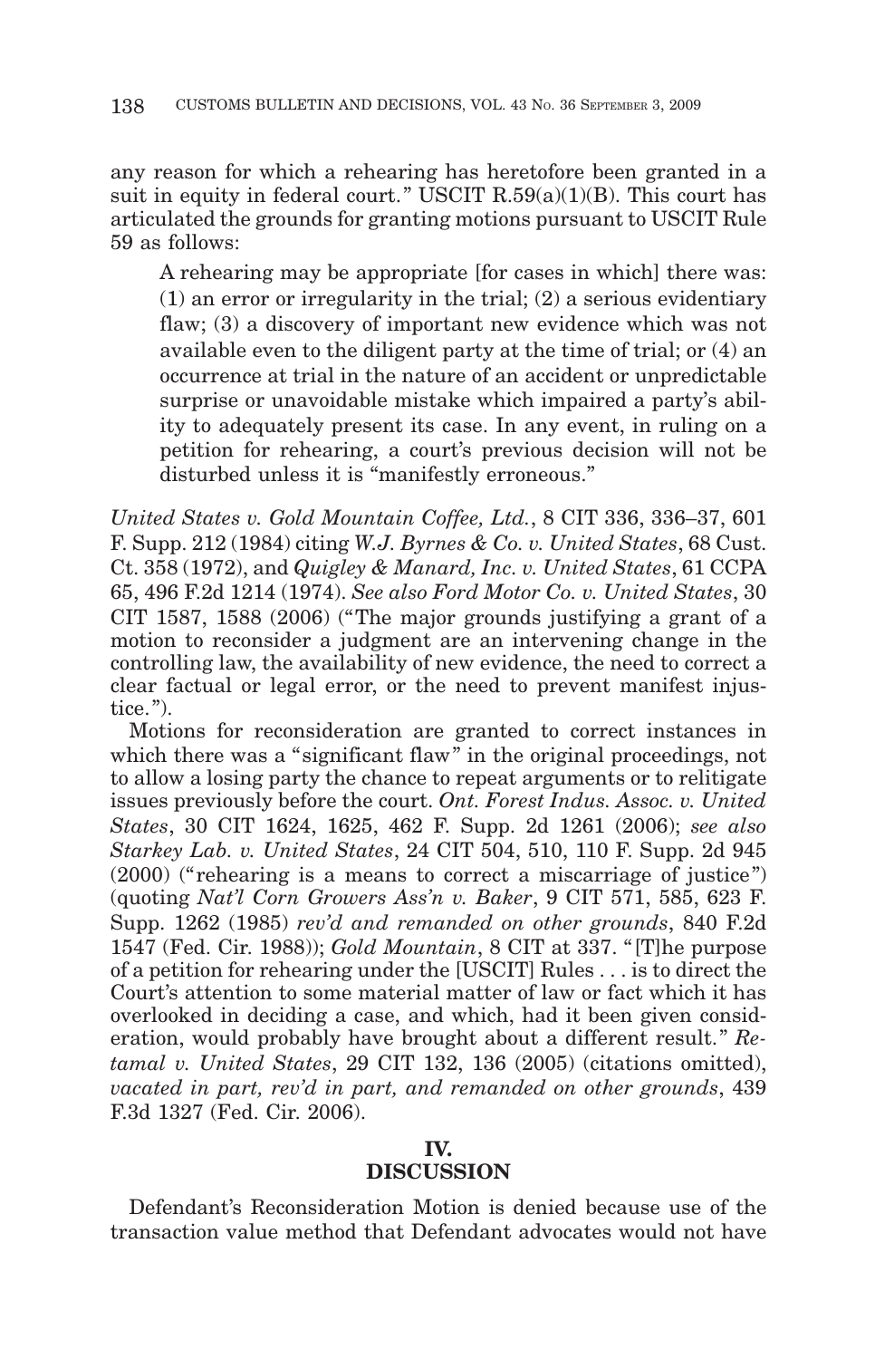any reason for which a rehearing has heretofore been granted in a suit in equity in federal court." USCIT R.59(a)(1)(B). This court has articulated the grounds for granting motions pursuant to USCIT Rule 59 as follows:

> A rehearing may be appropriate [for cases in which] there was: (1) an error or irregularity in the trial; (2) a serious evidentiary flaw; (3) a discovery of important new evidence which was not available even to the diligent party at the time of trial; or (4) an occurrence at trial in the nature of an accident or unpredictable surprise or unavoidable mistake which impaired a party's ability to adequately present its case. In any event, in ruling on a petition for rehearing, a court's previous decision will not be disturbed unless it is "manifestly erroneous."

*United States v. Gold Mountain Coffee, Ltd.*, 8 CIT 336, 336–37, 601 F. Supp. 212 (1984) citing *W.J. Byrnes & Co. v. United States*, 68 Cust. Ct. 358 (1972), and *Quigley & Manard, Inc. v. United States*, 61 CCPA 65, 496 F.2d 1214 (1974). *See also Ford Motor Co. v. United States*, 30 CIT 1587, 1588 (2006) ("The major grounds justifying a grant of a motion to reconsider a judgment are an intervening change in the controlling law, the availability of new evidence, the need to correct a clear factual or legal error, or the need to prevent manifest injustice.").

Motions for reconsideration are granted to correct instances in which there was a "significant flaw" in the original proceedings, not to allow a losing party the chance to repeat arguments or to relitigate issues previously before the court. *Ont. Forest Indus. Assoc. v. United States*, 30 CIT 1624, 1625, 462 F. Supp. 2d 1261 (2006); *see also Starkey Lab. v. United States*, 24 CIT 504, 510, 110 F. Supp. 2d 945 (2000) ("rehearing is a means to correct a miscarriage of justice") (quoting *Nat'l Corn Growers Ass'n v. Baker*, 9 CIT 571, 585, 623 F. Supp. 1262 (1985) *rev'd and remanded on other grounds*, 840 F.2d 1547 (Fed. Cir. 1988)); *Gold Mountain*, 8 CIT at 337. "[T]he purpose of a petition for rehearing under the [USCIT] Rules . . . is to direct the Court's attention to some material matter of law or fact which it has overlooked in deciding a case, and which, had it been given consideration, would probably have brought about a different result." *Retamal v. United States*, 29 CIT 132, 136 (2005) (citations omitted), *vacated in part, rev'd in part, and remanded on other grounds*, 439 F.3d 1327 (Fed. Cir. 2006).

## IV.
## DISCUSSION

Defendant's Reconsideration Motion is denied because use of the transaction value method that Defendant advocates would not have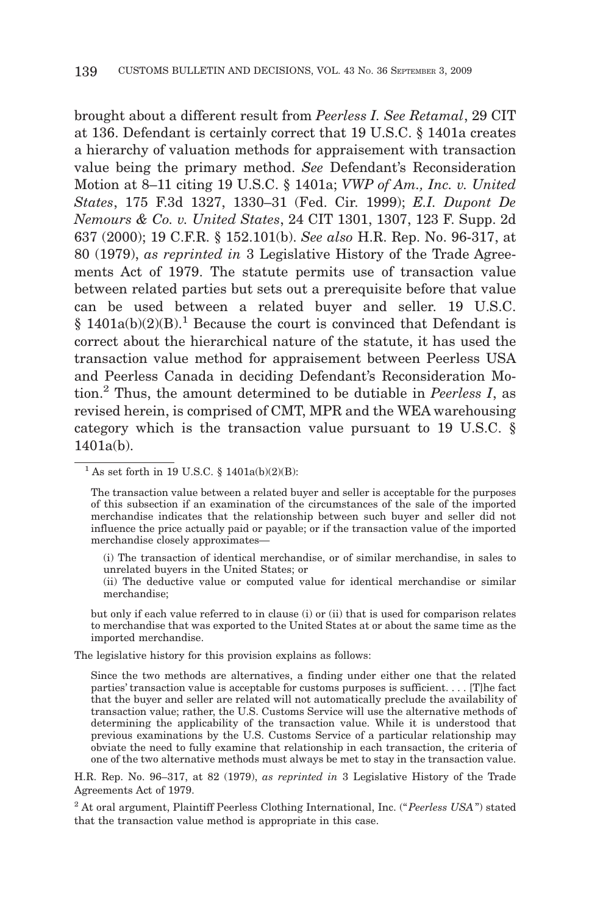brought about a different result from *Peerless I*. *See Retamal*, 29 CIT at 136. Defendant is certainly correct that 19 U.S.C. § 1401a creates a hierarchy of valuation methods for appraisement with transaction value being the primary method. *See* Defendant's Reconsideration Motion at 8–11 citing 19 U.S.C. § 1401a; *VWP of Am., Inc. v. United States*, 175 F.3d 1327, 1330–31 (Fed. Cir. 1999); *E.I. Dupont De Nemours & Co. v. United States*, 24 CIT 1301, 1307, 123 F. Supp. 2d 637 (2000); 19 C.F.R. § 152.101(b). *See also* H.R. Rep. No. 96-317, at 80 (1979), *as reprinted in* 3 Legislative History of the Trade Agreements Act of 1979. The statute permits use of transaction value between related parties but sets out a prerequisite before that value can be used between a related buyer and seller. 19 U.S.C. § 1401a(b)(2)(B).[1] Because the court is convinced that Defendant is correct about the hierarchical nature of the statute, it has used the transaction value method for appraisement between Peerless USA and Peerless Canada in deciding Defendant's Reconsideration Motion.[2] Thus, the amount determined to be dutiable in *Peerless I*, as revised herein, is comprised of CMT, MPR and the WEA warehousing category which is the transaction value pursuant to 19 U.S.C. § 1401a(b).

---

[1] As set forth in 19 U.S.C. § 1401a(b)(2)(B):

> The transaction value between a related buyer and seller is acceptable for the purposes of this subsection if an examination of the circumstances of the sale of the imported merchandise indicates that the relationship between such buyer and seller did not influence the price actually paid or payable; or if the transaction value of the imported merchandise closely approximates—
>
> (i) The transaction of identical merchandise, or of similar merchandise, in sales to unrelated buyers in the United States; or
>
> (ii) The deductive value or computed value for identical merchandise or similar merchandise;
>
> but only if each value referred to in clause (i) or (ii) that is used for comparison relates to merchandise that was exported to the United States at or about the same time as the imported merchandise.

The legislative history for this provision explains as follows:

> Since the two methods are alternatives, a finding under either one that the related parties' transaction value is acceptable for customs purposes is sufficient. . . . [T]he fact that the buyer and seller are related will not automatically preclude the availability of transaction value; rather, the U.S. Customs Service will use the alternative methods of determining the applicability of the transaction value. While it is understood that previous examinations by the U.S. Customs Service of a particular relationship may obviate the need to fully examine that relationship in each transaction, the criteria of one of the two alternative methods must always be met to stay in the transaction value.

H.R. Rep. No. 96–317, at 82 (1979), *as reprinted in* 3 Legislative History of the Trade Agreements Act of 1979.

[2] At oral argument, Plaintiff Peerless Clothing International, Inc. ("*Peerless USA*") stated that the transaction value method is appropriate in this case.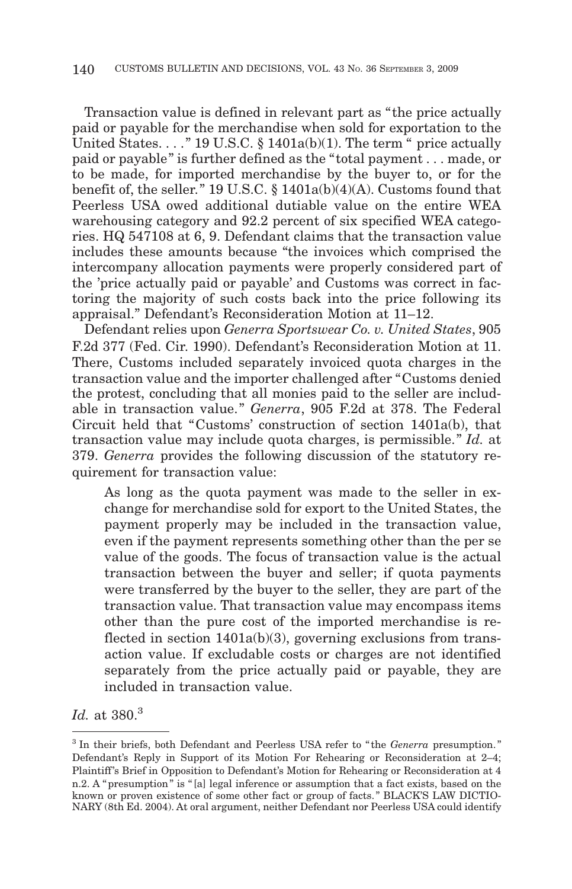Transaction value is defined in relevant part as "the price actually paid or payable for the merchandise when sold for exportation to the United States. . . ." 19 U.S.C. § 1401a(b)(1). The term " price actually paid or payable" is further defined as the "total payment . . . made, or to be made, for imported merchandise by the buyer to, or for the benefit of, the seller." 19 U.S.C. § 1401a(b)(4)(A). Customs found that Peerless USA owed additional dutiable value on the entire WEA warehousing category and 92.2 percent of six specified WEA categories. HQ 547108 at 6, 9. Defendant claims that the transaction value includes these amounts because "the invoices which comprised the intercompany allocation payments were properly considered part of the 'price actually paid or payable' and Customs was correct in factoring the majority of such costs back into the price following its appraisal." Defendant's Reconsideration Motion at 11–12.

Defendant relies upon *Generra Sportswear Co. v. United States*, 905 F.2d 377 (Fed. Cir. 1990). Defendant's Reconsideration Motion at 11. There, Customs included separately invoiced quota charges in the transaction value and the importer challenged after "Customs denied the protest, concluding that all monies paid to the seller are includable in transaction value." *Generra*, 905 F.2d at 378. The Federal Circuit held that "Customs' construction of section 1401a(b), that transaction value may include quota charges, is permissible." *Id.* at 379. *Generra* provides the following discussion of the statutory requirement for transaction value:

> As long as the quota payment was made to the seller in exchange for merchandise sold for export to the United States, the payment properly may be included in the transaction value, even if the payment represents something other than the per se value of the goods. The focus of transaction value is the actual transaction between the buyer and seller; if quota payments were transferred by the buyer to the seller, they are part of the transaction value. That transaction value may encompass items other than the pure cost of the imported merchandise is reflected in section 1401a(b)(3), governing exclusions from transaction value. If excludable costs or charges are not identified separately from the price actually paid or payable, they are included in transaction value.

*Id.* at 380.[3]

[3] In their briefs, both Defendant and Peerless USA refer to "the *Generra* presumption." Defendant's Reply in Support of its Motion For Rehearing or Reconsideration at 2–4; Plaintiff's Brief in Opposition to Defendant's Motion for Rehearing or Reconsideration at 4 n.2. A "presumption" is "[a] legal inference or assumption that a fact exists, based on the known or proven existence of some other fact or group of facts." BLACK'S LAW DICTIONARY (8th Ed. 2004). At oral argument, neither Defendant nor Peerless USA could identify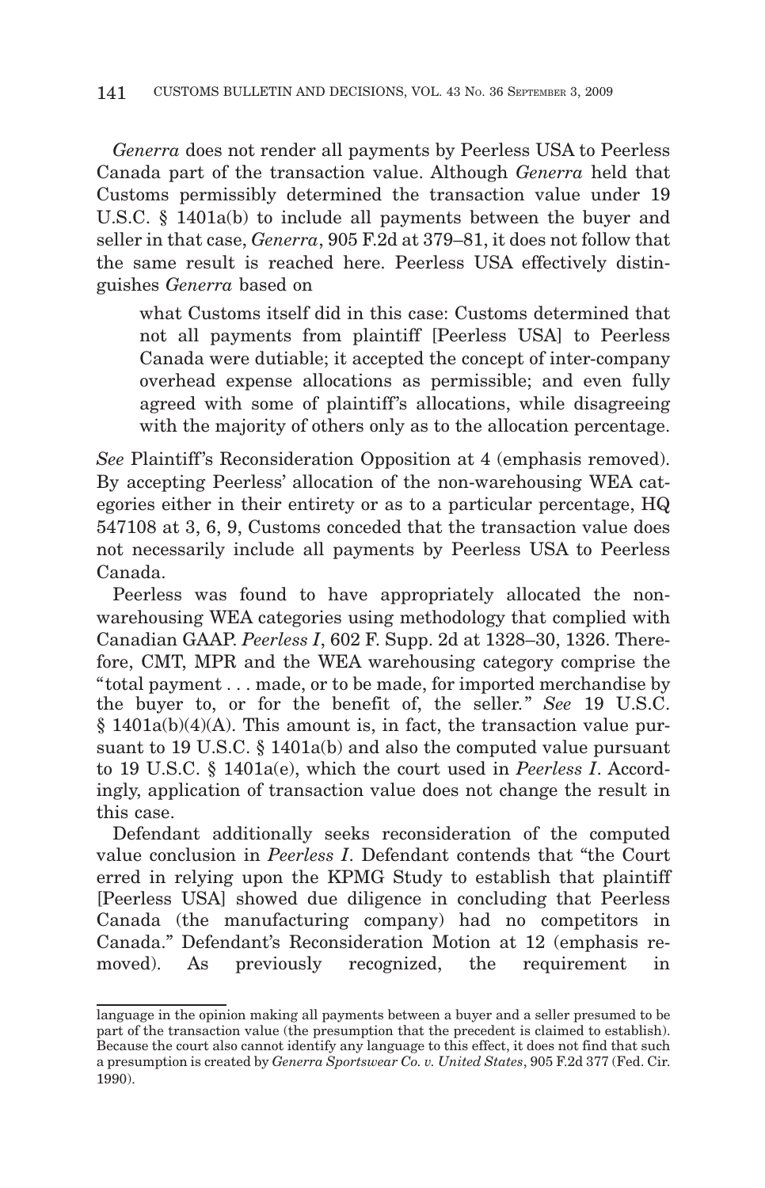*Generra* does not render all payments by Peerless USA to Peerless Canada part of the transaction value. Although *Generra* held that Customs permissibly determined the transaction value under 19 U.S.C. § 1401a(b) to include all payments between the buyer and seller in that case, *Generra*, 905 F.2d at 379–81, it does not follow that the same result is reached here. Peerless USA effectively distinguishes *Generra* based on

> what Customs itself did in this case: Customs determined that not all payments from plaintiff [Peerless USA] to Peerless Canada were dutiable; it accepted the concept of inter-company overhead expense allocations as permissible; and even fully agreed with some of plaintiff's allocations, while disagreeing with the majority of others only as to the allocation percentage.

*See* Plaintiff's Reconsideration Opposition at 4 (emphasis removed). By accepting Peerless' allocation of the non-warehousing WEA categories either in their entirety or as to a particular percentage, HQ 547108 at 3, 6, 9, Customs conceded that the transaction value does not necessarily include all payments by Peerless USA to Peerless Canada.

Peerless was found to have appropriately allocated the non-warehousing WEA categories using methodology that complied with Canadian GAAP. *Peerless I*, 602 F. Supp. 2d at 1328–30, 1326. Therefore, CMT, MPR and the WEA warehousing category comprise the "total payment . . . made, or to be made, for imported merchandise by the buyer to, or for the benefit of, the seller." *See* 19 U.S.C. § 1401a(b)(4)(A). This amount is, in fact, the transaction value pursuant to 19 U.S.C. § 1401a(b) and also the computed value pursuant to 19 U.S.C. § 1401a(e), which the court used in *Peerless I*. Accordingly, application of transaction value does not change the result in this case.

Defendant additionally seeks reconsideration of the computed value conclusion in *Peerless I*. Defendant contends that "the Court erred in relying upon the KPMG Study to establish that plaintiff [Peerless USA] showed due diligence in concluding that Peerless Canada (the manufacturing company) had no competitors in Canada." Defendant's Reconsideration Motion at 12 (emphasis removed). As previously recognized, the requirement in

---

language in the opinion making all payments between a buyer and a seller presumed to be part of the transaction value (the presumption that the precedent is claimed to establish). Because the court also cannot identify any language to this effect, it does not find that such a presumption is created by *Generra Sportswear Co. v. United States*, 905 F.2d 377 (Fed. Cir. 1990).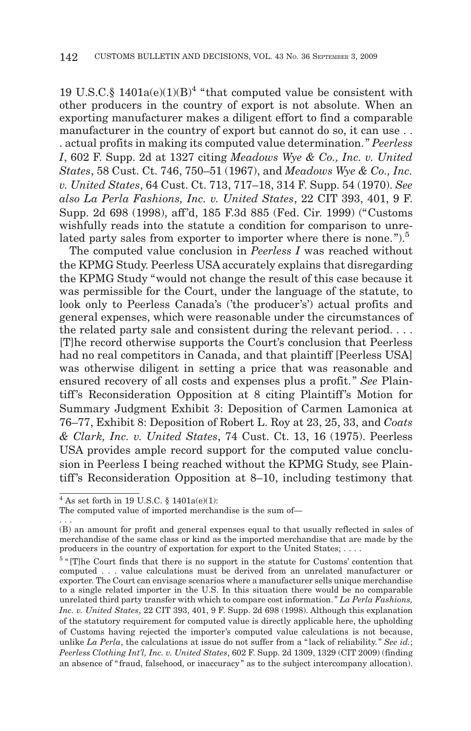19 U.S.C.§ 1401a(e)(1)(B)[4] "that computed value be consistent with other producers in the country of export is not absolute. When an exporting manufacturer makes a diligent effort to find a comparable manufacturer in the country of export but cannot do so, it can use . . . actual profits in making its computed value determination." *Peerless I*, 602 F. Supp. 2d at 1327 citing *Meadows Wye & Co., Inc. v. United States*, 58 Cust. Ct. 746, 750–51 (1967), and *Meadows Wye & Co., Inc. v. United States*, 64 Cust. Ct. 713, 717–18, 314 F. Supp. 54 (1970). *See also La Perla Fashions, Inc. v. United States*, 22 CIT 393, 401, 9 F. Supp. 2d 698 (1998), aff'd, 185 F.3d 885 (Fed. Cir. 1999) ("Customs wishfully reads into the statute a condition for comparison to unrelated party sales from exporter to importer where there is none.").[5]

The computed value conclusion in *Peerless I* was reached without the KPMG Study. Peerless USA accurately explains that disregarding the KPMG Study "would not change the result of this case because it was permissible for the Court, under the language of the statute, to look only to Peerless Canada's ('the producer's') actual profits and general expenses, which were reasonable under the circumstances of the related party sale and consistent during the relevant period. . . . [T]he record otherwise supports the Court's conclusion that Peerless had no real competitors in Canada, and that plaintiff [Peerless USA] was otherwise diligent in setting a price that was reasonable and ensured recovery of all costs and expenses plus a profit." *See* Plaintiff's Reconsideration Opposition at 8 citing Plaintiff's Motion for Summary Judgment Exhibit 3: Deposition of Carmen Lamonica at 76–77, Exhibit 8: Deposition of Robert L. Roy at 23, 25, 33, and *Coats & Clark, Inc. v. United States*, 74 Cust. Ct. 13, 16 (1975). Peerless USA provides ample record support for the computed value conclusion in Peerless I being reached without the KPMG Study, see Plaintiff's Reconsideration Opposition at 8–10, including testimony that

---

[4] As set forth in 19 U.S.C. § 1401a(e)(1):

The computed value of imported merchandise is the sum of—

. . .

(B) an amount for profit and general expenses equal to that usually reflected in sales of merchandise of the same class or kind as the imported merchandise that are made by the producers in the country of exportation for export to the United States; . . . .

[5] "[T]he Court finds that there is no support in the statute for Customs' contention that computed . . . value calculations must be derived from an unrelated manufacturer or exporter. The Court can envisage scenarios where a manufacturer sells unique merchandise to a single related importer in the U.S. In this situation there would be no comparable unrelated third party transfer with which to compare cost information." *La Perla Fashions, Inc. v. United States*, 22 CIT 393, 401, 9 F. Supp. 2d 698 (1998). Although this explanation of the statutory requirement for computed value is directly applicable here, the upholding of Customs having rejected the importer's computed value calculations is not because, unlike *La Perla*, the calculations at issue do not suffer from a "lack of reliability." *See id.*; *Peerless Clothing Int'l, Inc. v. United States*, 602 F. Supp. 2d 1309, 1329 (CIT 2009) (finding an absence of "fraud, falsehood, or inaccuracy" as to the subject intercompany allocation).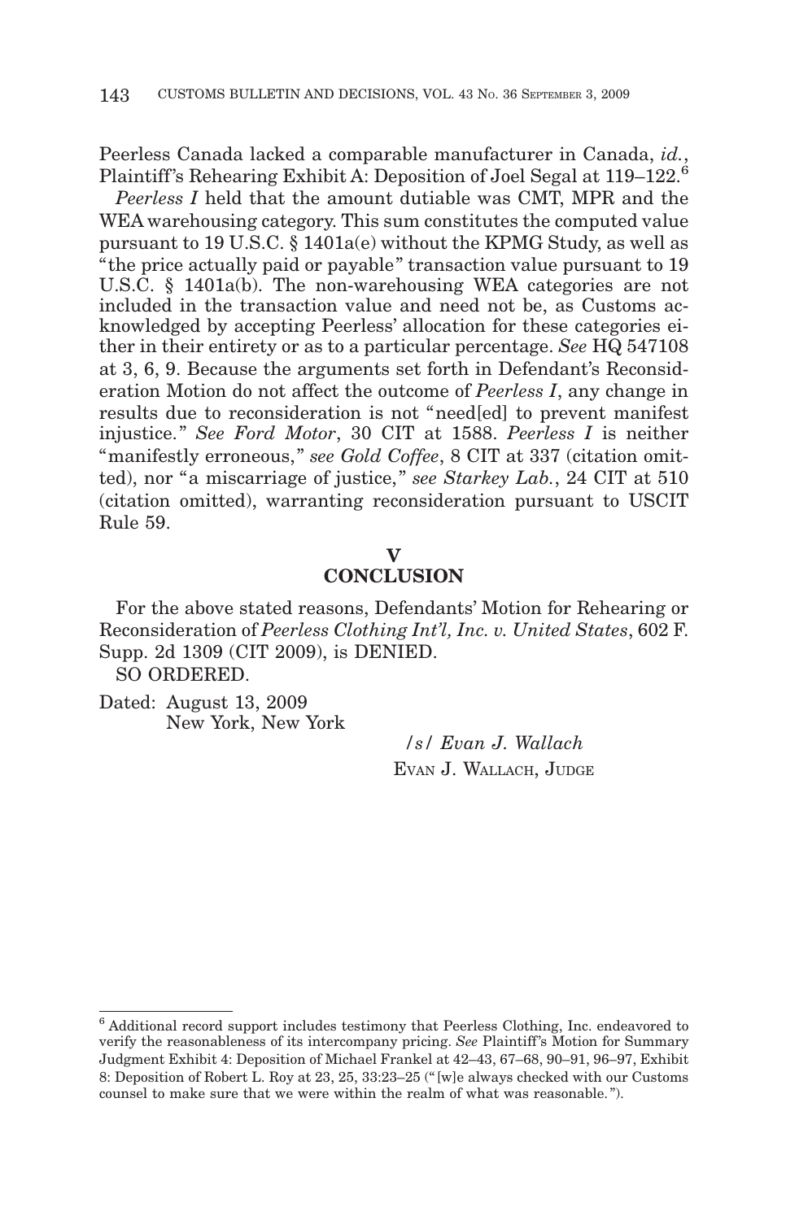Peerless Canada lacked a comparable manufacturer in Canada, *id.*, Plaintiff's Rehearing Exhibit A: Deposition of Joel Segal at 119–122.[6]

*Peerless I* held that the amount dutiable was CMT, MPR and the WEA warehousing category. This sum constitutes the computed value pursuant to 19 U.S.C. § 1401a(e) without the KPMG Study, as well as "the price actually paid or payable" transaction value pursuant to 19 U.S.C. § 1401a(b). The non-warehousing WEA categories are not included in the transaction value and need not be, as Customs acknowledged by accepting Peerless' allocation for these categories either in their entirety or as to a particular percentage. *See* HQ 547108 at 3, 6, 9. Because the arguments set forth in Defendant's Reconsideration Motion do not affect the outcome of *Peerless I*, any change in results due to reconsideration is not "need[ed] to prevent manifest injustice." *See Ford Motor*, 30 CIT at 1588. *Peerless I* is neither "manifestly erroneous," *see Gold Coffee*, 8 CIT at 337 (citation omitted), nor "a miscarriage of justice," *see Starkey Lab.*, 24 CIT at 510 (citation omitted), warranting reconsideration pursuant to USCIT Rule 59.

## V
## CONCLUSION

For the above stated reasons, Defendants' Motion for Rehearing or Reconsideration of *Peerless Clothing Int'l, Inc. v. United States*, 602 F. Supp. 2d 1309 (CIT 2009), is DENIED.

SO ORDERED.

Dated: August 13, 2009
New York, New York

*/s/ Evan J. Wallach*
EVAN J. WALLACH, JUDGE

---

[6] Additional record support includes testimony that Peerless Clothing, Inc. endeavored to verify the reasonableness of its intercompany pricing. *See* Plaintiff's Motion for Summary Judgment Exhibit 4: Deposition of Michael Frankel at 42–43, 67–68, 90–91, 96–97, Exhibit 8: Deposition of Robert L. Roy at 23, 25, 33:23–25 ("[w]e always checked with our Customs counsel to make sure that we were within the realm of what was reasonable.").